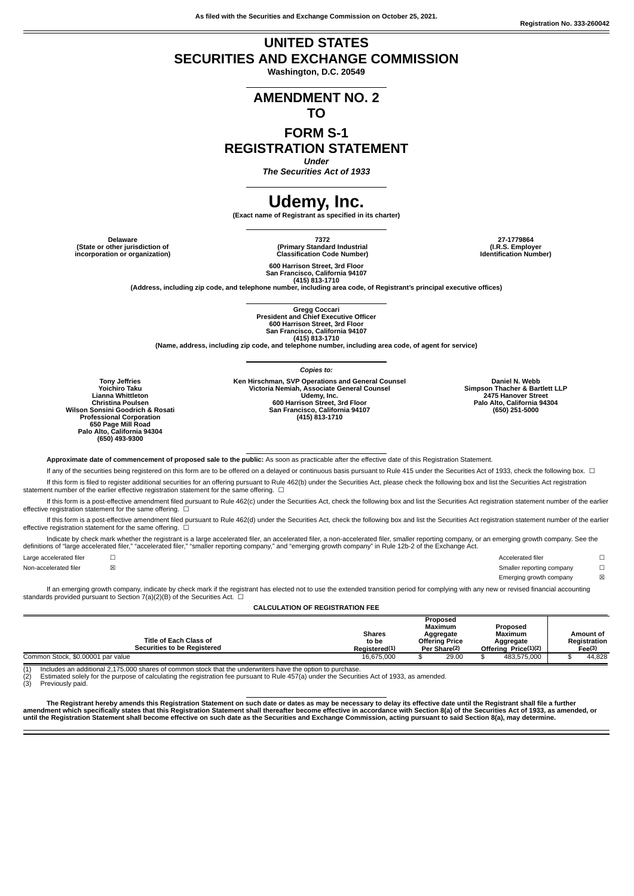As filed with the Securities and Exchange Commission on October 25, 2021.

Registration No. 333-260042

# UNITED STATES
# SECURITIES AND EXCHANGE COMMISSION

**Washington, D.C. 20549**

## AMENDMENT NO. 2
## TO
## FORM S-1
## REGISTRATION STATEMENT

***Under***
***The Securities Act of 1933***

# Udemy, Inc.

**(Exact name of Registrant as specified in its charter)**

| Delaware | 7372 | 27-1779864 |
|---|---|---|
| (State or other jurisdiction of incorporation or organization) | (Primary Standard Industrial Classification Code Number) | (I.R.S. Employer Identification Number) |

**600 Harrison Street, 3rd Floor**
**San Francisco, California 94107**
**(415) 813-1710**
**(Address, including zip code, and telephone number, including area code, of Registrant's principal executive offices)**

**Gregg Coccari**
**President and Chief Executive Officer**
**600 Harrison Street, 3rd Floor**
**San Francisco, California 94107**
**(415) 813-1710**
**(Name, address, including zip code, and telephone number, including area code, of agent for service)**

***Copies to:***

| Tony Jeffries<br>Yoichiro Taku<br>Lianna Whittleton<br>Christina Poulsen<br>Wilson Sonsini Goodrich & Rosati<br>Professional Corporation<br>650 Page Mill Road<br>Palo Alto, California 94304<br>(650) 493-9300 | Ken Hirschman, SVP Operations and General Counsel<br>Victoria Nemiah, Associate General Counsel<br>Udemy, Inc.<br>600 Harrison Street, 3rd Floor<br>San Francisco, California 94107<br>(415) 813-1710 | Daniel N. Webb<br>Simpson Thacher & Bartlett LLP<br>2475 Hanover Street<br>Palo Alto, California 94304<br>(650) 251-5000 |
|---|---|---|

**Approximate date of commencement of proposed sale to the public:** As soon as practicable after the effective date of this Registration Statement.

If any of the securities being registered on this form are to be offered on a delayed or continuous basis pursuant to Rule 415 under the Securities Act of 1933, check the following box. ☐

If this form is filed to register additional securities for an offering pursuant to Rule 462(b) under the Securities Act, please check the following box and list the Securities Act registration statement number of the earlier effective registration statement for the same offering. ☐

If this form is a post-effective amendment filed pursuant to Rule 462(c) under the Securities Act, check the following box and list the Securities Act registration statement number of the earlier effective registration statement for the same offering. ☐

If this form is a post-effective amendment filed pursuant to Rule 462(d) under the Securities Act, check the following box and list the Securities Act registration statement number of the earlier effective registration statement for the same offering. ☐

Indicate by check mark whether the registrant is a large accelerated filer, an accelerated filer, a non-accelerated filer, smaller reporting company, or an emerging growth company. See the definitions of "large accelerated filer," "accelerated filer," "smaller reporting company," and "emerging growth company" in Rule 12b-2 of the Exchange Act.

| | | | |
|---|---|---|---|
| Large accelerated filer | ☐ | Accelerated filer | ☐ |
| Non-accelerated filer | ☒ | Smaller reporting company | ☐ |
| | | Emerging growth company | ☒ |

If an emerging growth company, indicate by check mark if the registrant has elected not to use the extended transition period for complying with any new or revised financial accounting standards provided pursuant to Section 7(a)(2)(B) of the Securities Act. ☐

**CALCULATION OF REGISTRATION FEE**

| Title of Each Class of Securities to be Registered | Shares to be Registered(1) | Proposed Maximum Aggregate Offering Price Per Share(2) | Proposed Maximum Aggregate Offering Price(1)(2) | Amount of Registration Fee(3) |
|---|---|---|---|---|
| Common Stock, $0.00001 par value | 16,675,000 | $ 29.00 | $ 483,575,000 | $ 44,828 |

(1) Includes an additional 2,175,000 shares of common stock that the underwriters have the option to purchase.
(2) Estimated solely for the purpose of calculating the registration fee pursuant to Rule 457(a) under the Securities Act of 1933, as amended.
(3) Previously paid.

**The Registrant hereby amends this Registration Statement on such date or dates as may be necessary to delay its effective date until the Registrant shall file a further amendment which specifically states that this Registration Statement shall thereafter become effective in accordance with Section 8(a) of the Securities Act of 1933, as amended, or until the Registration Statement shall become effective on such date as the Securities and Exchange Commission, acting pursuant to said Section 8(a), may determine.**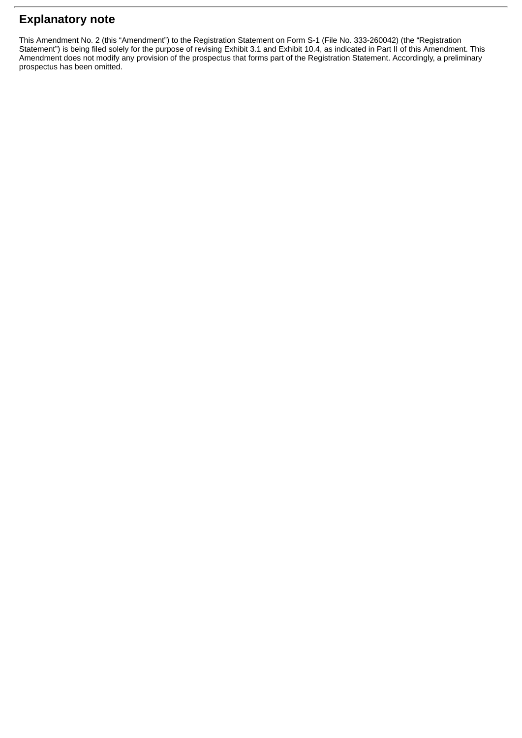## Explanatory note

This Amendment No. 2 (this "Amendment") to the Registration Statement on Form S-1 (File No. 333-260042) (the "Registration Statement") is being filed solely for the purpose of revising Exhibit 3.1 and Exhibit 10.4, as indicated in Part II of this Amendment. This Amendment does not modify any provision of the prospectus that forms part of the Registration Statement. Accordingly, a preliminary prospectus has been omitted.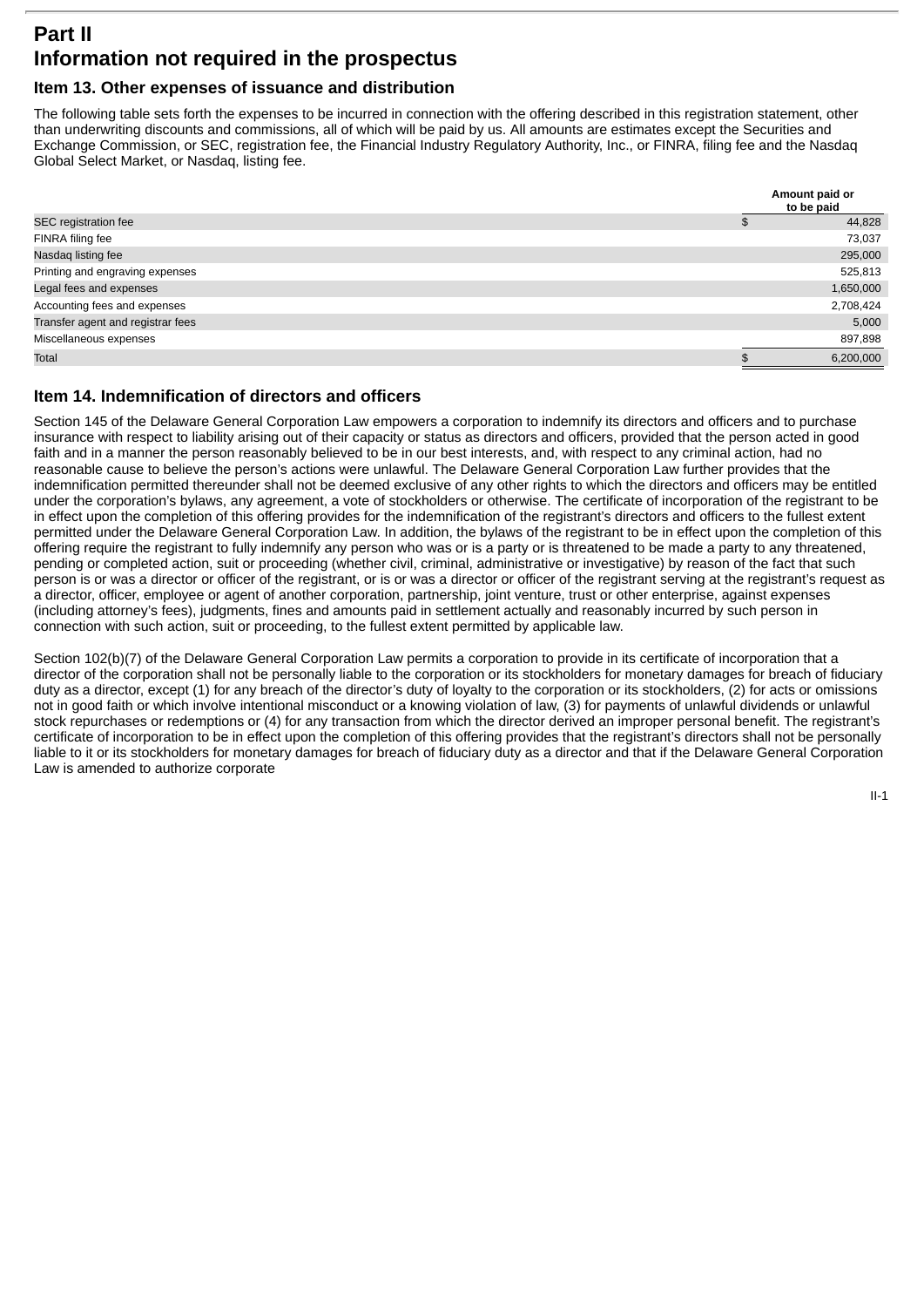# Part II
# Information not required in the prospectus

## Item 13. Other expenses of issuance and distribution

The following table sets forth the expenses to be incurred in connection with the offering described in this registration statement, other than underwriting discounts and commissions, all of which will be paid by us. All amounts are estimates except the Securities and Exchange Commission, or SEC, registration fee, the Financial Industry Regulatory Authority, Inc., or FINRA, filing fee and the Nasdaq Global Select Market, or Nasdaq, listing fee.

| | Amount paid or to be paid |
|---|---|
| SEC registration fee | $ 44,828 |
| FINRA filing fee | 73,037 |
| Nasdaq listing fee | 295,000 |
| Printing and engraving expenses | 525,813 |
| Legal fees and expenses | 1,650,000 |
| Accounting fees and expenses | 2,708,424 |
| Transfer agent and registrar fees | 5,000 |
| Miscellaneous expenses | 897,898 |
| Total | $ 6,200,000 |

## Item 14. Indemnification of directors and officers

Section 145 of the Delaware General Corporation Law empowers a corporation to indemnify its directors and officers and to purchase insurance with respect to liability arising out of their capacity or status as directors and officers, provided that the person acted in good faith and in a manner the person reasonably believed to be in our best interests, and, with respect to any criminal action, had no reasonable cause to believe the person's actions were unlawful. The Delaware General Corporation Law further provides that the indemnification permitted thereunder shall not be deemed exclusive of any other rights to which the directors and officers may be entitled under the corporation's bylaws, any agreement, a vote of stockholders or otherwise. The certificate of incorporation of the registrant to be in effect upon the completion of this offering provides for the indemnification of the registrant's directors and officers to the fullest extent permitted under the Delaware General Corporation Law. In addition, the bylaws of the registrant to be in effect upon the completion of this offering require the registrant to fully indemnify any person who was or is a party or is threatened to be made a party to any threatened, pending or completed action, suit or proceeding (whether civil, criminal, administrative or investigative) by reason of the fact that such person is or was a director or officer of the registrant, or is or was a director or officer of the registrant serving at the registrant's request as a director, officer, employee or agent of another corporation, partnership, joint venture, trust or other enterprise, against expenses (including attorney's fees), judgments, fines and amounts paid in settlement actually and reasonably incurred by such person in connection with such action, suit or proceeding, to the fullest extent permitted by applicable law.

Section 102(b)(7) of the Delaware General Corporation Law permits a corporation to provide in its certificate of incorporation that a director of the corporation shall not be personally liable to the corporation or its stockholders for monetary damages for breach of fiduciary duty as a director, except (1) for any breach of the director's duty of loyalty to the corporation or its stockholders, (2) for acts or omissions not in good faith or which involve intentional misconduct or a knowing violation of law, (3) for payments of unlawful dividends or unlawful stock repurchases or redemptions or (4) for any transaction from which the director derived an improper personal benefit. The registrant's certificate of incorporation to be in effect upon the completion of this offering provides that the registrant's directors shall not be personally liable to it or its stockholders for monetary damages for breach of fiduciary duty as a director and that if the Delaware General Corporation Law is amended to authorize corporate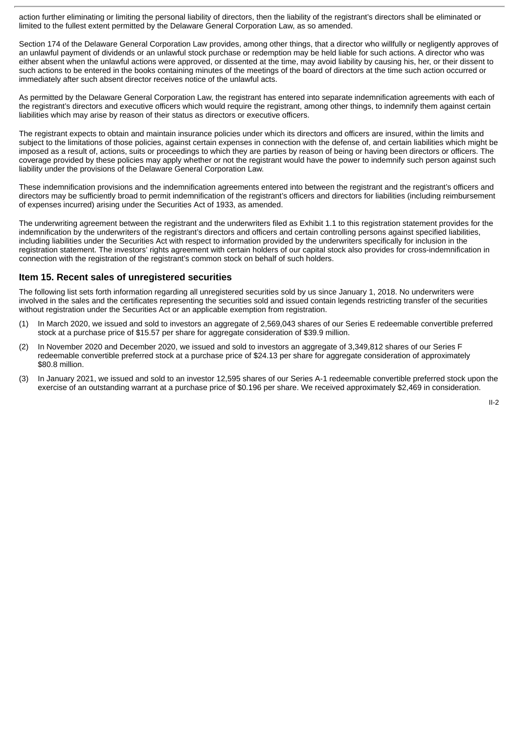action further eliminating or limiting the personal liability of directors, then the liability of the registrant's directors shall be eliminated or limited to the fullest extent permitted by the Delaware General Corporation Law, as so amended.

Section 174 of the Delaware General Corporation Law provides, among other things, that a director who willfully or negligently approves of an unlawful payment of dividends or an unlawful stock purchase or redemption may be held liable for such actions. A director who was either absent when the unlawful actions were approved, or dissented at the time, may avoid liability by causing his, her, or their dissent to such actions to be entered in the books containing minutes of the meetings of the board of directors at the time such action occurred or immediately after such absent director receives notice of the unlawful acts.

As permitted by the Delaware General Corporation Law, the registrant has entered into separate indemnification agreements with each of the registrant's directors and executive officers which would require the registrant, among other things, to indemnify them against certain liabilities which may arise by reason of their status as directors or executive officers.

The registrant expects to obtain and maintain insurance policies under which its directors and officers are insured, within the limits and subject to the limitations of those policies, against certain expenses in connection with the defense of, and certain liabilities which might be imposed as a result of, actions, suits or proceedings to which they are parties by reason of being or having been directors or officers. The coverage provided by these policies may apply whether or not the registrant would have the power to indemnify such person against such liability under the provisions of the Delaware General Corporation Law.

These indemnification provisions and the indemnification agreements entered into between the registrant and the registrant's officers and directors may be sufficiently broad to permit indemnification of the registrant's officers and directors for liabilities (including reimbursement of expenses incurred) arising under the Securities Act of 1933, as amended.

The underwriting agreement between the registrant and the underwriters filed as Exhibit 1.1 to this registration statement provides for the indemnification by the underwriters of the registrant's directors and officers and certain controlling persons against specified liabilities, including liabilities under the Securities Act with respect to information provided by the underwriters specifically for inclusion in the registration statement. The investors' rights agreement with certain holders of our capital stock also provides for cross-indemnification in connection with the registration of the registrant's common stock on behalf of such holders.

## Item 15. Recent sales of unregistered securities

The following list sets forth information regarding all unregistered securities sold by us since January 1, 2018. No underwriters were involved in the sales and the certificates representing the securities sold and issued contain legends restricting transfer of the securities without registration under the Securities Act or an applicable exemption from registration.

(1) In March 2020, we issued and sold to investors an aggregate of 2,569,043 shares of our Series E redeemable convertible preferred stock at a purchase price of $15.57 per share for aggregate consideration of $39.9 million.

(2) In November 2020 and December 2020, we issued and sold to investors an aggregate of 3,349,812 shares of our Series F redeemable convertible preferred stock at a purchase price of $24.13 per share for aggregate consideration of approximately $80.8 million.

(3) In January 2021, we issued and sold to an investor 12,595 shares of our Series A-1 redeemable convertible preferred stock upon the exercise of an outstanding warrant at a purchase price of $0.196 per share. We received approximately $2,469 in consideration.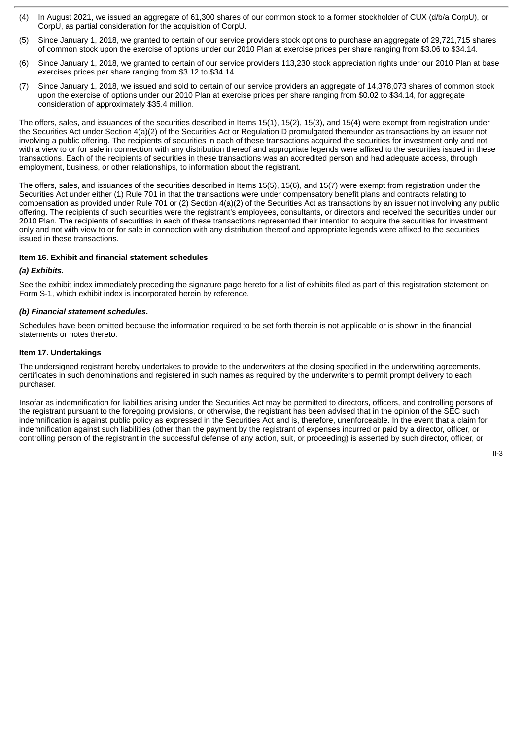(4) In August 2021, we issued an aggregate of 61,300 shares of our common stock to a former stockholder of CUX (d/b/a CorpU), or CorpU, as partial consideration for the acquisition of CorpU.

(5) Since January 1, 2018, we granted to certain of our service providers stock options to purchase an aggregate of 29,721,715 shares of common stock upon the exercise of options under our 2010 Plan at exercise prices per share ranging from $3.06 to $34.14.

(6) Since January 1, 2018, we granted to certain of our service providers 113,230 stock appreciation rights under our 2010 Plan at base exercises prices per share ranging from $3.12 to $34.14.

(7) Since January 1, 2018, we issued and sold to certain of our service providers an aggregate of 14,378,073 shares of common stock upon the exercise of options under our 2010 Plan at exercise prices per share ranging from $0.02 to $34.14, for aggregate consideration of approximately $35.4 million.

The offers, sales, and issuances of the securities described in Items 15(1), 15(2), 15(3), and 15(4) were exempt from registration under the Securities Act under Section 4(a)(2) of the Securities Act or Regulation D promulgated thereunder as transactions by an issuer not involving a public offering. The recipients of securities in each of these transactions acquired the securities for investment only and not with a view to or for sale in connection with any distribution thereof and appropriate legends were affixed to the securities issued in these transactions. Each of the recipients of securities in these transactions was an accredited person and had adequate access, through employment, business, or other relationships, to information about the registrant.

The offers, sales, and issuances of the securities described in Items 15(5), 15(6), and 15(7) were exempt from registration under the Securities Act under either (1) Rule 701 in that the transactions were under compensatory benefit plans and contracts relating to compensation as provided under Rule 701 or (2) Section 4(a)(2) of the Securities Act as transactions by an issuer not involving any public offering. The recipients of such securities were the registrant's employees, consultants, or directors and received the securities under our 2010 Plan. The recipients of securities in each of these transactions represented their intention to acquire the securities for investment only and not with view to or for sale in connection with any distribution thereof and appropriate legends were affixed to the securities issued in these transactions.

### Item 16. Exhibit and financial statement schedules

***(a) Exhibits.***

See the exhibit index immediately preceding the signature page hereto for a list of exhibits filed as part of this registration statement on Form S-1, which exhibit index is incorporated herein by reference.

***(b) Financial statement schedules.***

Schedules have been omitted because the information required to be set forth therein is not applicable or is shown in the financial statements or notes thereto.

### Item 17. Undertakings

The undersigned registrant hereby undertakes to provide to the underwriters at the closing specified in the underwriting agreements, certificates in such denominations and registered in such names as required by the underwriters to permit prompt delivery to each purchaser.

Insofar as indemnification for liabilities arising under the Securities Act may be permitted to directors, officers, and controlling persons of the registrant pursuant to the foregoing provisions, or otherwise, the registrant has been advised that in the opinion of the SEC such indemnification is against public policy as expressed in the Securities Act and is, therefore, unenforceable. In the event that a claim for indemnification against such liabilities (other than the payment by the registrant of expenses incurred or paid by a director, officer, or controlling person of the registrant in the successful defense of any action, suit, or proceeding) is asserted by such director, officer, or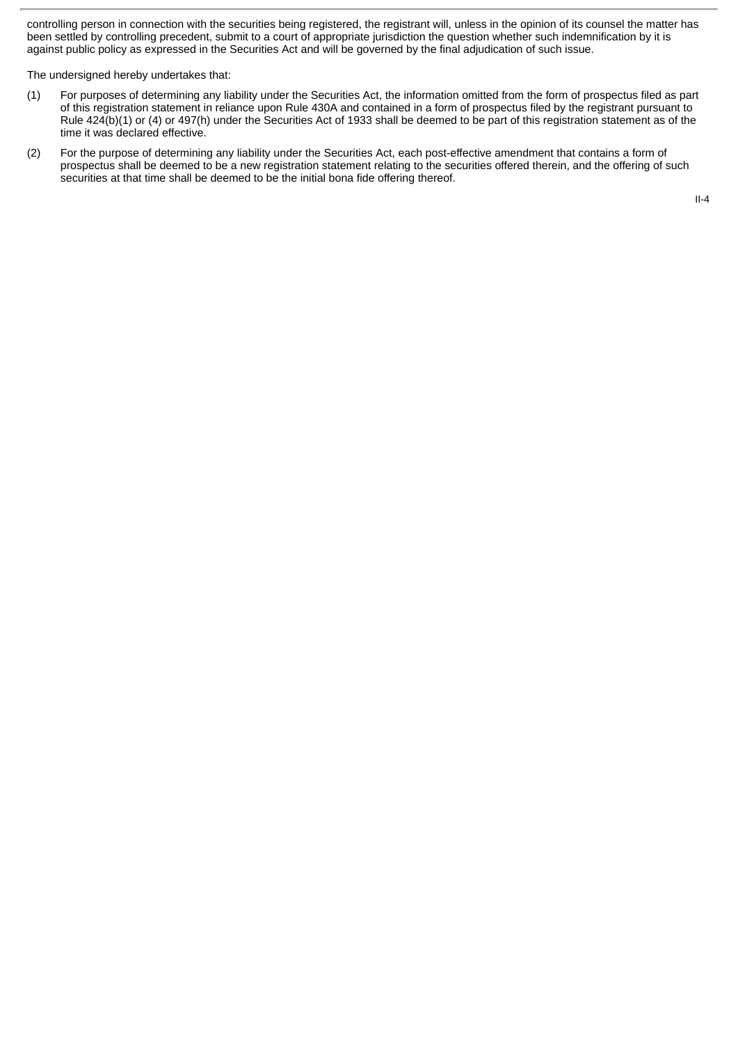controlling person in connection with the securities being registered, the registrant will, unless in the opinion of its counsel the matter has been settled by controlling precedent, submit to a court of appropriate jurisdiction the question whether such indemnification by it is against public policy as expressed in the Securities Act and will be governed by the final adjudication of such issue.

The undersigned hereby undertakes that:

(1) For purposes of determining any liability under the Securities Act, the information omitted from the form of prospectus filed as part of this registration statement in reliance upon Rule 430A and contained in a form of prospectus filed by the registrant pursuant to Rule 424(b)(1) or (4) or 497(h) under the Securities Act of 1933 shall be deemed to be part of this registration statement as of the time it was declared effective.

(2) For the purpose of determining any liability under the Securities Act, each post-effective amendment that contains a form of prospectus shall be deemed to be a new registration statement relating to the securities offered therein, and the offering of such securities at that time shall be deemed to be the initial bona fide offering thereof.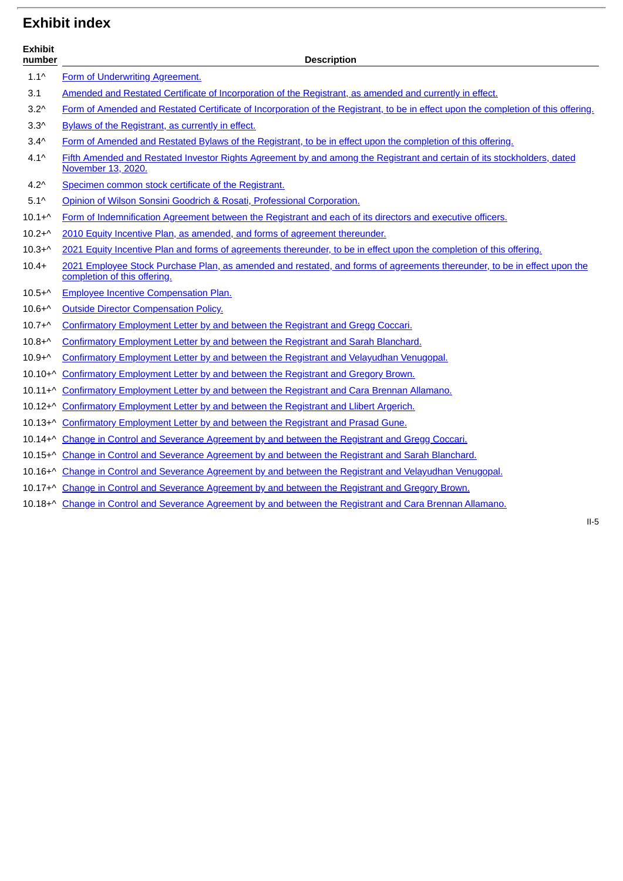## Exhibit index

| Exhibit number | Description |
|---|---|
| 1.1^ | Form of Underwriting Agreement. |
| 3.1 | Amended and Restated Certificate of Incorporation of the Registrant, as amended and currently in effect. |
| 3.2^ | Form of Amended and Restated Certificate of Incorporation of the Registrant, to be in effect upon the completion of this offering. |
| 3.3^ | Bylaws of the Registrant, as currently in effect. |
| 3.4^ | Form of Amended and Restated Bylaws of the Registrant, to be in effect upon the completion of this offering. |
| 4.1^ | Fifth Amended and Restated Investor Rights Agreement by and among the Registrant and certain of its stockholders, dated November 13, 2020. |
| 4.2^ | Specimen common stock certificate of the Registrant. |
| 5.1^ | Opinion of Wilson Sonsini Goodrich & Rosati, Professional Corporation. |
| 10.1+^ | Form of Indemnification Agreement between the Registrant and each of its directors and executive officers. |
| 10.2+^ | 2010 Equity Incentive Plan, as amended, and forms of agreement thereunder. |
| 10.3+^ | 2021 Equity Incentive Plan and forms of agreements thereunder, to be in effect upon the completion of this offering. |
| 10.4+ | 2021 Employee Stock Purchase Plan, as amended and restated, and forms of agreements thereunder, to be in effect upon the completion of this offering. |
| 10.5+^ | Employee Incentive Compensation Plan. |
| 10.6+^ | Outside Director Compensation Policy. |
| 10.7+^ | Confirmatory Employment Letter by and between the Registrant and Gregg Coccari. |
| 10.8+^ | Confirmatory Employment Letter by and between the Registrant and Sarah Blanchard. |
| 10.9+^ | Confirmatory Employment Letter by and between the Registrant and Velayudhan Venugopal. |
| 10.10+^ | Confirmatory Employment Letter by and between the Registrant and Gregory Brown. |
| 10.11+^ | Confirmatory Employment Letter by and between the Registrant and Cara Brennan Allamano. |
| 10.12+^ | Confirmatory Employment Letter by and between the Registrant and Llibert Argerich. |
| 10.13+^ | Confirmatory Employment Letter by and between the Registrant and Prasad Gune. |
| 10.14+^ | Change in Control and Severance Agreement by and between the Registrant and Gregg Coccari. |
| 10.15+^ | Change in Control and Severance Agreement by and between the Registrant and Sarah Blanchard. |
| 10.16+^ | Change in Control and Severance Agreement by and between the Registrant and Velayudhan Venugopal. |
| 10.17+^ | Change in Control and Severance Agreement by and between the Registrant and Gregory Brown. |
| 10.18+^ | Change in Control and Severance Agreement by and between the Registrant and Cara Brennan Allamano. |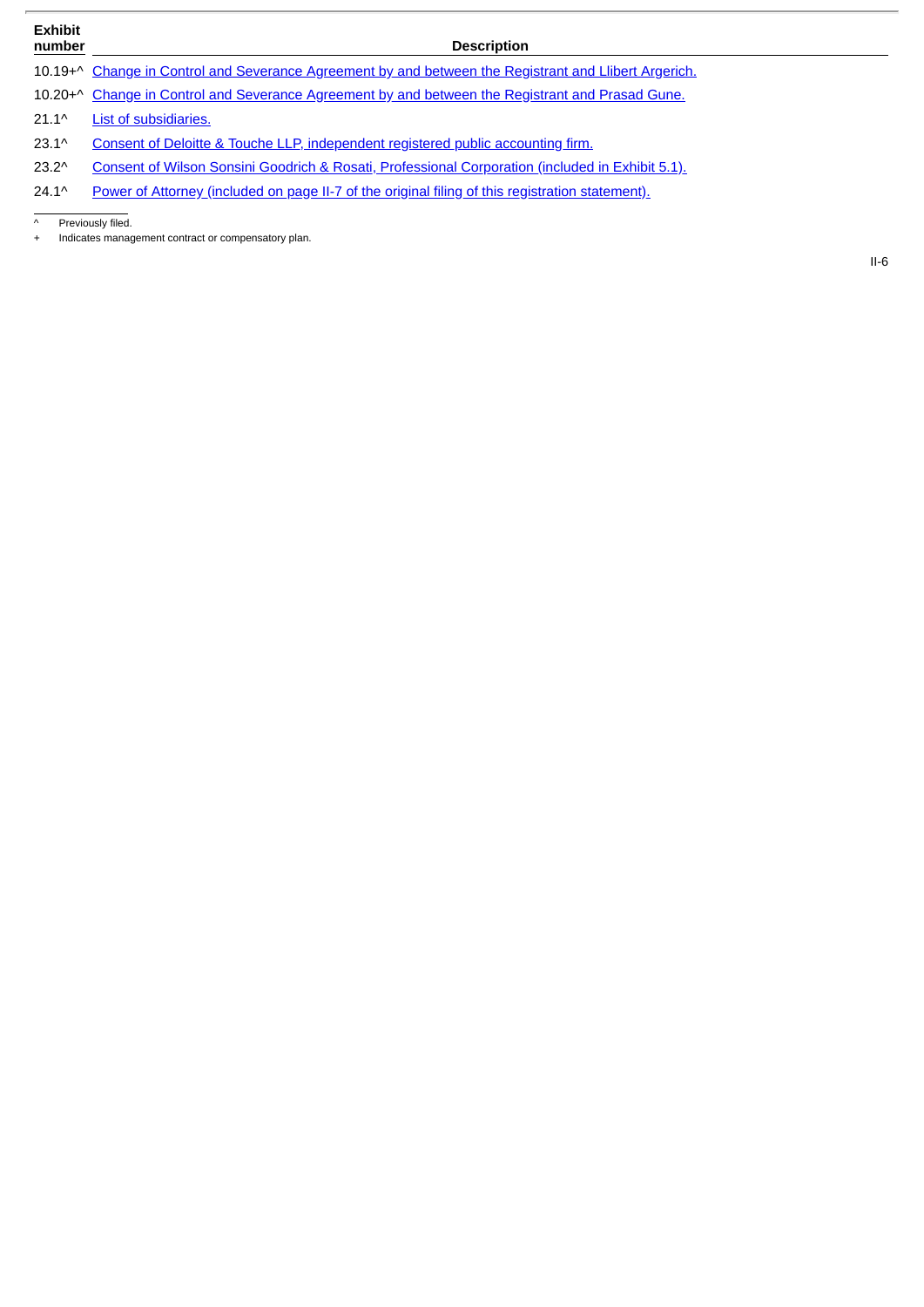| Exhibit number | Description |
|---|---|
| 10.19+^ | Change in Control and Severance Agreement by and between the Registrant and Llibert Argerich. |
| 10.20+^ | Change in Control and Severance Agreement by and between the Registrant and Prasad Gune. |
| 21.1^ | List of subsidiaries. |
| 23.1^ | Consent of Deloitte & Touche LLP, independent registered public accounting firm. |
| 23.2^ | Consent of Wilson Sonsini Goodrich & Rosati, Professional Corporation (included in Exhibit 5.1). |
| 24.1^ | Power of Attorney (included on page II-7 of the original filing of this registration statement). |

^ Previously filed.

+ Indicates management contract or compensatory plan.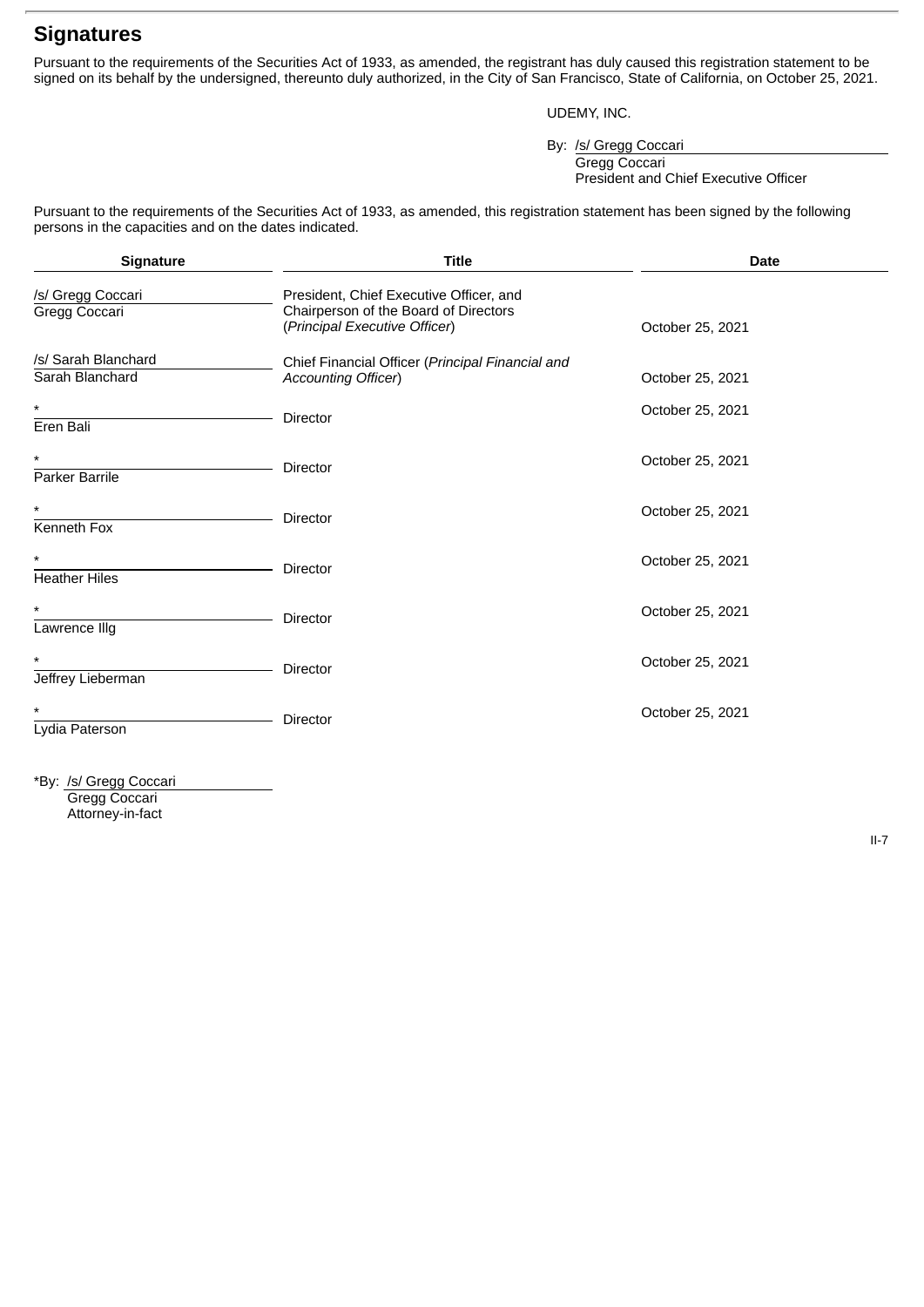## Signatures

Pursuant to the requirements of the Securities Act of 1933, as amended, the registrant has duly caused this registration statement to be signed on its behalf by the undersigned, thereunto duly authorized, in the City of San Francisco, State of California, on October 25, 2021.

UDEMY, INC.

By: /s/ Gregg Coccari
Gregg Coccari
President and Chief Executive Officer

Pursuant to the requirements of the Securities Act of 1933, as amended, this registration statement has been signed by the following persons in the capacities and on the dates indicated.

| Signature | Title | Date |
|---|---|---|
| /s/ Gregg Coccari<br>Gregg Coccari | President, Chief Executive Officer, and Chairperson of the Board of Directors (*Principal Executive Officer*) | October 25, 2021 |
| /s/ Sarah Blanchard<br>Sarah Blanchard | Chief Financial Officer (*Principal Financial and Accounting Officer*) | October 25, 2021 |
| *<br>Eren Bali | Director | October 25, 2021 |
| *<br>Parker Barrile | Director | October 25, 2021 |
| *<br>Kenneth Fox | Director | October 25, 2021 |
| *<br>Heather Hiles | Director | October 25, 2021 |
| *<br>Lawrence Illg | Director | October 25, 2021 |
| *<br>Jeffrey Lieberman | Director | October 25, 2021 |
| *<br>Lydia Paterson | Director | October 25, 2021 |

*By: /s/ Gregg Coccari
Gregg Coccari
Attorney-in-fact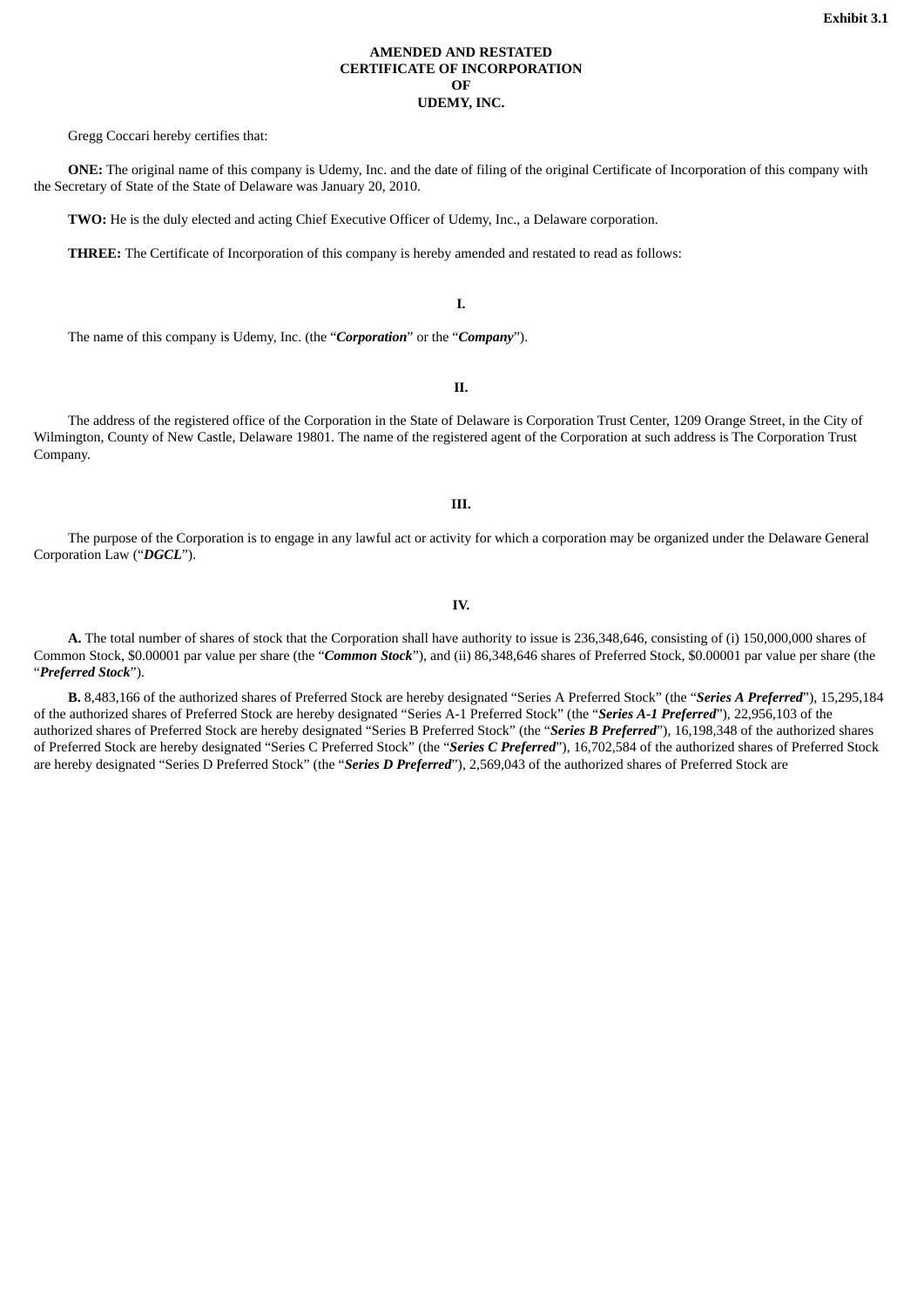**Exhibit 3.1**

**AMENDED AND RESTATED**
**CERTIFICATE OF INCORPORATION**
**OF**
**UDEMY, INC.**

Gregg Coccari hereby certifies that:

**ONE:** The original name of this company is Udemy, Inc. and the date of filing of the original Certificate of Incorporation of this company with the Secretary of State of the State of Delaware was January 20, 2010.

**TWO:** He is the duly elected and acting Chief Executive Officer of Udemy, Inc., a Delaware corporation.

**THREE:** The Certificate of Incorporation of this company is hereby amended and restated to read as follows:

**I.**

The name of this company is Udemy, Inc. (the "***Corporation***" or the "***Company***").

**II.**

The address of the registered office of the Corporation in the State of Delaware is Corporation Trust Center, 1209 Orange Street, in the City of Wilmington, County of New Castle, Delaware 19801. The name of the registered agent of the Corporation at such address is The Corporation Trust Company.

**III.**

The purpose of the Corporation is to engage in any lawful act or activity for which a corporation may be organized under the Delaware General Corporation Law ("***DGCL***").

**IV.**

**A.** The total number of shares of stock that the Corporation shall have authority to issue is 236,348,646, consisting of (i) 150,000,000 shares of Common Stock, $0.00001 par value per share (the "***Common Stock***"), and (ii) 86,348,646 shares of Preferred Stock, $0.00001 par value per share (the "***Preferred Stock***").

**B.** 8,483,166 of the authorized shares of Preferred Stock are hereby designated "Series A Preferred Stock" (the "***Series A Preferred***"), 15,295,184 of the authorized shares of Preferred Stock are hereby designated "Series A-1 Preferred Stock" (the "***Series A-1 Preferred***"), 22,956,103 of the authorized shares of Preferred Stock are hereby designated "Series B Preferred Stock" (the "***Series B Preferred***"), 16,198,348 of the authorized shares of Preferred Stock are hereby designated "Series C Preferred Stock" (the "***Series C Preferred***"), 16,702,584 of the authorized shares of Preferred Stock are hereby designated "Series D Preferred Stock" (the "***Series D Preferred***"), 2,569,043 of the authorized shares of Preferred Stock are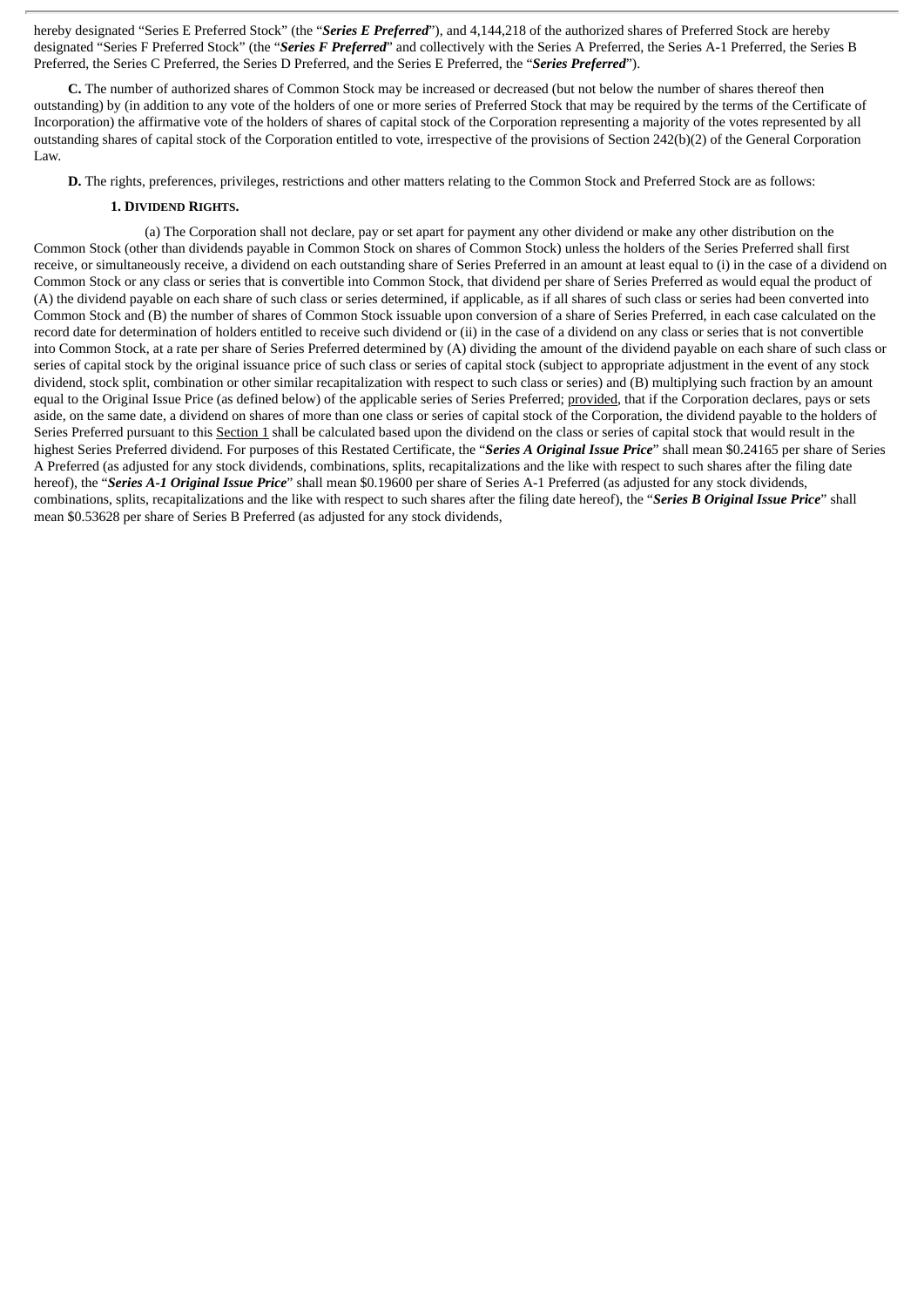hereby designated "Series E Preferred Stock" (the "***Series E Preferred***"), and 4,144,218 of the authorized shares of Preferred Stock are hereby designated "Series F Preferred Stock" (the "***Series F Preferred***" and collectively with the Series A Preferred, the Series A-1 Preferred, the Series B Preferred, the Series C Preferred, the Series D Preferred, and the Series E Preferred, the "***Series Preferred***").

**C.** The number of authorized shares of Common Stock may be increased or decreased (but not below the number of shares thereof then outstanding) by (in addition to any vote of the holders of one or more series of Preferred Stock that may be required by the terms of the Certificate of Incorporation) the affirmative vote of the holders of shares of capital stock of the Corporation representing a majority of the votes represented by all outstanding shares of capital stock of the Corporation entitled to vote, irrespective of the provisions of Section 242(b)(2) of the General Corporation Law.

**D.** The rights, preferences, privileges, restrictions and other matters relating to the Common Stock and Preferred Stock are as follows:

**1. DIVIDEND RIGHTS.**

(a) The Corporation shall not declare, pay or set apart for payment any other dividend or make any other distribution on the Common Stock (other than dividends payable in Common Stock on shares of Common Stock) unless the holders of the Series Preferred shall first receive, or simultaneously receive, a dividend on each outstanding share of Series Preferred in an amount at least equal to (i) in the case of a dividend on Common Stock or any class or series that is convertible into Common Stock, that dividend per share of Series Preferred as would equal the product of (A) the dividend payable on each share of such class or series determined, if applicable, as if all shares of such class or series had been converted into Common Stock and (B) the number of shares of Common Stock issuable upon conversion of a share of Series Preferred, in each case calculated on the record date for determination of holders entitled to receive such dividend or (ii) in the case of a dividend on any class or series that is not convertible into Common Stock, at a rate per share of Series Preferred determined by (A) dividing the amount of the dividend payable on each share of such class or series of capital stock by the original issuance price of such class or series of capital stock (subject to appropriate adjustment in the event of any stock dividend, stock split, combination or other similar recapitalization with respect to such class or series) and (B) multiplying such fraction by an amount equal to the Original Issue Price (as defined below) of the applicable series of Series Preferred; provided, that if the Corporation declares, pays or sets aside, on the same date, a dividend on shares of more than one class or series of capital stock of the Corporation, the dividend payable to the holders of Series Preferred pursuant to this Section 1 shall be calculated based upon the dividend on the class or series of capital stock that would result in the highest Series Preferred dividend. For purposes of this Restated Certificate, the "***Series A Original Issue Price***" shall mean $0.24165 per share of Series A Preferred (as adjusted for any stock dividends, combinations, splits, recapitalizations and the like with respect to such shares after the filing date hereof), the "***Series A-1 Original Issue Price***" shall mean $0.19600 per share of Series A-1 Preferred (as adjusted for any stock dividends, combinations, splits, recapitalizations and the like with respect to such shares after the filing date hereof), the "***Series B Original Issue Price***" shall mean $0.53628 per share of Series B Preferred (as adjusted for any stock dividends,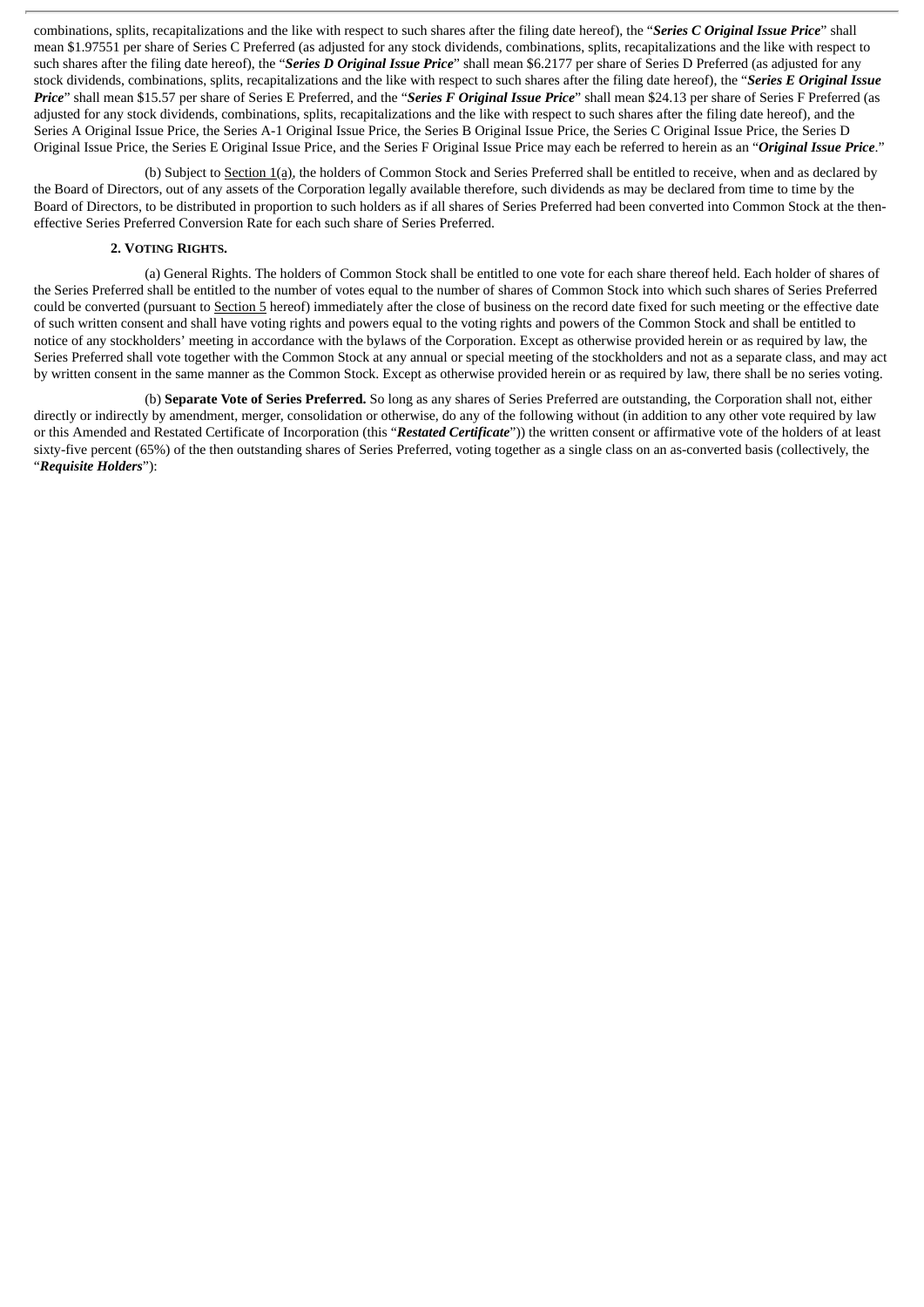combinations, splits, recapitalizations and the like with respect to such shares after the filing date hereof), the "***Series C Original Issue Price***" shall mean $1.97551 per share of Series C Preferred (as adjusted for any stock dividends, combinations, splits, recapitalizations and the like with respect to such shares after the filing date hereof), the "***Series D Original Issue Price***" shall mean $6.2177 per share of Series D Preferred (as adjusted for any stock dividends, combinations, splits, recapitalizations and the like with respect to such shares after the filing date hereof), the "***Series E Original Issue Price***" shall mean $15.57 per share of Series E Preferred, and the "***Series F Original Issue Price***" shall mean $24.13 per share of Series F Preferred (as adjusted for any stock dividends, combinations, splits, recapitalizations and the like with respect to such shares after the filing date hereof), and the Series A Original Issue Price, the Series A-1 Original Issue Price, the Series B Original Issue Price, the Series C Original Issue Price, the Series D Original Issue Price, the Series E Original Issue Price, and the Series F Original Issue Price may each be referred to herein as an "***Original Issue Price***."

(b) Subject to Section 1(a), the holders of Common Stock and Series Preferred shall be entitled to receive, when and as declared by the Board of Directors, out of any assets of the Corporation legally available therefore, such dividends as may be declared from time to time by the Board of Directors, to be distributed in proportion to such holders as if all shares of Series Preferred had been converted into Common Stock at the then-effective Series Preferred Conversion Rate for each such share of Series Preferred.

**2. VOTING RIGHTS.**

(a) General Rights. The holders of Common Stock shall be entitled to one vote for each share thereof held. Each holder of shares of the Series Preferred shall be entitled to the number of votes equal to the number of shares of Common Stock into which such shares of Series Preferred could be converted (pursuant to Section 5 hereof) immediately after the close of business on the record date fixed for such meeting or the effective date of such written consent and shall have voting rights and powers equal to the voting rights and powers of the Common Stock and shall be entitled to notice of any stockholders' meeting in accordance with the bylaws of the Corporation. Except as otherwise provided herein or as required by law, the Series Preferred shall vote together with the Common Stock at any annual or special meeting of the stockholders and not as a separate class, and may act by written consent in the same manner as the Common Stock. Except as otherwise provided herein or as required by law, there shall be no series voting.

(b) **Separate Vote of Series Preferred.** So long as any shares of Series Preferred are outstanding, the Corporation shall not, either directly or indirectly by amendment, merger, consolidation or otherwise, do any of the following without (in addition to any other vote required by law or this Amended and Restated Certificate of Incorporation (this "***Restated Certificate***")) the written consent or affirmative vote of the holders of at least sixty-five percent (65%) of the then outstanding shares of Series Preferred, voting together as a single class on an as-converted basis (collectively, the "***Requisite Holders***"):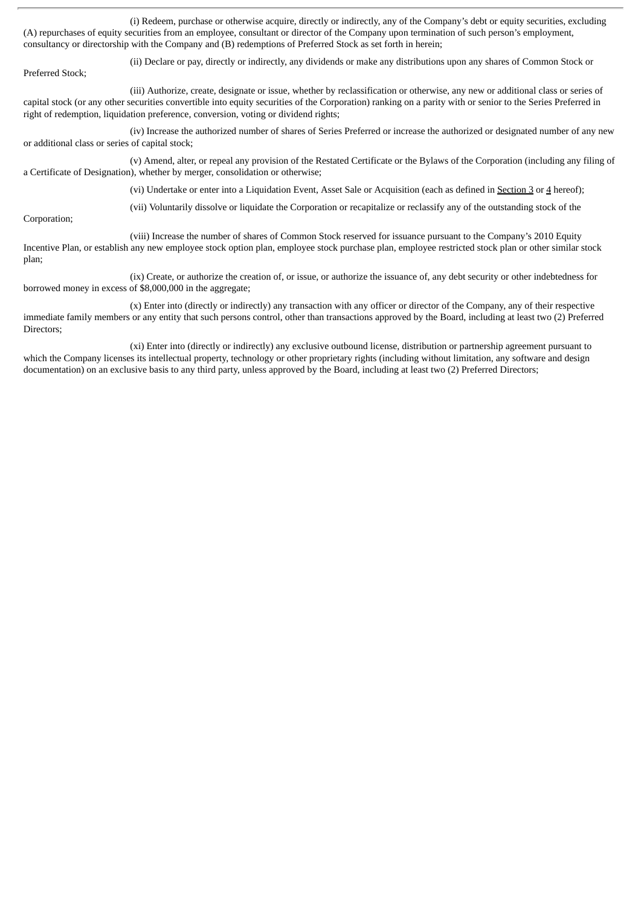(i) Redeem, purchase or otherwise acquire, directly or indirectly, any of the Company's debt or equity securities, excluding (A) repurchases of equity securities from an employee, consultant or director of the Company upon termination of such person's employment, consultancy or directorship with the Company and (B) redemptions of Preferred Stock as set forth in herein;

(ii) Declare or pay, directly or indirectly, any dividends or make any distributions upon any shares of Common Stock or Preferred Stock;

(iii) Authorize, create, designate or issue, whether by reclassification or otherwise, any new or additional class or series of capital stock (or any other securities convertible into equity securities of the Corporation) ranking on a parity with or senior to the Series Preferred in right of redemption, liquidation preference, conversion, voting or dividend rights;

(iv) Increase the authorized number of shares of Series Preferred or increase the authorized or designated number of any new or additional class or series of capital stock;

(v) Amend, alter, or repeal any provision of the Restated Certificate or the Bylaws of the Corporation (including any filing of a Certificate of Designation), whether by merger, consolidation or otherwise;

(vi) Undertake or enter into a Liquidation Event, Asset Sale or Acquisition (each as defined in Section 3 or 4 hereof);

(vii) Voluntarily dissolve or liquidate the Corporation or recapitalize or reclassify any of the outstanding stock of the Corporation;

(viii) Increase the number of shares of Common Stock reserved for issuance pursuant to the Company's 2010 Equity Incentive Plan, or establish any new employee stock option plan, employee stock purchase plan, employee restricted stock plan or other similar stock plan;

(ix) Create, or authorize the creation of, or issue, or authorize the issuance of, any debt security or other indebtedness for borrowed money in excess of $8,000,000 in the aggregate;

(x) Enter into (directly or indirectly) any transaction with any officer or director of the Company, any of their respective immediate family members or any entity that such persons control, other than transactions approved by the Board, including at least two (2) Preferred Directors;

(xi) Enter into (directly or indirectly) any exclusive outbound license, distribution or partnership agreement pursuant to which the Company licenses its intellectual property, technology or other proprietary rights (including without limitation, any software and design documentation) on an exclusive basis to any third party, unless approved by the Board, including at least two (2) Preferred Directors;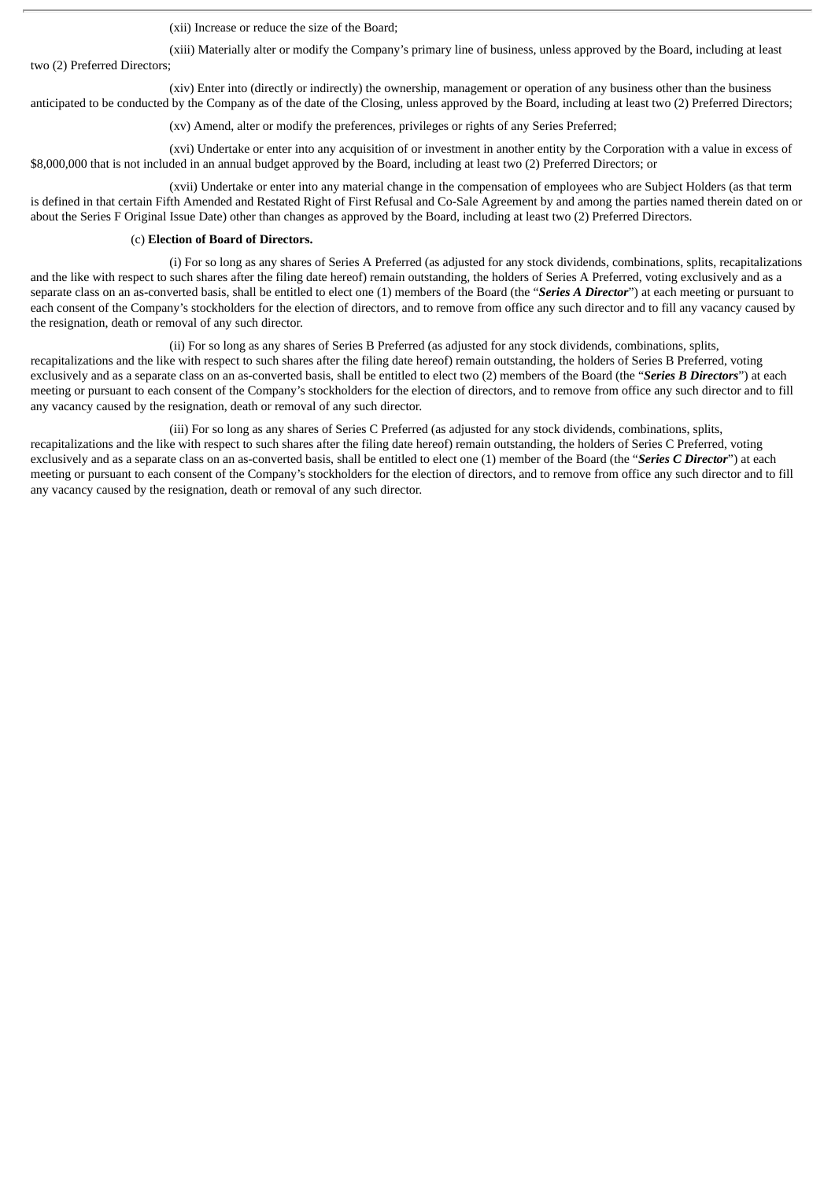(xii) Increase or reduce the size of the Board;

(xiii) Materially alter or modify the Company's primary line of business, unless approved by the Board, including at least two (2) Preferred Directors;

(xiv) Enter into (directly or indirectly) the ownership, management or operation of any business other than the business anticipated to be conducted by the Company as of the date of the Closing, unless approved by the Board, including at least two (2) Preferred Directors;

(xv) Amend, alter or modify the preferences, privileges or rights of any Series Preferred;

(xvi) Undertake or enter into any acquisition of or investment in another entity by the Corporation with a value in excess of $8,000,000 that is not included in an annual budget approved by the Board, including at least two (2) Preferred Directors; or

(xvii) Undertake or enter into any material change in the compensation of employees who are Subject Holders (as that term is defined in that certain Fifth Amended and Restated Right of First Refusal and Co-Sale Agreement by and among the parties named therein dated on or about the Series F Original Issue Date) other than changes as approved by the Board, including at least two (2) Preferred Directors.

(c) **Election of Board of Directors.**

(i) For so long as any shares of Series A Preferred (as adjusted for any stock dividends, combinations, splits, recapitalizations and the like with respect to such shares after the filing date hereof) remain outstanding, the holders of Series A Preferred, voting exclusively and as a separate class on an as-converted basis, shall be entitled to elect one (1) members of the Board (the "***Series A Director***") at each meeting or pursuant to each consent of the Company's stockholders for the election of directors, and to remove from office any such director and to fill any vacancy caused by the resignation, death or removal of any such director.

(ii) For so long as any shares of Series B Preferred (as adjusted for any stock dividends, combinations, splits, recapitalizations and the like with respect to such shares after the filing date hereof) remain outstanding, the holders of Series B Preferred, voting exclusively and as a separate class on an as-converted basis, shall be entitled to elect two (2) members of the Board (the "***Series B Directors***") at each meeting or pursuant to each consent of the Company's stockholders for the election of directors, and to remove from office any such director and to fill any vacancy caused by the resignation, death or removal of any such director.

(iii) For so long as any shares of Series C Preferred (as adjusted for any stock dividends, combinations, splits, recapitalizations and the like with respect to such shares after the filing date hereof) remain outstanding, the holders of Series C Preferred, voting exclusively and as a separate class on an as-converted basis, shall be entitled to elect one (1) member of the Board (the "***Series C Director***") at each meeting or pursuant to each consent of the Company's stockholders for the election of directors, and to remove from office any such director and to fill any vacancy caused by the resignation, death or removal of any such director.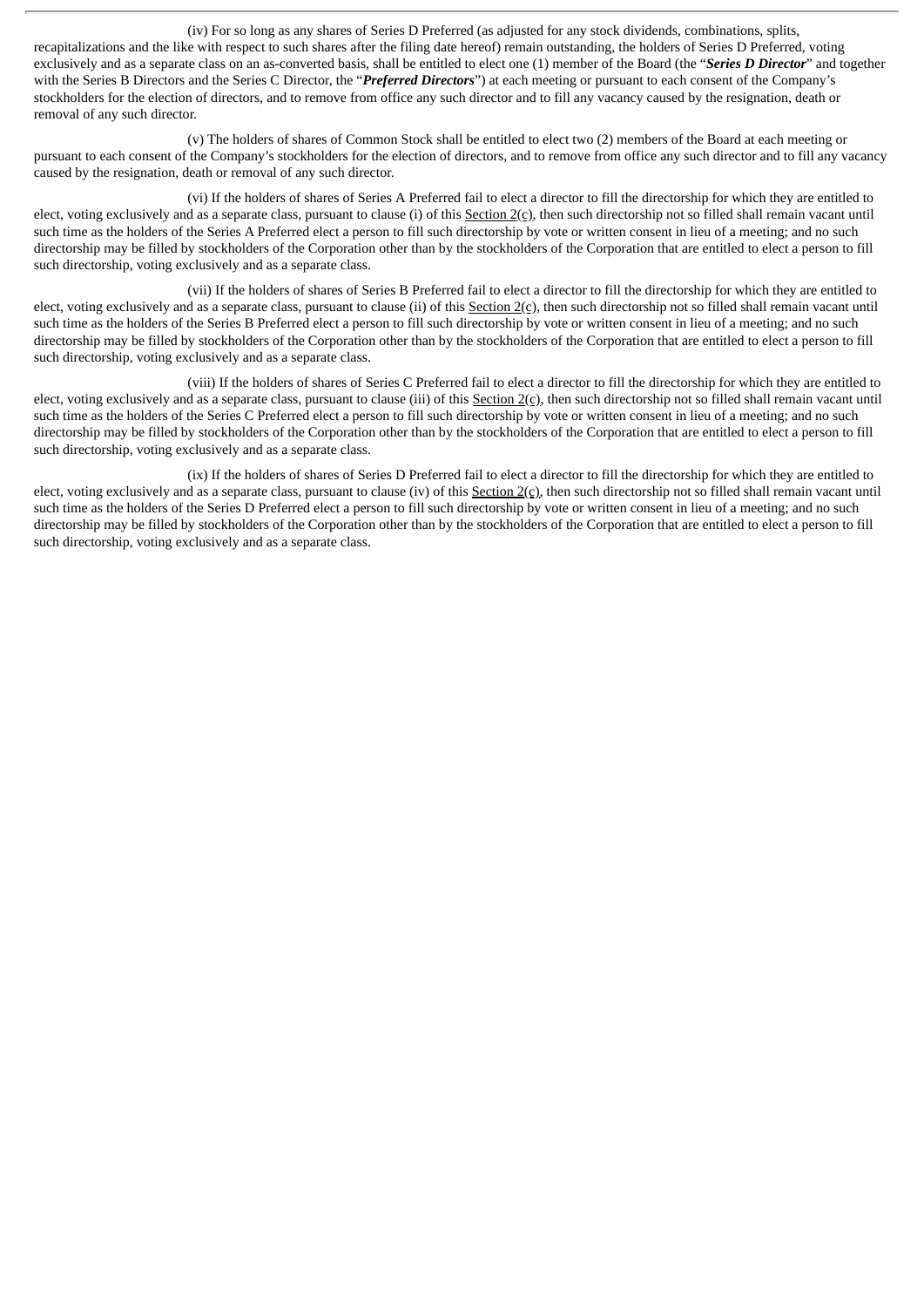(iv) For so long as any shares of Series D Preferred (as adjusted for any stock dividends, combinations, splits, recapitalizations and the like with respect to such shares after the filing date hereof) remain outstanding, the holders of Series D Preferred, voting exclusively and as a separate class on an as-converted basis, shall be entitled to elect one (1) member of the Board (the "***Series D Director***" and together with the Series B Directors and the Series C Director, the "***Preferred Directors***") at each meeting or pursuant to each consent of the Company's stockholders for the election of directors, and to remove from office any such director and to fill any vacancy caused by the resignation, death or removal of any such director.

(v) The holders of shares of Common Stock shall be entitled to elect two (2) members of the Board at each meeting or pursuant to each consent of the Company's stockholders for the election of directors, and to remove from office any such director and to fill any vacancy caused by the resignation, death or removal of any such director.

(vi) If the holders of shares of Series A Preferred fail to elect a director to fill the directorship for which they are entitled to elect, voting exclusively and as a separate class, pursuant to clause (i) of this Section 2(c), then such directorship not so filled shall remain vacant until such time as the holders of the Series A Preferred elect a person to fill such directorship by vote or written consent in lieu of a meeting; and no such directorship may be filled by stockholders of the Corporation other than by the stockholders of the Corporation that are entitled to elect a person to fill such directorship, voting exclusively and as a separate class.

(vii) If the holders of shares of Series B Preferred fail to elect a director to fill the directorship for which they are entitled to elect, voting exclusively and as a separate class, pursuant to clause (ii) of this Section 2(c), then such directorship not so filled shall remain vacant until such time as the holders of the Series B Preferred elect a person to fill such directorship by vote or written consent in lieu of a meeting; and no such directorship may be filled by stockholders of the Corporation other than by the stockholders of the Corporation that are entitled to elect a person to fill such directorship, voting exclusively and as a separate class.

(viii) If the holders of shares of Series C Preferred fail to elect a director to fill the directorship for which they are entitled to elect, voting exclusively and as a separate class, pursuant to clause (iii) of this Section 2(c), then such directorship not so filled shall remain vacant until such time as the holders of the Series C Preferred elect a person to fill such directorship by vote or written consent in lieu of a meeting; and no such directorship may be filled by stockholders of the Corporation other than by the stockholders of the Corporation that are entitled to elect a person to fill such directorship, voting exclusively and as a separate class.

(ix) If the holders of shares of Series D Preferred fail to elect a director to fill the directorship for which they are entitled to elect, voting exclusively and as a separate class, pursuant to clause (iv) of this Section 2(c), then such directorship not so filled shall remain vacant until such time as the holders of the Series D Preferred elect a person to fill such directorship by vote or written consent in lieu of a meeting; and no such directorship may be filled by stockholders of the Corporation other than by the stockholders of the Corporation that are entitled to elect a person to fill such directorship, voting exclusively and as a separate class.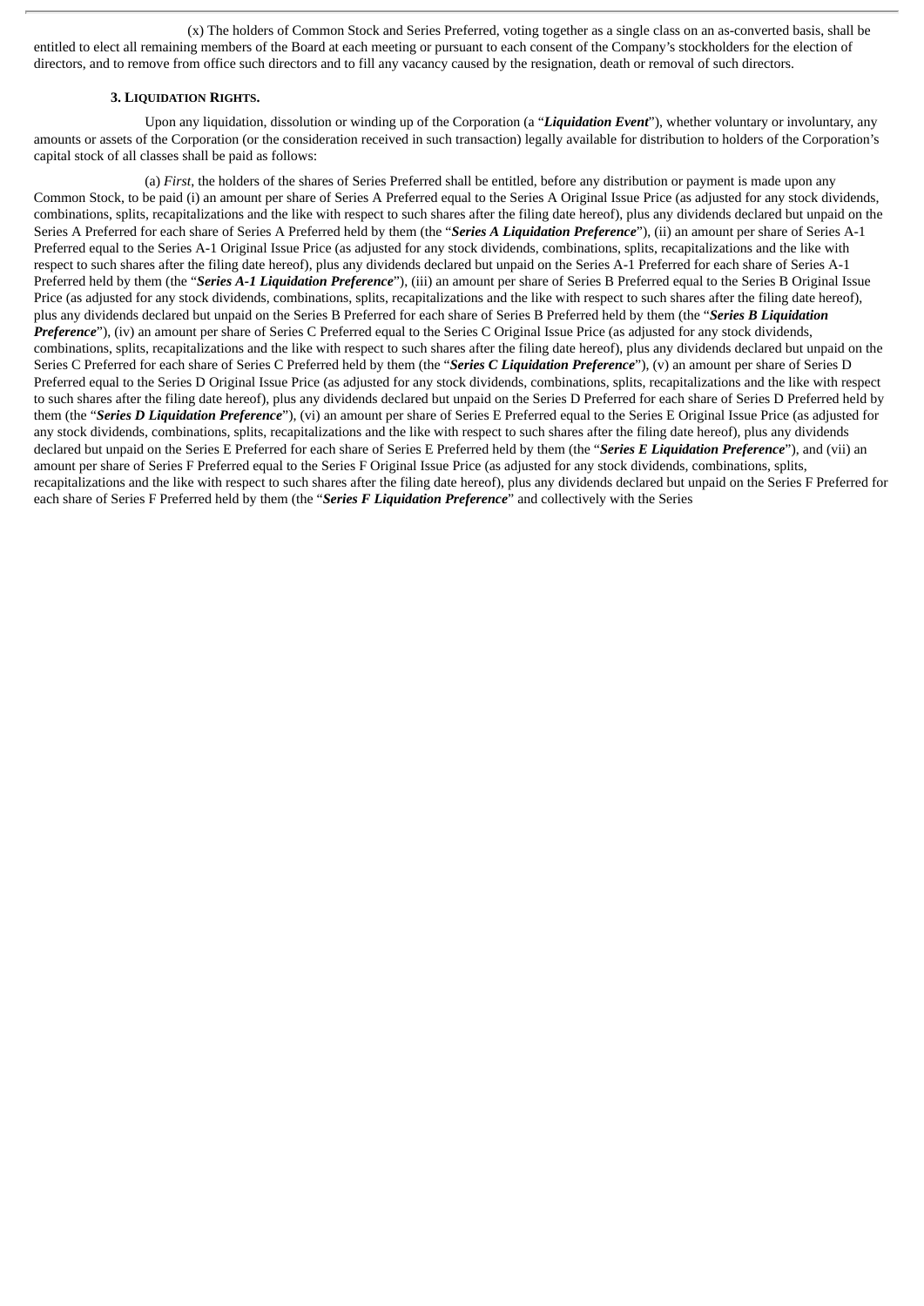(x) The holders of Common Stock and Series Preferred, voting together as a single class on an as-converted basis, shall be entitled to elect all remaining members of the Board at each meeting or pursuant to each consent of the Company's stockholders for the election of directors, and to remove from office such directors and to fill any vacancy caused by the resignation, death or removal of such directors.

**3. LIQUIDATION RIGHTS.**

Upon any liquidation, dissolution or winding up of the Corporation (a "***Liquidation Event***"), whether voluntary or involuntary, any amounts or assets of the Corporation (or the consideration received in such transaction) legally available for distribution to holders of the Corporation's capital stock of all classes shall be paid as follows:

(a) *First*, the holders of the shares of Series Preferred shall be entitled, before any distribution or payment is made upon any Common Stock, to be paid (i) an amount per share of Series A Preferred equal to the Series A Original Issue Price (as adjusted for any stock dividends, combinations, splits, recapitalizations and the like with respect to such shares after the filing date hereof), plus any dividends declared but unpaid on the Series A Preferred for each share of Series A Preferred held by them (the "***Series A Liquidation Preference***"), (ii) an amount per share of Series A-1 Preferred equal to the Series A-1 Original Issue Price (as adjusted for any stock dividends, combinations, splits, recapitalizations and the like with respect to such shares after the filing date hereof), plus any dividends declared but unpaid on the Series A-1 Preferred for each share of Series A-1 Preferred held by them (the "***Series A-1 Liquidation Preference***"), (iii) an amount per share of Series B Preferred equal to the Series B Original Issue Price (as adjusted for any stock dividends, combinations, splits, recapitalizations and the like with respect to such shares after the filing date hereof), plus any dividends declared but unpaid on the Series B Preferred for each share of Series B Preferred held by them (the "***Series B Liquidation Preference***"), (iv) an amount per share of Series C Preferred equal to the Series C Original Issue Price (as adjusted for any stock dividends, combinations, splits, recapitalizations and the like with respect to such shares after the filing date hereof), plus any dividends declared but unpaid on the Series C Preferred for each share of Series C Preferred held by them (the "***Series C Liquidation Preference***"), (v) an amount per share of Series D Preferred equal to the Series D Original Issue Price (as adjusted for any stock dividends, combinations, splits, recapitalizations and the like with respect to such shares after the filing date hereof), plus any dividends declared but unpaid on the Series D Preferred for each share of Series D Preferred held by them (the "***Series D Liquidation Preference***"), (vi) an amount per share of Series E Preferred equal to the Series E Original Issue Price (as adjusted for any stock dividends, combinations, splits, recapitalizations and the like with respect to such shares after the filing date hereof), plus any dividends declared but unpaid on the Series E Preferred for each share of Series E Preferred held by them (the "***Series E Liquidation Preference***"), and (vii) an amount per share of Series F Preferred equal to the Series F Original Issue Price (as adjusted for any stock dividends, combinations, splits, recapitalizations and the like with respect to such shares after the filing date hereof), plus any dividends declared but unpaid on the Series F Preferred for each share of Series F Preferred held by them (the "***Series F Liquidation Preference***" and collectively with the Series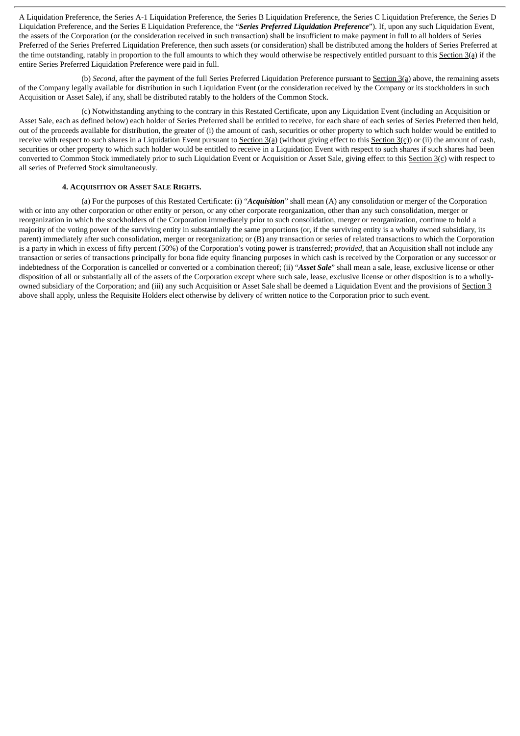A Liquidation Preference, the Series A-1 Liquidation Preference, the Series B Liquidation Preference, the Series C Liquidation Preference, the Series D Liquidation Preference, and the Series E Liquidation Preference, the "***Series Preferred Liquidation Preference***"). If, upon any such Liquidation Event, the assets of the Corporation (or the consideration received in such transaction) shall be insufficient to make payment in full to all holders of Series Preferred of the Series Preferred Liquidation Preference, then such assets (or consideration) shall be distributed among the holders of Series Preferred at the time outstanding, ratably in proportion to the full amounts to which they would otherwise be respectively entitled pursuant to this Section 3(a) if the entire Series Preferred Liquidation Preference were paid in full.

(b) *Second*, after the payment of the full Series Preferred Liquidation Preference pursuant to Section 3(a) above, the remaining assets of the Company legally available for distribution in such Liquidation Event (or the consideration received by the Company or its stockholders in such Acquisition or Asset Sale), if any, shall be distributed ratably to the holders of the Common Stock.

(c) Notwithstanding anything to the contrary in this Restated Certificate, upon any Liquidation Event (including an Acquisition or Asset Sale, each as defined below) each holder of Series Preferred shall be entitled to receive, for each share of each series of Series Preferred then held, out of the proceeds available for distribution, the greater of (i) the amount of cash, securities or other property to which such holder would be entitled to receive with respect to such shares in a Liquidation Event pursuant to Section 3(a) (without giving effect to this Section 3(c)) or (ii) the amount of cash, securities or other property to which such holder would be entitled to receive in a Liquidation Event with respect to such shares if such shares had been converted to Common Stock immediately prior to such Liquidation Event or Acquisition or Asset Sale, giving effect to this Section 3(c) with respect to all series of Preferred Stock simultaneously.

### 4. ACQUISITION OR ASSET SALE RIGHTS.

(a) For the purposes of this Restated Certificate: (i) "***Acquisition***" shall mean (A) any consolidation or merger of the Corporation with or into any other corporation or other entity or person, or any other corporate reorganization, other than any such consolidation, merger or reorganization in which the stockholders of the Corporation immediately prior to such consolidation, merger or reorganization, continue to hold a majority of the voting power of the surviving entity in substantially the same proportions (or, if the surviving entity is a wholly owned subsidiary, its parent) immediately after such consolidation, merger or reorganization; or (B) any transaction or series of related transactions to which the Corporation is a party in which in excess of fifty percent (50%) of the Corporation's voting power is transferred; *provided*, that an Acquisition shall not include any transaction or series of transactions principally for bona fide equity financing purposes in which cash is received by the Corporation or any successor or indebtedness of the Corporation is cancelled or converted or a combination thereof; (ii) "***Asset Sale***" shall mean a sale, lease, exclusive license or other disposition of all or substantially all of the assets of the Corporation except where such sale, lease, exclusive license or other disposition is to a wholly-owned subsidiary of the Corporation; and (iii) any such Acquisition or Asset Sale shall be deemed a Liquidation Event and the provisions of Section 3 above shall apply, unless the Requisite Holders elect otherwise by delivery of written notice to the Corporation prior to such event.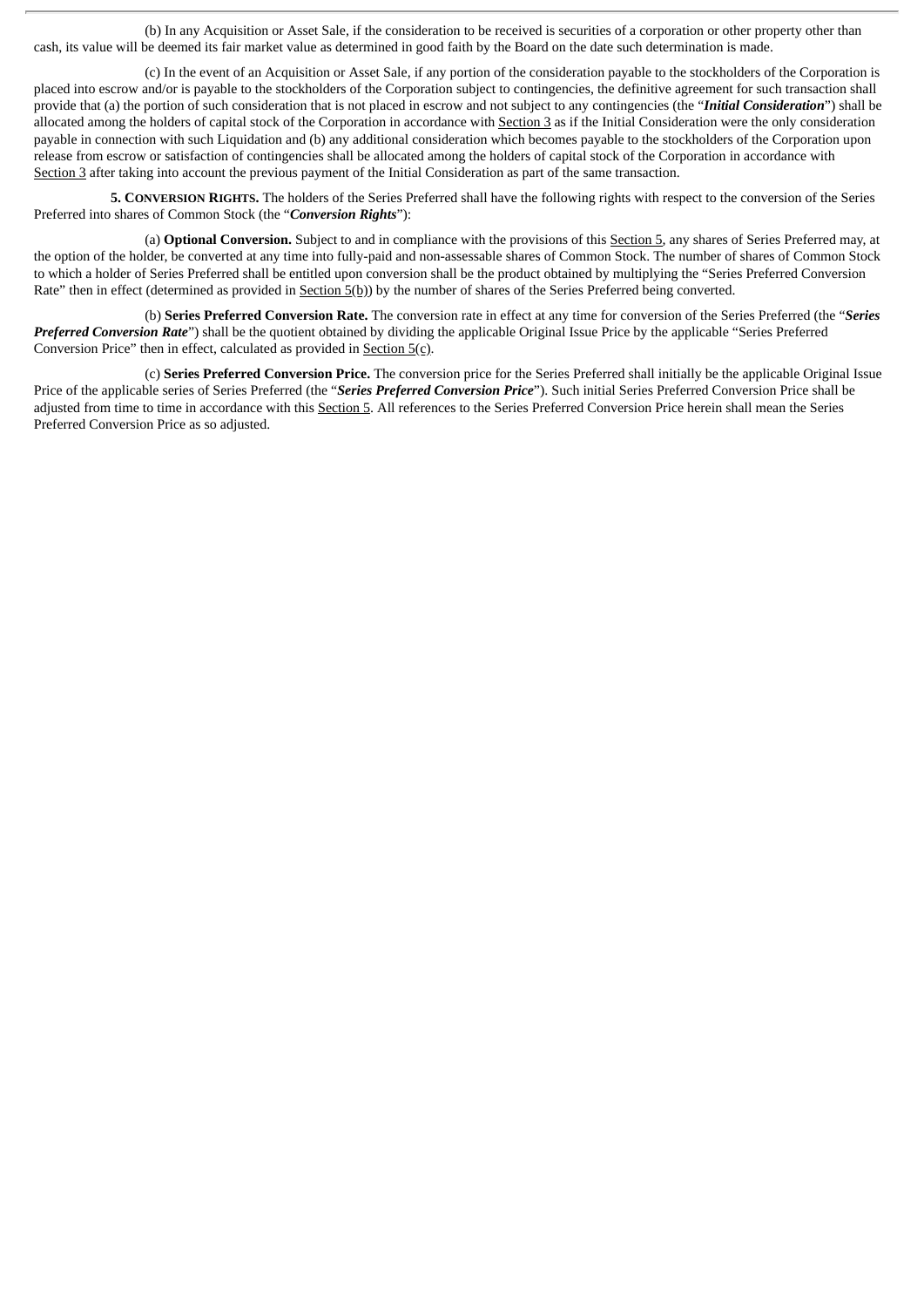(b) In any Acquisition or Asset Sale, if the consideration to be received is securities of a corporation or other property other than cash, its value will be deemed its fair market value as determined in good faith by the Board on the date such determination is made.

(c) In the event of an Acquisition or Asset Sale, if any portion of the consideration payable to the stockholders of the Corporation is placed into escrow and/or is payable to the stockholders of the Corporation subject to contingencies, the definitive agreement for such transaction shall provide that (a) the portion of such consideration that is not placed in escrow and not subject to any contingencies (the "***Initial Consideration***") shall be allocated among the holders of capital stock of the Corporation in accordance with Section 3 as if the Initial Consideration were the only consideration payable in connection with such Liquidation and (b) any additional consideration which becomes payable to the stockholders of the Corporation upon release from escrow or satisfaction of contingencies shall be allocated among the holders of capital stock of the Corporation in accordance with Section 3 after taking into account the previous payment of the Initial Consideration as part of the same transaction.

**5. CONVERSION RIGHTS.** The holders of the Series Preferred shall have the following rights with respect to the conversion of the Series Preferred into shares of Common Stock (the "***Conversion Rights***"):

(a) **Optional Conversion.** Subject to and in compliance with the provisions of this Section 5, any shares of Series Preferred may, at the option of the holder, be converted at any time into fully-paid and non-assessable shares of Common Stock. The number of shares of Common Stock to which a holder of Series Preferred shall be entitled upon conversion shall be the product obtained by multiplying the "Series Preferred Conversion Rate" then in effect (determined as provided in Section 5(b)) by the number of shares of the Series Preferred being converted.

(b) **Series Preferred Conversion Rate.** The conversion rate in effect at any time for conversion of the Series Preferred (the "***Series Preferred Conversion Rate***") shall be the quotient obtained by dividing the applicable Original Issue Price by the applicable "Series Preferred Conversion Price" then in effect, calculated as provided in Section 5(c).

(c) **Series Preferred Conversion Price.** The conversion price for the Series Preferred shall initially be the applicable Original Issue Price of the applicable series of Series Preferred (the "***Series Preferred Conversion Price***"). Such initial Series Preferred Conversion Price shall be adjusted from time to time in accordance with this Section 5. All references to the Series Preferred Conversion Price herein shall mean the Series Preferred Conversion Price as so adjusted.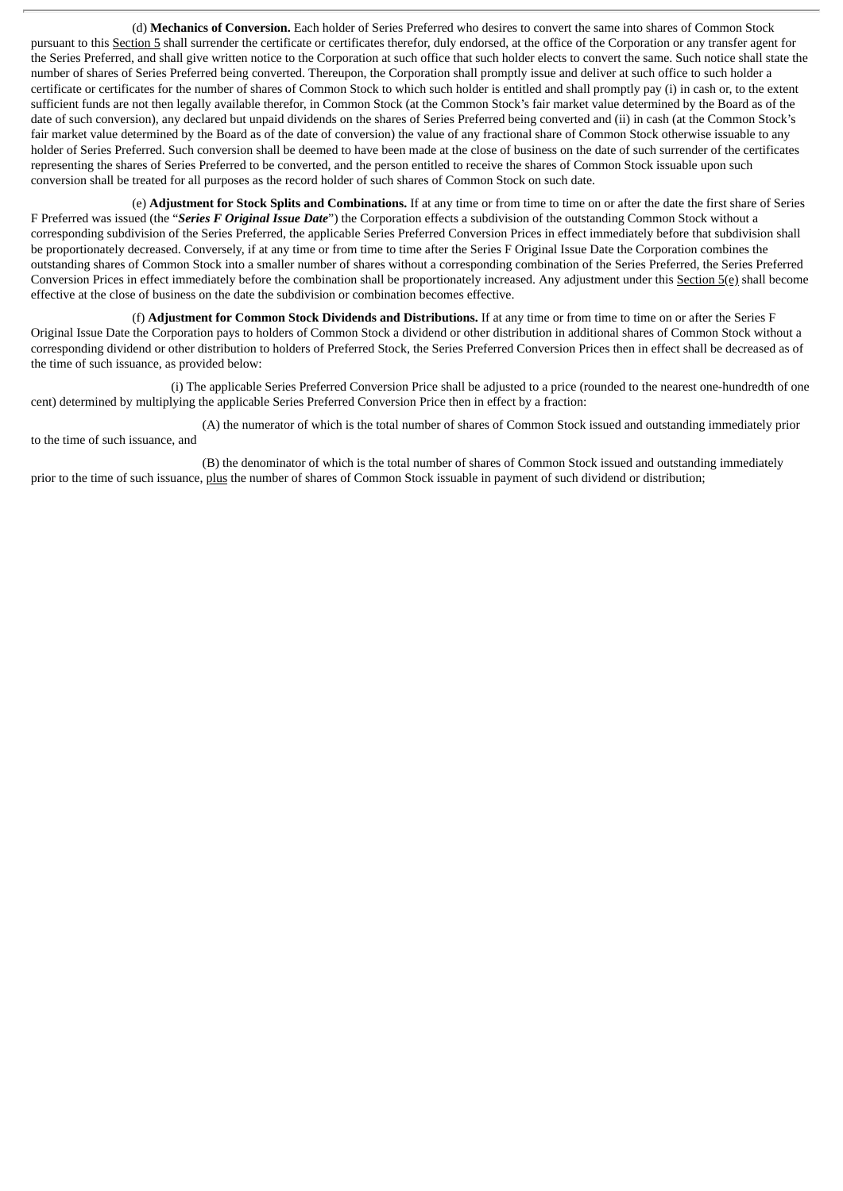(d) **Mechanics of Conversion.** Each holder of Series Preferred who desires to convert the same into shares of Common Stock pursuant to this Section 5 shall surrender the certificate or certificates therefor, duly endorsed, at the office of the Corporation or any transfer agent for the Series Preferred, and shall give written notice to the Corporation at such office that such holder elects to convert the same. Such notice shall state the number of shares of Series Preferred being converted. Thereupon, the Corporation shall promptly issue and deliver at such office to such holder a certificate or certificates for the number of shares of Common Stock to which such holder is entitled and shall promptly pay (i) in cash or, to the extent sufficient funds are not then legally available therefor, in Common Stock (at the Common Stock's fair market value determined by the Board as of the date of such conversion), any declared but unpaid dividends on the shares of Series Preferred being converted and (ii) in cash (at the Common Stock's fair market value determined by the Board as of the date of conversion) the value of any fractional share of Common Stock otherwise issuable to any holder of Series Preferred. Such conversion shall be deemed to have been made at the close of business on the date of such surrender of the certificates representing the shares of Series Preferred to be converted, and the person entitled to receive the shares of Common Stock issuable upon such conversion shall be treated for all purposes as the record holder of such shares of Common Stock on such date.

(e) **Adjustment for Stock Splits and Combinations.** If at any time or from time to time on or after the date the first share of Series F Preferred was issued (the "***Series F Original Issue Date***") the Corporation effects a subdivision of the outstanding Common Stock without a corresponding subdivision of the Series Preferred, the applicable Series Preferred Conversion Prices in effect immediately before that subdivision shall be proportionately decreased. Conversely, if at any time or from time to time after the Series F Original Issue Date the Corporation combines the outstanding shares of Common Stock into a smaller number of shares without a corresponding combination of the Series Preferred, the Series Preferred Conversion Prices in effect immediately before the combination shall be proportionately increased. Any adjustment under this Section 5(e) shall become effective at the close of business on the date the subdivision or combination becomes effective.

(f) **Adjustment for Common Stock Dividends and Distributions.** If at any time or from time to time on or after the Series F Original Issue Date the Corporation pays to holders of Common Stock a dividend or other distribution in additional shares of Common Stock without a corresponding dividend or other distribution to holders of Preferred Stock, the Series Preferred Conversion Prices then in effect shall be decreased as of the time of such issuance, as provided below:

(i) The applicable Series Preferred Conversion Price shall be adjusted to a price (rounded to the nearest one-hundredth of one cent) determined by multiplying the applicable Series Preferred Conversion Price then in effect by a fraction:

(A) the numerator of which is the total number of shares of Common Stock issued and outstanding immediately prior to the time of such issuance, and

(B) the denominator of which is the total number of shares of Common Stock issued and outstanding immediately prior to the time of such issuance, plus the number of shares of Common Stock issuable in payment of such dividend or distribution;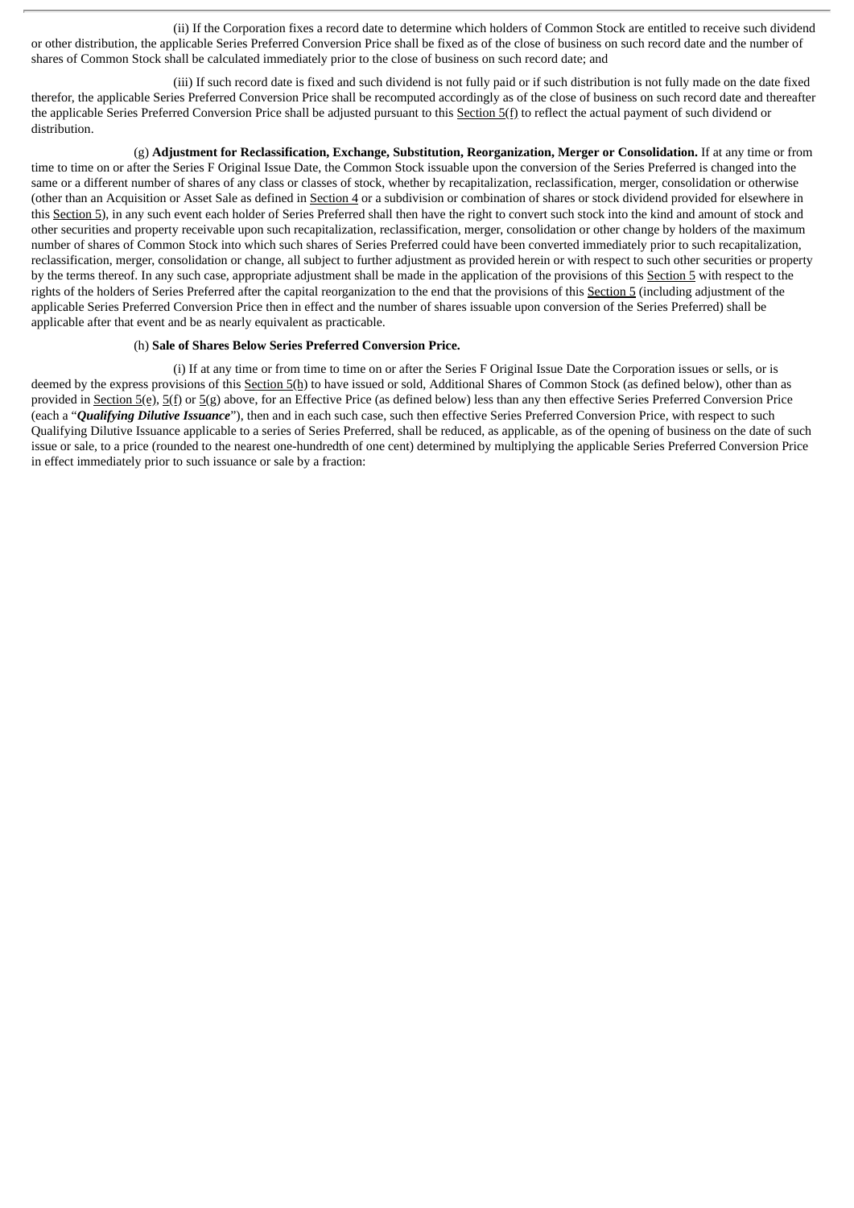(ii) If the Corporation fixes a record date to determine which holders of Common Stock are entitled to receive such dividend or other distribution, the applicable Series Preferred Conversion Price shall be fixed as of the close of business on such record date and the number of shares of Common Stock shall be calculated immediately prior to the close of business on such record date; and

(iii) If such record date is fixed and such dividend is not fully paid or if such distribution is not fully made on the date fixed therefor, the applicable Series Preferred Conversion Price shall be recomputed accordingly as of the close of business on such record date and thereafter the applicable Series Preferred Conversion Price shall be adjusted pursuant to this Section 5(f) to reflect the actual payment of such dividend or distribution.

(g) **Adjustment for Reclassification, Exchange, Substitution, Reorganization, Merger or Consolidation.** If at any time or from time to time on or after the Series F Original Issue Date, the Common Stock issuable upon the conversion of the Series Preferred is changed into the same or a different number of shares of any class or classes of stock, whether by recapitalization, reclassification, merger, consolidation or otherwise (other than an Acquisition or Asset Sale as defined in Section 4 or a subdivision or combination of shares or stock dividend provided for elsewhere in this Section 5), in any such event each holder of Series Preferred shall then have the right to convert such stock into the kind and amount of stock and other securities and property receivable upon such recapitalization, reclassification, merger, consolidation or other change by holders of the maximum number of shares of Common Stock into which such shares of Series Preferred could have been converted immediately prior to such recapitalization, reclassification, merger, consolidation or change, all subject to further adjustment as provided herein or with respect to such other securities or property by the terms thereof. In any such case, appropriate adjustment shall be made in the application of the provisions of this Section 5 with respect to the rights of the holders of Series Preferred after the capital reorganization to the end that the provisions of this Section 5 (including adjustment of the applicable Series Preferred Conversion Price then in effect and the number of shares issuable upon conversion of the Series Preferred) shall be applicable after that event and be as nearly equivalent as practicable.

(h) **Sale of Shares Below Series Preferred Conversion Price.**

(i) If at any time or from time to time on or after the Series F Original Issue Date the Corporation issues or sells, or is deemed by the express provisions of this Section 5(h) to have issued or sold, Additional Shares of Common Stock (as defined below), other than as provided in Section 5(e), 5(f) or 5(g) above, for an Effective Price (as defined below) less than any then effective Series Preferred Conversion Price (each a "***Qualifying Dilutive Issuance***"), then and in each such case, such then effective Series Preferred Conversion Price, with respect to such Qualifying Dilutive Issuance applicable to a series of Series Preferred, shall be reduced, as applicable, as of the opening of business on the date of such issue or sale, to a price (rounded to the nearest one-hundredth of one cent) determined by multiplying the applicable Series Preferred Conversion Price in effect immediately prior to such issuance or sale by a fraction: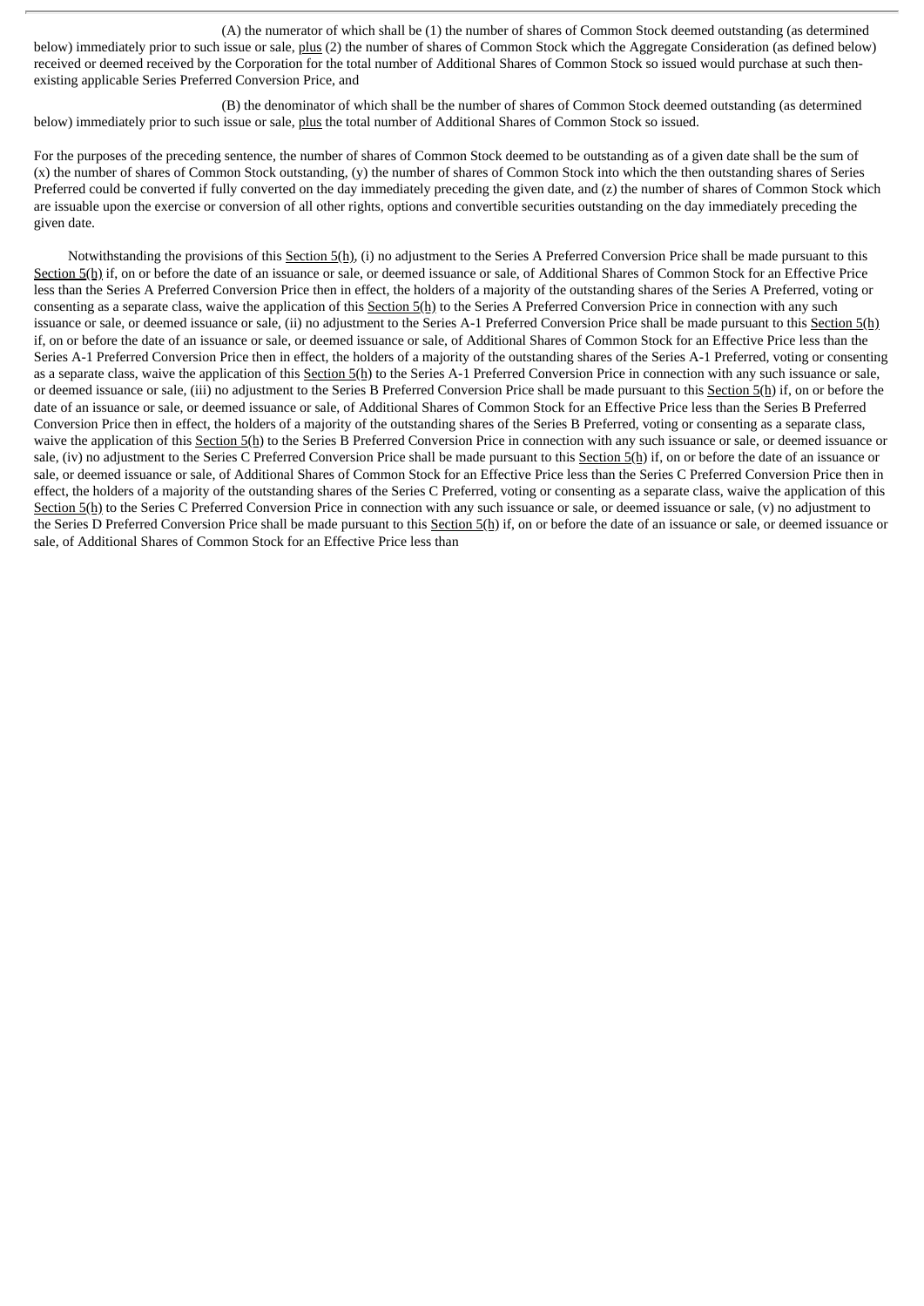(A) the numerator of which shall be (1) the number of shares of Common Stock deemed outstanding (as determined below) immediately prior to such issue or sale, plus (2) the number of shares of Common Stock which the Aggregate Consideration (as defined below) received or deemed received by the Corporation for the total number of Additional Shares of Common Stock so issued would purchase at such then-existing applicable Series Preferred Conversion Price, and

(B) the denominator of which shall be the number of shares of Common Stock deemed outstanding (as determined below) immediately prior to such issue or sale, plus the total number of Additional Shares of Common Stock so issued.

For the purposes of the preceding sentence, the number of shares of Common Stock deemed to be outstanding as of a given date shall be the sum of (x) the number of shares of Common Stock outstanding, (y) the number of shares of Common Stock into which the then outstanding shares of Series Preferred could be converted if fully converted on the day immediately preceding the given date, and (z) the number of shares of Common Stock which are issuable upon the exercise or conversion of all other rights, options and convertible securities outstanding on the day immediately preceding the given date.

Notwithstanding the provisions of this Section 5(h), (i) no adjustment to the Series A Preferred Conversion Price shall be made pursuant to this Section 5(h) if, on or before the date of an issuance or sale, or deemed issuance or sale, of Additional Shares of Common Stock for an Effective Price less than the Series A Preferred Conversion Price then in effect, the holders of a majority of the outstanding shares of the Series A Preferred, voting or consenting as a separate class, waive the application of this Section 5(h) to the Series A Preferred Conversion Price in connection with any such issuance or sale, or deemed issuance or sale, (ii) no adjustment to the Series A-1 Preferred Conversion Price shall be made pursuant to this Section 5(h) if, on or before the date of an issuance or sale, or deemed issuance or sale, of Additional Shares of Common Stock for an Effective Price less than the Series A-1 Preferred Conversion Price then in effect, the holders of a majority of the outstanding shares of the Series A-1 Preferred, voting or consenting as a separate class, waive the application of this Section 5(h) to the Series A-1 Preferred Conversion Price in connection with any such issuance or sale, or deemed issuance or sale, (iii) no adjustment to the Series B Preferred Conversion Price shall be made pursuant to this Section 5(h) if, on or before the date of an issuance or sale, or deemed issuance or sale, of Additional Shares of Common Stock for an Effective Price less than the Series B Preferred Conversion Price then in effect, the holders of a majority of the outstanding shares of the Series B Preferred, voting or consenting as a separate class, waive the application of this Section 5(h) to the Series B Preferred Conversion Price in connection with any such issuance or sale, or deemed issuance or sale, (iv) no adjustment to the Series C Preferred Conversion Price shall be made pursuant to this Section 5(h) if, on or before the date of an issuance or sale, or deemed issuance or sale, of Additional Shares of Common Stock for an Effective Price less than the Series C Preferred Conversion Price then in effect, the holders of a majority of the outstanding shares of the Series C Preferred, voting or consenting as a separate class, waive the application of this Section 5(h) to the Series C Preferred Conversion Price in connection with any such issuance or sale, or deemed issuance or sale, (v) no adjustment to the Series D Preferred Conversion Price shall be made pursuant to this Section 5(h) if, on or before the date of an issuance or sale, or deemed issuance or sale, of Additional Shares of Common Stock for an Effective Price less than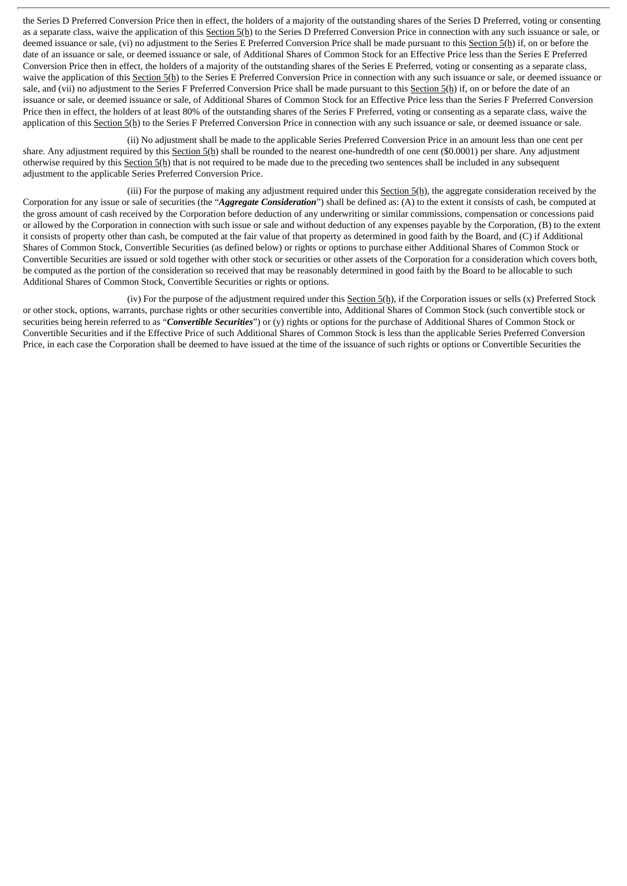the Series D Preferred Conversion Price then in effect, the holders of a majority of the outstanding shares of the Series D Preferred, voting or consenting as a separate class, waive the application of this Section 5(h) to the Series D Preferred Conversion Price in connection with any such issuance or sale, or deemed issuance or sale, (vi) no adjustment to the Series E Preferred Conversion Price shall be made pursuant to this Section 5(h) if, on or before the date of an issuance or sale, or deemed issuance or sale, of Additional Shares of Common Stock for an Effective Price less than the Series E Preferred Conversion Price then in effect, the holders of a majority of the outstanding shares of the Series E Preferred, voting or consenting as a separate class, waive the application of this Section 5(h) to the Series E Preferred Conversion Price in connection with any such issuance or sale, or deemed issuance or sale, and (vii) no adjustment to the Series F Preferred Conversion Price shall be made pursuant to this Section 5(h) if, on or before the date of an issuance or sale, or deemed issuance or sale, of Additional Shares of Common Stock for an Effective Price less than the Series F Preferred Conversion Price then in effect, the holders of at least 80% of the outstanding shares of the Series F Preferred, voting or consenting as a separate class, waive the application of this Section 5(h) to the Series F Preferred Conversion Price in connection with any such issuance or sale, or deemed issuance or sale.

(ii) No adjustment shall be made to the applicable Series Preferred Conversion Price in an amount less than one cent per share. Any adjustment required by this Section 5(h) shall be rounded to the nearest one-hundredth of one cent ($0.0001) per share. Any adjustment otherwise required by this Section 5(h) that is not required to be made due to the preceding two sentences shall be included in any subsequent adjustment to the applicable Series Preferred Conversion Price.

(iii) For the purpose of making any adjustment required under this Section 5(h), the aggregate consideration received by the Corporation for any issue or sale of securities (the "***Aggregate Consideration***") shall be defined as: (A) to the extent it consists of cash, be computed at the gross amount of cash received by the Corporation before deduction of any underwriting or similar commissions, compensation or concessions paid or allowed by the Corporation in connection with such issue or sale and without deduction of any expenses payable by the Corporation, (B) to the extent it consists of property other than cash, be computed at the fair value of that property as determined in good faith by the Board, and (C) if Additional Shares of Common Stock, Convertible Securities (as defined below) or rights or options to purchase either Additional Shares of Common Stock or Convertible Securities are issued or sold together with other stock or securities or other assets of the Corporation for a consideration which covers both, be computed as the portion of the consideration so received that may be reasonably determined in good faith by the Board to be allocable to such Additional Shares of Common Stock, Convertible Securities or rights or options.

(iv) For the purpose of the adjustment required under this Section 5(h), if the Corporation issues or sells (x) Preferred Stock or other stock, options, warrants, purchase rights or other securities convertible into, Additional Shares of Common Stock (such convertible stock or securities being herein referred to as "***Convertible Securities***") or (y) rights or options for the purchase of Additional Shares of Common Stock or Convertible Securities and if the Effective Price of such Additional Shares of Common Stock is less than the applicable Series Preferred Conversion Price, in each case the Corporation shall be deemed to have issued at the time of the issuance of such rights or options or Convertible Securities the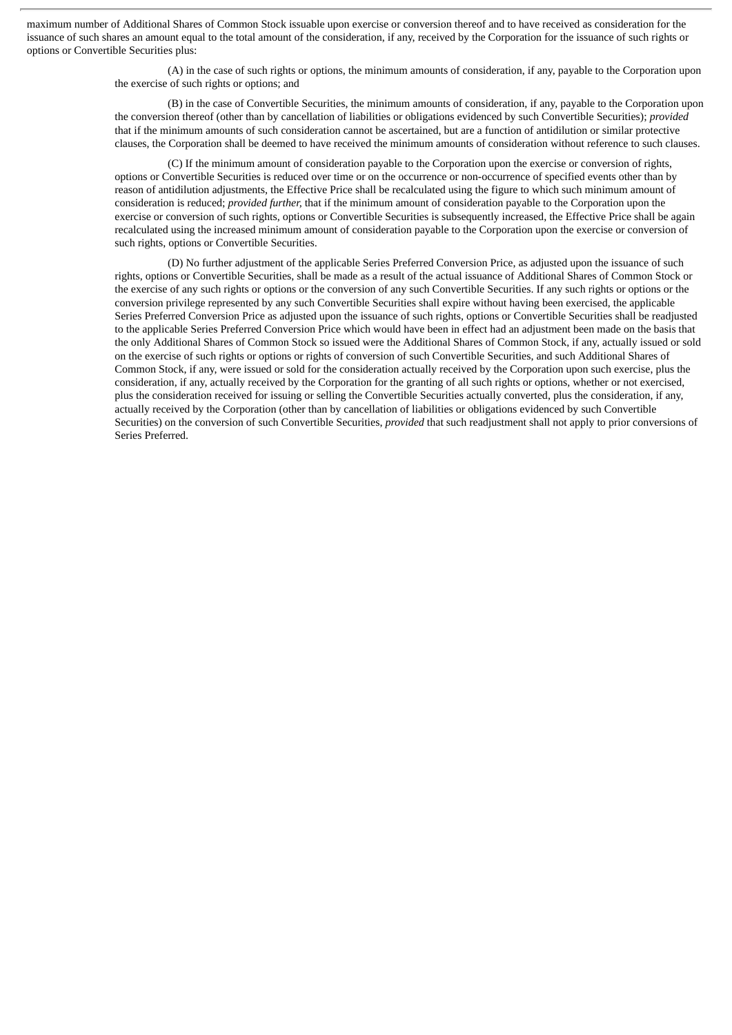maximum number of Additional Shares of Common Stock issuable upon exercise or conversion thereof and to have received as consideration for the issuance of such shares an amount equal to the total amount of the consideration, if any, received by the Corporation for the issuance of such rights or options or Convertible Securities plus:

(A) in the case of such rights or options, the minimum amounts of consideration, if any, payable to the Corporation upon the exercise of such rights or options; and

(B) in the case of Convertible Securities, the minimum amounts of consideration, if any, payable to the Corporation upon the conversion thereof (other than by cancellation of liabilities or obligations evidenced by such Convertible Securities); *provided* that if the minimum amounts of such consideration cannot be ascertained, but are a function of antidilution or similar protective clauses, the Corporation shall be deemed to have received the minimum amounts of consideration without reference to such clauses.

(C) If the minimum amount of consideration payable to the Corporation upon the exercise or conversion of rights, options or Convertible Securities is reduced over time or on the occurrence or non-occurrence of specified events other than by reason of antidilution adjustments, the Effective Price shall be recalculated using the figure to which such minimum amount of consideration is reduced; *provided further,* that if the minimum amount of consideration payable to the Corporation upon the exercise or conversion of such rights, options or Convertible Securities is subsequently increased, the Effective Price shall be again recalculated using the increased minimum amount of consideration payable to the Corporation upon the exercise or conversion of such rights, options or Convertible Securities.

(D) No further adjustment of the applicable Series Preferred Conversion Price, as adjusted upon the issuance of such rights, options or Convertible Securities, shall be made as a result of the actual issuance of Additional Shares of Common Stock or the exercise of any such rights or options or the conversion of any such Convertible Securities. If any such rights or options or the conversion privilege represented by any such Convertible Securities shall expire without having been exercised, the applicable Series Preferred Conversion Price as adjusted upon the issuance of such rights, options or Convertible Securities shall be readjusted to the applicable Series Preferred Conversion Price which would have been in effect had an adjustment been made on the basis that the only Additional Shares of Common Stock so issued were the Additional Shares of Common Stock, if any, actually issued or sold on the exercise of such rights or options or rights of conversion of such Convertible Securities, and such Additional Shares of Common Stock, if any, were issued or sold for the consideration actually received by the Corporation upon such exercise, plus the consideration, if any, actually received by the Corporation for the granting of all such rights or options, whether or not exercised, plus the consideration received for issuing or selling the Convertible Securities actually converted, plus the consideration, if any, actually received by the Corporation (other than by cancellation of liabilities or obligations evidenced by such Convertible Securities) on the conversion of such Convertible Securities, *provided* that such readjustment shall not apply to prior conversions of Series Preferred.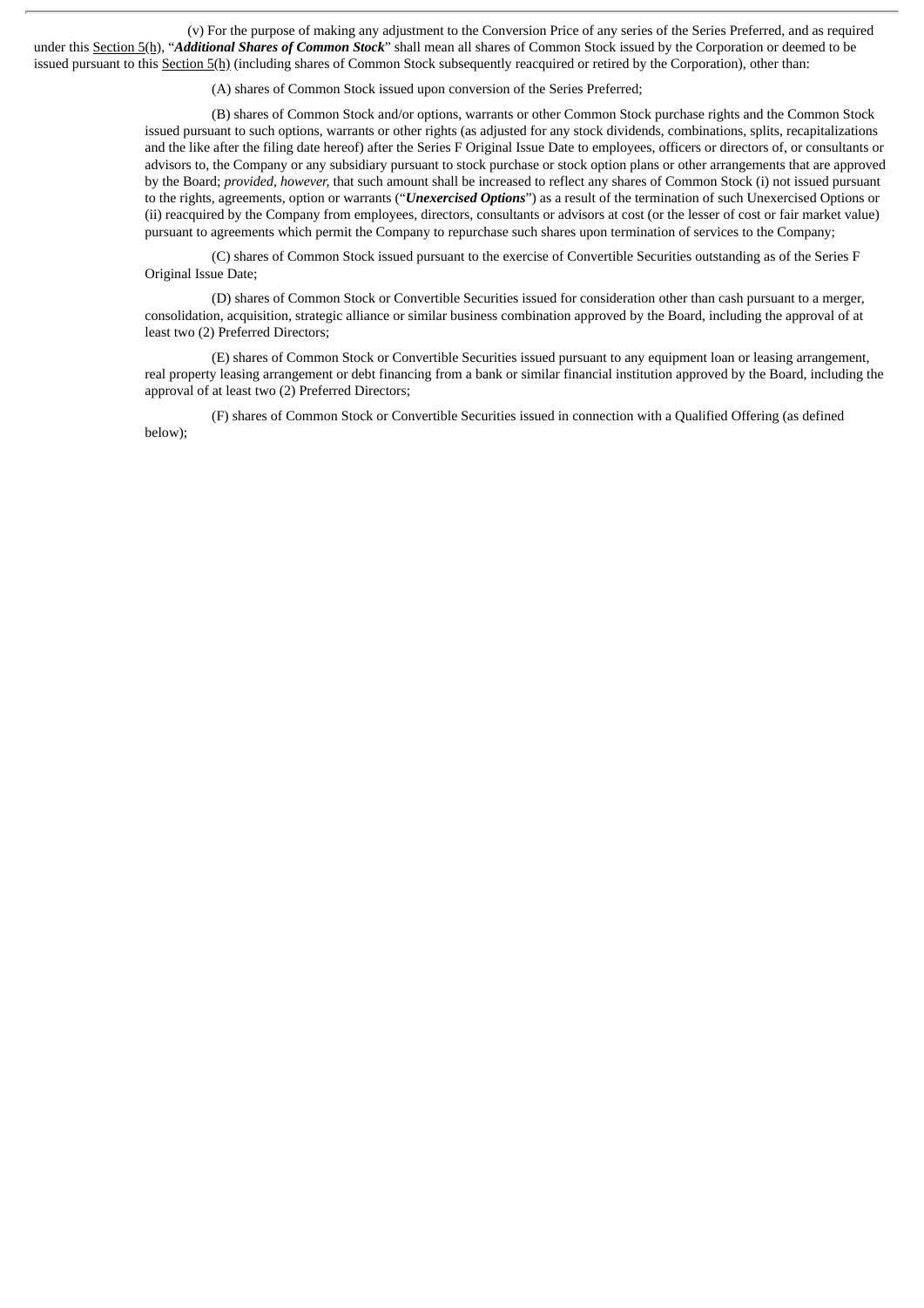(v) For the purpose of making any adjustment to the Conversion Price of any series of the Series Preferred, and as required under this Section 5(h), "***Additional Shares of Common Stock***" shall mean all shares of Common Stock issued by the Corporation or deemed to be issued pursuant to this Section 5(h) (including shares of Common Stock subsequently reacquired or retired by the Corporation), other than:

(A) shares of Common Stock issued upon conversion of the Series Preferred;

(B) shares of Common Stock and/or options, warrants or other Common Stock purchase rights and the Common Stock issued pursuant to such options, warrants or other rights (as adjusted for any stock dividends, combinations, splits, recapitalizations and the like after the filing date hereof) after the Series F Original Issue Date to employees, officers or directors of, or consultants or advisors to, the Company or any subsidiary pursuant to stock purchase or stock option plans or other arrangements that are approved by the Board; *provided, however,* that such amount shall be increased to reflect any shares of Common Stock (i) not issued pursuant to the rights, agreements, option or warrants ("***Unexercised Options***") as a result of the termination of such Unexercised Options or (ii) reacquired by the Company from employees, directors, consultants or advisors at cost (or the lesser of cost or fair market value) pursuant to agreements which permit the Company to repurchase such shares upon termination of services to the Company;

(C) shares of Common Stock issued pursuant to the exercise of Convertible Securities outstanding as of the Series F Original Issue Date;

(D) shares of Common Stock or Convertible Securities issued for consideration other than cash pursuant to a merger, consolidation, acquisition, strategic alliance or similar business combination approved by the Board, including the approval of at least two (2) Preferred Directors;

(E) shares of Common Stock or Convertible Securities issued pursuant to any equipment loan or leasing arrangement, real property leasing arrangement or debt financing from a bank or similar financial institution approved by the Board, including the approval of at least two (2) Preferred Directors;

(F) shares of Common Stock or Convertible Securities issued in connection with a Qualified Offering (as defined below);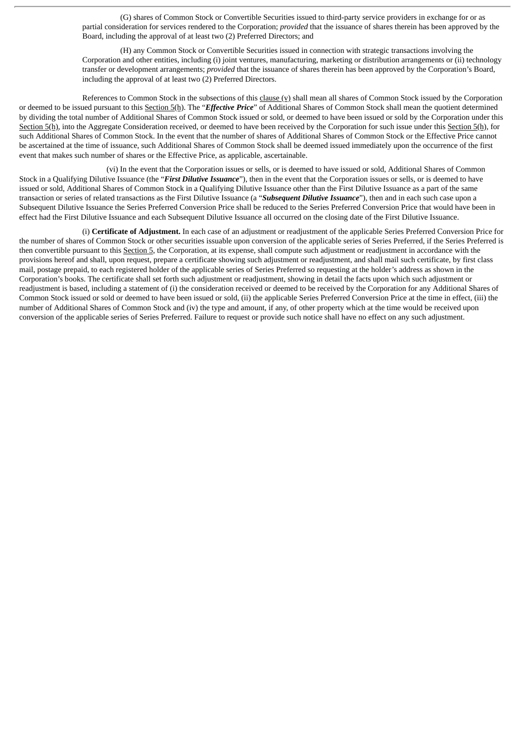(G) shares of Common Stock or Convertible Securities issued to third-party service providers in exchange for or as partial consideration for services rendered to the Corporation; *provided* that the issuance of shares therein has been approved by the Board, including the approval of at least two (2) Preferred Directors; and

(H) any Common Stock or Convertible Securities issued in connection with strategic transactions involving the Corporation and other entities, including (i) joint ventures, manufacturing, marketing or distribution arrangements or (ii) technology transfer or development arrangements; *provided* that the issuance of shares therein has been approved by the Corporation's Board, including the approval of at least two (2) Preferred Directors.

References to Common Stock in the subsections of this clause (v) shall mean all shares of Common Stock issued by the Corporation or deemed to be issued pursuant to this Section 5(h). The "***Effective Price***" of Additional Shares of Common Stock shall mean the quotient determined by dividing the total number of Additional Shares of Common Stock issued or sold, or deemed to have been issued or sold by the Corporation under this Section 5(h), into the Aggregate Consideration received, or deemed to have been received by the Corporation for such issue under this Section 5(h), for such Additional Shares of Common Stock. In the event that the number of shares of Additional Shares of Common Stock or the Effective Price cannot be ascertained at the time of issuance, such Additional Shares of Common Stock shall be deemed issued immediately upon the occurrence of the first event that makes such number of shares or the Effective Price, as applicable, ascertainable.

(vi) In the event that the Corporation issues or sells, or is deemed to have issued or sold, Additional Shares of Common Stock in a Qualifying Dilutive Issuance (the "***First Dilutive Issuance***"), then in the event that the Corporation issues or sells, or is deemed to have issued or sold, Additional Shares of Common Stock in a Qualifying Dilutive Issuance other than the First Dilutive Issuance as a part of the same transaction or series of related transactions as the First Dilutive Issuance (a "***Subsequent Dilutive Issuance***"), then and in each such case upon a Subsequent Dilutive Issuance the Series Preferred Conversion Price shall be reduced to the Series Preferred Conversion Price that would have been in effect had the First Dilutive Issuance and each Subsequent Dilutive Issuance all occurred on the closing date of the First Dilutive Issuance.

(i) **Certificate of Adjustment.** In each case of an adjustment or readjustment of the applicable Series Preferred Conversion Price for the number of shares of Common Stock or other securities issuable upon conversion of the applicable series of Series Preferred, if the Series Preferred is then convertible pursuant to this Section 5, the Corporation, at its expense, shall compute such adjustment or readjustment in accordance with the provisions hereof and shall, upon request, prepare a certificate showing such adjustment or readjustment, and shall mail such certificate, by first class mail, postage prepaid, to each registered holder of the applicable series of Series Preferred so requesting at the holder's address as shown in the Corporation's books. The certificate shall set forth such adjustment or readjustment, showing in detail the facts upon which such adjustment or readjustment is based, including a statement of (i) the consideration received or deemed to be received by the Corporation for any Additional Shares of Common Stock issued or sold or deemed to have been issued or sold, (ii) the applicable Series Preferred Conversion Price at the time in effect, (iii) the number of Additional Shares of Common Stock and (iv) the type and amount, if any, of other property which at the time would be received upon conversion of the applicable series of Series Preferred. Failure to request or provide such notice shall have no effect on any such adjustment.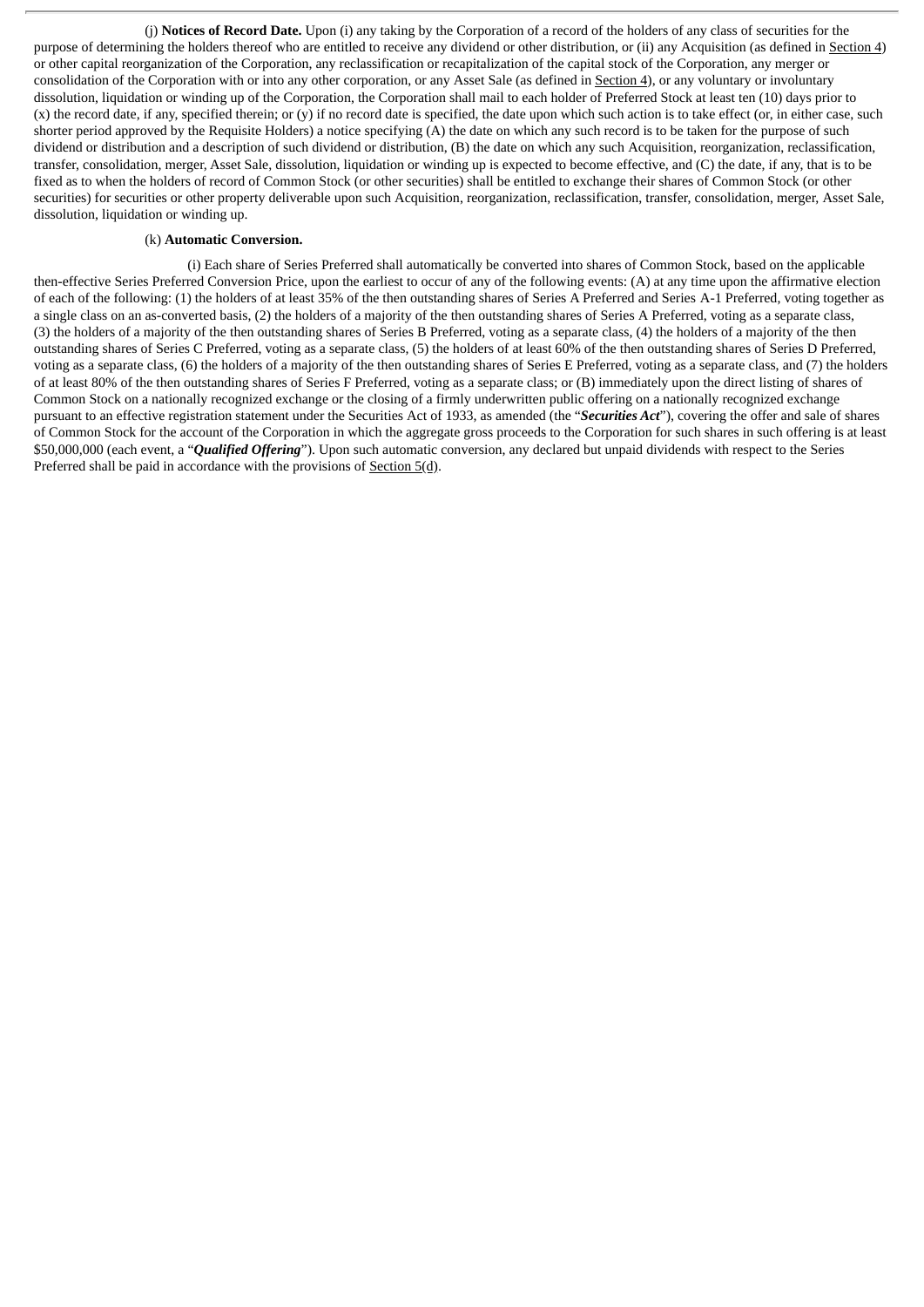(j) **Notices of Record Date.** Upon (i) any taking by the Corporation of a record of the holders of any class of securities for the purpose of determining the holders thereof who are entitled to receive any dividend or other distribution, or (ii) any Acquisition (as defined in Section 4) or other capital reorganization of the Corporation, any reclassification or recapitalization of the capital stock of the Corporation, any merger or consolidation of the Corporation with or into any other corporation, or any Asset Sale (as defined in Section 4), or any voluntary or involuntary dissolution, liquidation or winding up of the Corporation, the Corporation shall mail to each holder of Preferred Stock at least ten (10) days prior to (x) the record date, if any, specified therein; or (y) if no record date is specified, the date upon which such action is to take effect (or, in either case, such shorter period approved by the Requisite Holders) a notice specifying (A) the date on which any such record is to be taken for the purpose of such dividend or distribution and a description of such dividend or distribution, (B) the date on which any such Acquisition, reorganization, reclassification, transfer, consolidation, merger, Asset Sale, dissolution, liquidation or winding up is expected to become effective, and (C) the date, if any, that is to be fixed as to when the holders of record of Common Stock (or other securities) shall be entitled to exchange their shares of Common Stock (or other securities) for securities or other property deliverable upon such Acquisition, reorganization, reclassification, transfer, consolidation, merger, Asset Sale, dissolution, liquidation or winding up.

(k) **Automatic Conversion.**

(i) Each share of Series Preferred shall automatically be converted into shares of Common Stock, based on the applicable then-effective Series Preferred Conversion Price, upon the earliest to occur of any of the following events: (A) at any time upon the affirmative election of each of the following: (1) the holders of at least 35% of the then outstanding shares of Series A Preferred and Series A-1 Preferred, voting together as a single class on an as-converted basis, (2) the holders of a majority of the then outstanding shares of Series A Preferred, voting as a separate class, (3) the holders of a majority of the then outstanding shares of Series B Preferred, voting as a separate class, (4) the holders of a majority of the then outstanding shares of Series C Preferred, voting as a separate class, (5) the holders of at least 60% of the then outstanding shares of Series D Preferred, voting as a separate class, (6) the holders of a majority of the then outstanding shares of Series E Preferred, voting as a separate class, and (7) the holders of at least 80% of the then outstanding shares of Series F Preferred, voting as a separate class; or (B) immediately upon the direct listing of shares of Common Stock on a nationally recognized exchange or the closing of a firmly underwritten public offering on a nationally recognized exchange pursuant to an effective registration statement under the Securities Act of 1933, as amended (the "***Securities Act***"), covering the offer and sale of shares of Common Stock for the account of the Corporation in which the aggregate gross proceeds to the Corporation for such shares in such offering is at least \$50,000,000 (each event, a "***Qualified Offering***"). Upon such automatic conversion, any declared but unpaid dividends with respect to the Series Preferred shall be paid in accordance with the provisions of Section 5(d).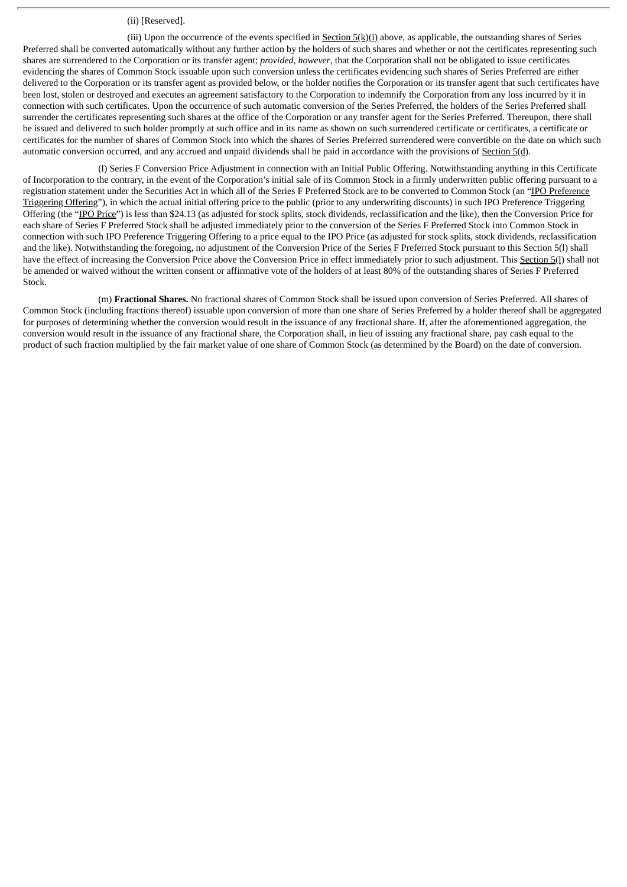(ii) [Reserved].

(iii) Upon the occurrence of the events specified in Section 5(k)(i) above, as applicable, the outstanding shares of Series Preferred shall be converted automatically without any further action by the holders of such shares and whether or not the certificates representing such shares are surrendered to the Corporation or its transfer agent; *provided, however*, that the Corporation shall not be obligated to issue certificates evidencing the shares of Common Stock issuable upon such conversion unless the certificates evidencing such shares of Series Preferred are either delivered to the Corporation or its transfer agent as provided below, or the holder notifies the Corporation or its transfer agent that such certificates have been lost, stolen or destroyed and executes an agreement satisfactory to the Corporation to indemnify the Corporation from any loss incurred by it in connection with such certificates. Upon the occurrence of such automatic conversion of the Series Preferred, the holders of the Series Preferred shall surrender the certificates representing such shares at the office of the Corporation or any transfer agent for the Series Preferred. Thereupon, there shall be issued and delivered to such holder promptly at such office and in its name as shown on such surrendered certificate or certificates, a certificate or certificates for the number of shares of Common Stock into which the shares of Series Preferred surrendered were convertible on the date on which such automatic conversion occurred, and any accrued and unpaid dividends shall be paid in accordance with the provisions of Section 5(d).

(l) Series F Conversion Price Adjustment in connection with an Initial Public Offering. Notwithstanding anything in this Certificate of Incorporation to the contrary, in the event of the Corporation's initial sale of its Common Stock in a firmly underwritten public offering pursuant to a registration statement under the Securities Act in which all of the Series F Preferred Stock are to be converted to Common Stock (an "IPO Preference Triggering Offering"), in which the actual initial offering price to the public (prior to any underwriting discounts) in such IPO Preference Triggering Offering (the "IPO Price") is less than $24.13 (as adjusted for stock splits, stock dividends, reclassification and the like), then the Conversion Price for each share of Series F Preferred Stock shall be adjusted immediately prior to the conversion of the Series F Preferred Stock into Common Stock in connection with such IPO Preference Triggering Offering to a price equal to the IPO Price (as adjusted for stock splits, stock dividends, reclassification and the like). Notwithstanding the foregoing, no adjustment of the Conversion Price of the Series F Preferred Stock pursuant to this Section 5(l) shall have the effect of increasing the Conversion Price above the Conversion Price in effect immediately prior to such adjustment. This Section 5(l) shall not be amended or waived without the written consent or affirmative vote of the holders of at least 80% of the outstanding shares of Series F Preferred Stock.

(m) **Fractional Shares.** No fractional shares of Common Stock shall be issued upon conversion of Series Preferred. All shares of Common Stock (including fractions thereof) issuable upon conversion of more than one share of Series Preferred by a holder thereof shall be aggregated for purposes of determining whether the conversion would result in the issuance of any fractional share. If, after the aforementioned aggregation, the conversion would result in the issuance of any fractional share, the Corporation shall, in lieu of issuing any fractional share, pay cash equal to the product of such fraction multiplied by the fair market value of one share of Common Stock (as determined by the Board) on the date of conversion.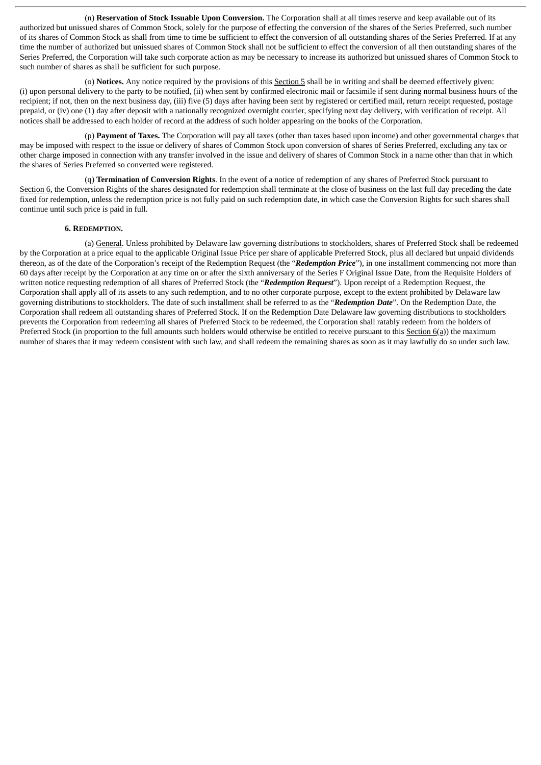(n) **Reservation of Stock Issuable Upon Conversion.** The Corporation shall at all times reserve and keep available out of its authorized but unissued shares of Common Stock, solely for the purpose of effecting the conversion of the shares of the Series Preferred, such number of its shares of Common Stock as shall from time to time be sufficient to effect the conversion of all outstanding shares of the Series Preferred. If at any time the number of authorized but unissued shares of Common Stock shall not be sufficient to effect the conversion of all then outstanding shares of the Series Preferred, the Corporation will take such corporate action as may be necessary to increase its authorized but unissued shares of Common Stock to such number of shares as shall be sufficient for such purpose.

(o) **Notices.** Any notice required by the provisions of this Section 5 shall be in writing and shall be deemed effectively given: (i) upon personal delivery to the party to be notified, (ii) when sent by confirmed electronic mail or facsimile if sent during normal business hours of the recipient; if not, then on the next business day, (iii) five (5) days after having been sent by registered or certified mail, return receipt requested, postage prepaid, or (iv) one (1) day after deposit with a nationally recognized overnight courier, specifying next day delivery, with verification of receipt. All notices shall be addressed to each holder of record at the address of such holder appearing on the books of the Corporation.

(p) **Payment of Taxes.** The Corporation will pay all taxes (other than taxes based upon income) and other governmental charges that may be imposed with respect to the issue or delivery of shares of Common Stock upon conversion of shares of Series Preferred, excluding any tax or other charge imposed in connection with any transfer involved in the issue and delivery of shares of Common Stock in a name other than that in which the shares of Series Preferred so converted were registered.

(q) **Termination of Conversion Rights**. In the event of a notice of redemption of any shares of Preferred Stock pursuant to Section 6, the Conversion Rights of the shares designated for redemption shall terminate at the close of business on the last full day preceding the date fixed for redemption, unless the redemption price is not fully paid on such redemption date, in which case the Conversion Rights for such shares shall continue until such price is paid in full.

**6. REDEMPTION.**

(a) General. Unless prohibited by Delaware law governing distributions to stockholders, shares of Preferred Stock shall be redeemed by the Corporation at a price equal to the applicable Original Issue Price per share of applicable Preferred Stock, plus all declared but unpaid dividends thereon, as of the date of the Corporation's receipt of the Redemption Request (the "***Redemption Price***"), in one installment commencing not more than 60 days after receipt by the Corporation at any time on or after the sixth anniversary of the Series F Original Issue Date, from the Requisite Holders of written notice requesting redemption of all shares of Preferred Stock (the "***Redemption Request***"). Upon receipt of a Redemption Request, the Corporation shall apply all of its assets to any such redemption, and to no other corporate purpose, except to the extent prohibited by Delaware law governing distributions to stockholders. The date of such installment shall be referred to as the "***Redemption Date***". On the Redemption Date, the Corporation shall redeem all outstanding shares of Preferred Stock. If on the Redemption Date Delaware law governing distributions to stockholders prevents the Corporation from redeeming all shares of Preferred Stock to be redeemed, the Corporation shall ratably redeem from the holders of Preferred Stock (in proportion to the full amounts such holders would otherwise be entitled to receive pursuant to this Section 6(a)) the maximum number of shares that it may redeem consistent with such law, and shall redeem the remaining shares as soon as it may lawfully do so under such law.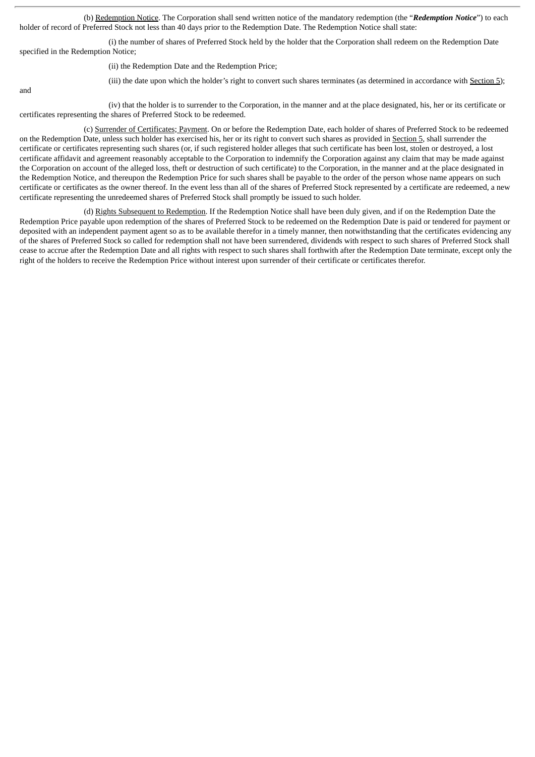(b) Redemption Notice. The Corporation shall send written notice of the mandatory redemption (the "***Redemption Notice***") to each holder of record of Preferred Stock not less than 40 days prior to the Redemption Date. The Redemption Notice shall state:

(i) the number of shares of Preferred Stock held by the holder that the Corporation shall redeem on the Redemption Date specified in the Redemption Notice;

(ii) the Redemption Date and the Redemption Price;

(iii) the date upon which the holder's right to convert such shares terminates (as determined in accordance with Section 5); and

(iv) that the holder is to surrender to the Corporation, in the manner and at the place designated, his, her or its certificate or certificates representing the shares of Preferred Stock to be redeemed.

(c) Surrender of Certificates; Payment. On or before the Redemption Date, each holder of shares of Preferred Stock to be redeemed on the Redemption Date, unless such holder has exercised his, her or its right to convert such shares as provided in Section 5, shall surrender the certificate or certificates representing such shares (or, if such registered holder alleges that such certificate has been lost, stolen or destroyed, a lost certificate affidavit and agreement reasonably acceptable to the Corporation to indemnify the Corporation against any claim that may be made against the Corporation on account of the alleged loss, theft or destruction of such certificate) to the Corporation, in the manner and at the place designated in the Redemption Notice, and thereupon the Redemption Price for such shares shall be payable to the order of the person whose name appears on such certificate or certificates as the owner thereof. In the event less than all of the shares of Preferred Stock represented by a certificate are redeemed, a new certificate representing the unredeemed shares of Preferred Stock shall promptly be issued to such holder.

(d) Rights Subsequent to Redemption. If the Redemption Notice shall have been duly given, and if on the Redemption Date the Redemption Price payable upon redemption of the shares of Preferred Stock to be redeemed on the Redemption Date is paid or tendered for payment or deposited with an independent payment agent so as to be available therefor in a timely manner, then notwithstanding that the certificates evidencing any of the shares of Preferred Stock so called for redemption shall not have been surrendered, dividends with respect to such shares of Preferred Stock shall cease to accrue after the Redemption Date and all rights with respect to such shares shall forthwith after the Redemption Date terminate, except only the right of the holders to receive the Redemption Price without interest upon surrender of their certificate or certificates therefor.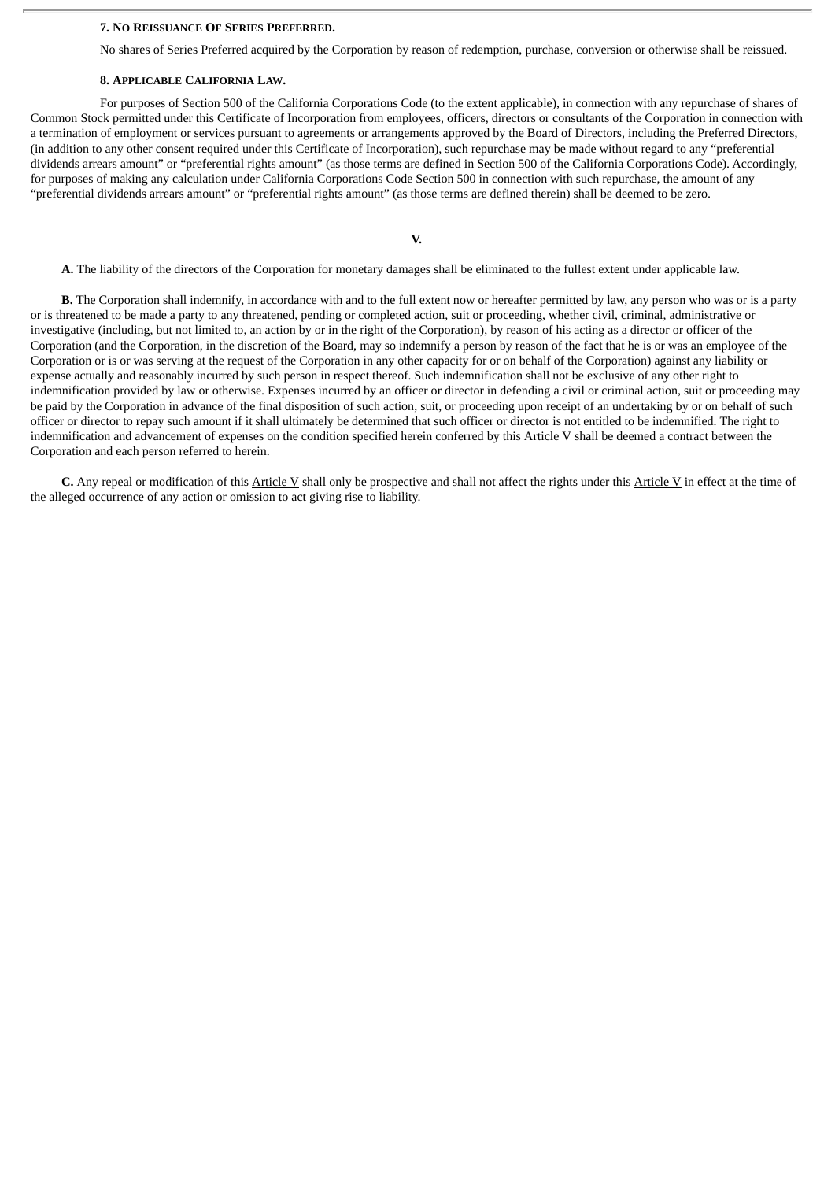**7. NO REISSUANCE OF SERIES PREFERRED.**

No shares of Series Preferred acquired by the Corporation by reason of redemption, purchase, conversion or otherwise shall be reissued.

**8. APPLICABLE CALIFORNIA LAW.**

For purposes of Section 500 of the California Corporations Code (to the extent applicable), in connection with any repurchase of shares of Common Stock permitted under this Certificate of Incorporation from employees, officers, directors or consultants of the Corporation in connection with a termination of employment or services pursuant to agreements or arrangements approved by the Board of Directors, including the Preferred Directors, (in addition to any other consent required under this Certificate of Incorporation), such repurchase may be made without regard to any "preferential dividends arrears amount" or "preferential rights amount" (as those terms are defined in Section 500 of the California Corporations Code). Accordingly, for purposes of making any calculation under California Corporations Code Section 500 in connection with such repurchase, the amount of any "preferential dividends arrears amount" or "preferential rights amount" (as those terms are defined therein) shall be deemed to be zero.

## V.

**A.** The liability of the directors of the Corporation for monetary damages shall be eliminated to the fullest extent under applicable law.

**B.** The Corporation shall indemnify, in accordance with and to the full extent now or hereafter permitted by law, any person who was or is a party or is threatened to be made a party to any threatened, pending or completed action, suit or proceeding, whether civil, criminal, administrative or investigative (including, but not limited to, an action by or in the right of the Corporation), by reason of his acting as a director or officer of the Corporation (and the Corporation, in the discretion of the Board, may so indemnify a person by reason of the fact that he is or was an employee of the Corporation or is or was serving at the request of the Corporation in any other capacity for or on behalf of the Corporation) against any liability or expense actually and reasonably incurred by such person in respect thereof. Such indemnification shall not be exclusive of any other right to indemnification provided by law or otherwise. Expenses incurred by an officer or director in defending a civil or criminal action, suit or proceeding may be paid by the Corporation in advance of the final disposition of such action, suit, or proceeding upon receipt of an undertaking by or on behalf of such officer or director to repay such amount if it shall ultimately be determined that such officer or director is not entitled to be indemnified. The right to indemnification and advancement of expenses on the condition specified herein conferred by this Article V shall be deemed a contract between the Corporation and each person referred to herein.

**C.** Any repeal or modification of this Article V shall only be prospective and shall not affect the rights under this Article V in effect at the time of the alleged occurrence of any action or omission to act giving rise to liability.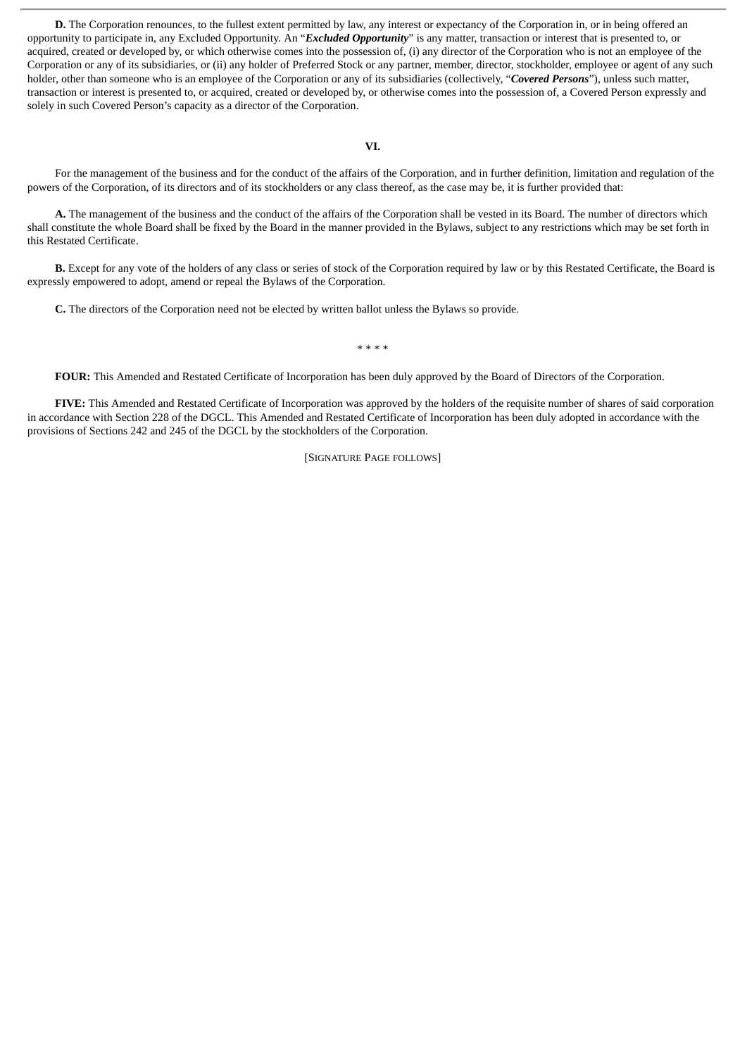**D.** The Corporation renounces, to the fullest extent permitted by law, any interest or expectancy of the Corporation in, or in being offered an opportunity to participate in, any Excluded Opportunity. An "***Excluded Opportunity***" is any matter, transaction or interest that is presented to, or acquired, created or developed by, or which otherwise comes into the possession of, (i) any director of the Corporation who is not an employee of the Corporation or any of its subsidiaries, or (ii) any holder of Preferred Stock or any partner, member, director, stockholder, employee or agent of any such holder, other than someone who is an employee of the Corporation or any of its subsidiaries (collectively, "***Covered Persons***"), unless such matter, transaction or interest is presented to, or acquired, created or developed by, or otherwise comes into the possession of, a Covered Person expressly and solely in such Covered Person's capacity as a director of the Corporation.

## VI.

For the management of the business and for the conduct of the affairs of the Corporation, and in further definition, limitation and regulation of the powers of the Corporation, of its directors and of its stockholders or any class thereof, as the case may be, it is further provided that:

**A.** The management of the business and the conduct of the affairs of the Corporation shall be vested in its Board. The number of directors which shall constitute the whole Board shall be fixed by the Board in the manner provided in the Bylaws, subject to any restrictions which may be set forth in this Restated Certificate.

**B.** Except for any vote of the holders of any class or series of stock of the Corporation required by law or by this Restated Certificate, the Board is expressly empowered to adopt, amend or repeal the Bylaws of the Corporation.

**C.** The directors of the Corporation need not be elected by written ballot unless the Bylaws so provide.

* * * *

**FOUR:** This Amended and Restated Certificate of Incorporation has been duly approved by the Board of Directors of the Corporation.

**FIVE:** This Amended and Restated Certificate of Incorporation was approved by the holders of the requisite number of shares of said corporation in accordance with Section 228 of the DGCL. This Amended and Restated Certificate of Incorporation has been duly adopted in accordance with the provisions of Sections 242 and 245 of the DGCL by the stockholders of the Corporation.

[SIGNATURE PAGE FOLLOWS]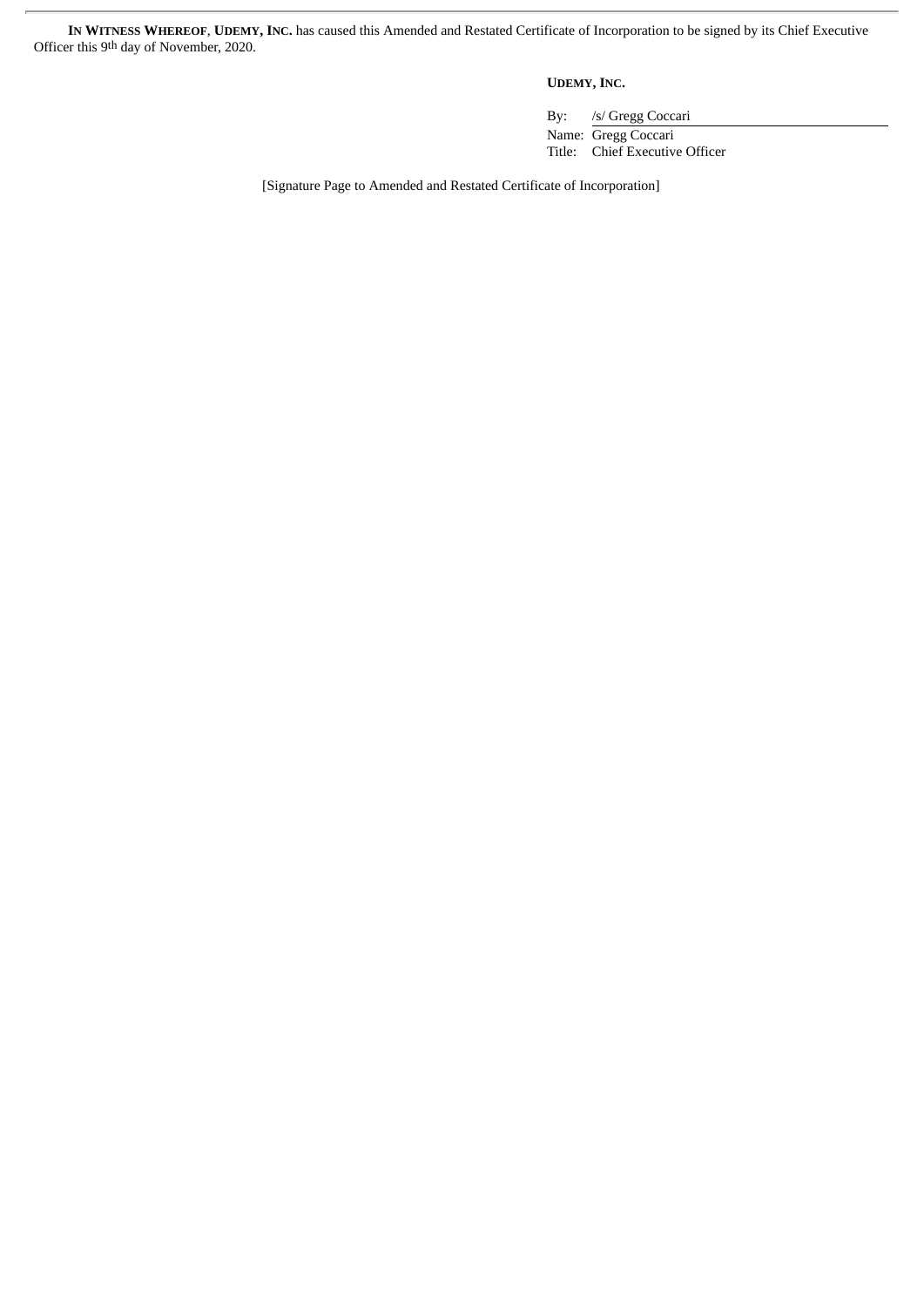**IN WITNESS WHEREOF**, **UDEMY, INC.** has caused this Amended and Restated Certificate of Incorporation to be signed by its Chief Executive Officer this 9th day of November, 2020.

**UDEMY, INC.**

By: /s/ Gregg Coccari

Name: Gregg Coccari

Title: Chief Executive Officer

[Signature Page to Amended and Restated Certificate of Incorporation]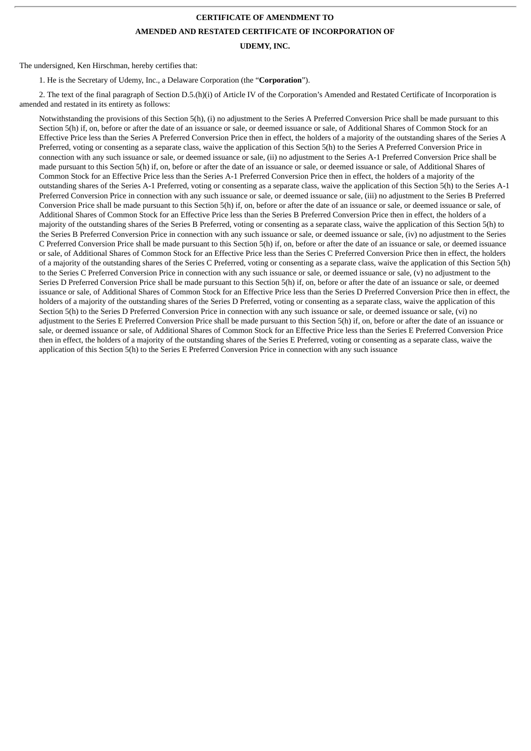**CERTIFICATE OF AMENDMENT TO**

**AMENDED AND RESTATED CERTIFICATE OF INCORPORATION OF**

**UDEMY, INC.**

The undersigned, Ken Hirschman, hereby certifies that:

1. He is the Secretary of Udemy, Inc., a Delaware Corporation (the "**Corporation**").

2. The text of the final paragraph of Section D.5.(h)(i) of Article IV of the Corporation's Amended and Restated Certificate of Incorporation is amended and restated in its entirety as follows:

> Notwithstanding the provisions of this Section 5(h), (i) no adjustment to the Series A Preferred Conversion Price shall be made pursuant to this Section 5(h) if, on, before or after the date of an issuance or sale, or deemed issuance or sale, of Additional Shares of Common Stock for an Effective Price less than the Series A Preferred Conversion Price then in effect, the holders of a majority of the outstanding shares of the Series A Preferred, voting or consenting as a separate class, waive the application of this Section 5(h) to the Series A Preferred Conversion Price in connection with any such issuance or sale, or deemed issuance or sale, (ii) no adjustment to the Series A-1 Preferred Conversion Price shall be made pursuant to this Section 5(h) if, on, before or after the date of an issuance or sale, or deemed issuance or sale, of Additional Shares of Common Stock for an Effective Price less than the Series A-1 Preferred Conversion Price then in effect, the holders of a majority of the outstanding shares of the Series A-1 Preferred, voting or consenting as a separate class, waive the application of this Section 5(h) to the Series A-1 Preferred Conversion Price in connection with any such issuance or sale, or deemed issuance or sale, (iii) no adjustment to the Series B Preferred Conversion Price shall be made pursuant to this Section 5(h) if, on, before or after the date of an issuance or sale, or deemed issuance or sale, of Additional Shares of Common Stock for an Effective Price less than the Series B Preferred Conversion Price then in effect, the holders of a majority of the outstanding shares of the Series B Preferred, voting or consenting as a separate class, waive the application of this Section 5(h) to the Series B Preferred Conversion Price in connection with any such issuance or sale, or deemed issuance or sale, (iv) no adjustment to the Series C Preferred Conversion Price shall be made pursuant to this Section 5(h) if, on, before or after the date of an issuance or sale, or deemed issuance or sale, of Additional Shares of Common Stock for an Effective Price less than the Series C Preferred Conversion Price then in effect, the holders of a majority of the outstanding shares of the Series C Preferred, voting or consenting as a separate class, waive the application of this Section 5(h) to the Series C Preferred Conversion Price in connection with any such issuance or sale, or deemed issuance or sale, (v) no adjustment to the Series D Preferred Conversion Price shall be made pursuant to this Section 5(h) if, on, before or after the date of an issuance or sale, or deemed issuance or sale, of Additional Shares of Common Stock for an Effective Price less than the Series D Preferred Conversion Price then in effect, the holders of a majority of the outstanding shares of the Series D Preferred, voting or consenting as a separate class, waive the application of this Section 5(h) to the Series D Preferred Conversion Price in connection with any such issuance or sale, or deemed issuance or sale, (vi) no adjustment to the Series E Preferred Conversion Price shall be made pursuant to this Section 5(h) if, on, before or after the date of an issuance or sale, or deemed issuance or sale, of Additional Shares of Common Stock for an Effective Price less than the Series E Preferred Conversion Price then in effect, the holders of a majority of the outstanding shares of the Series E Preferred, voting or consenting as a separate class, waive the application of this Section 5(h) to the Series E Preferred Conversion Price in connection with any such issuance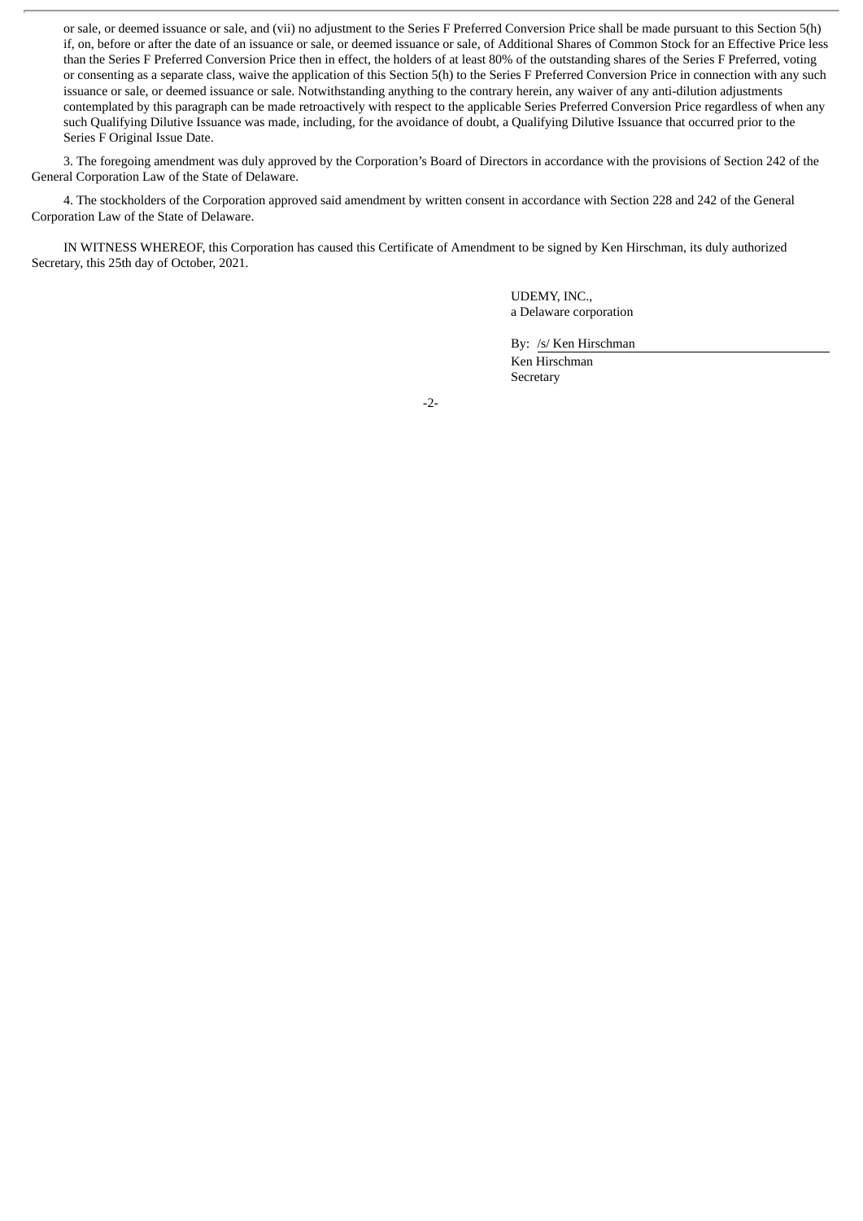or sale, or deemed issuance or sale, and (vii) no adjustment to the Series F Preferred Conversion Price shall be made pursuant to this Section 5(h) if, on, before or after the date of an issuance or sale, or deemed issuance or sale, of Additional Shares of Common Stock for an Effective Price less than the Series F Preferred Conversion Price then in effect, the holders of at least 80% of the outstanding shares of the Series F Preferred, voting or consenting as a separate class, waive the application of this Section 5(h) to the Series F Preferred Conversion Price in connection with any such issuance or sale, or deemed issuance or sale. Notwithstanding anything to the contrary herein, any waiver of any anti-dilution adjustments contemplated by this paragraph can be made retroactively with respect to the applicable Series Preferred Conversion Price regardless of when any such Qualifying Dilutive Issuance was made, including, for the avoidance of doubt, a Qualifying Dilutive Issuance that occurred prior to the Series F Original Issue Date.

3. The foregoing amendment was duly approved by the Corporation's Board of Directors in accordance with the provisions of Section 242 of the General Corporation Law of the State of Delaware.

4. The stockholders of the Corporation approved said amendment by written consent in accordance with Section 228 and 242 of the General Corporation Law of the State of Delaware.

IN WITNESS WHEREOF, this Corporation has caused this Certificate of Amendment to be signed by Ken Hirschman, its duly authorized Secretary, this 25th day of October, 2021.

UDEMY, INC.,
a Delaware corporation

By: /s/ Ken Hirschman
Ken Hirschman
Secretary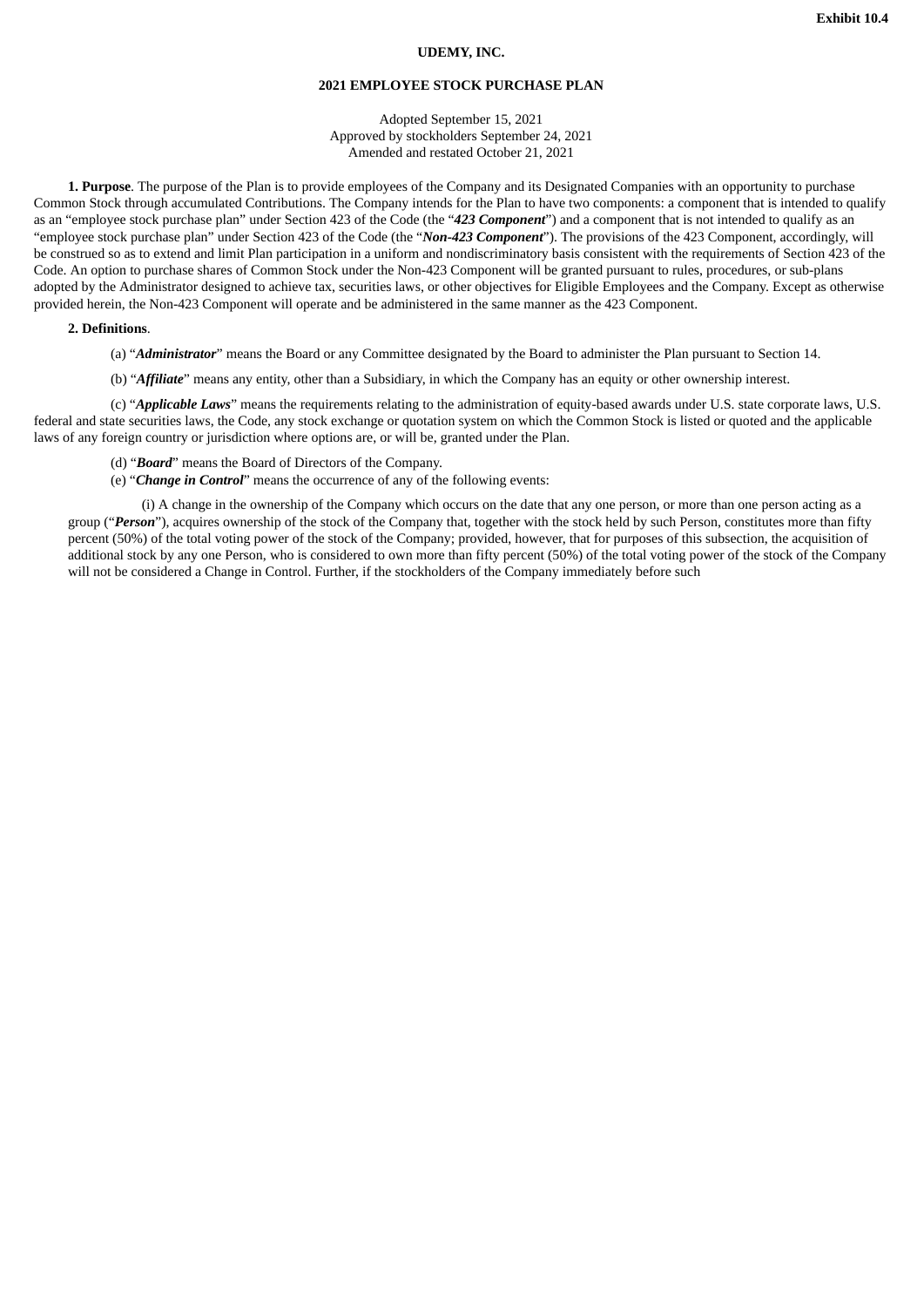**Exhibit 10.4**

**UDEMY, INC.**

**2021 EMPLOYEE STOCK PURCHASE PLAN**

Adopted September 15, 2021
Approved by stockholders September 24, 2021
Amended and restated October 21, 2021

**1. Purpose**. The purpose of the Plan is to provide employees of the Company and its Designated Companies with an opportunity to purchase Common Stock through accumulated Contributions. The Company intends for the Plan to have two components: a component that is intended to qualify as an "employee stock purchase plan" under Section 423 of the Code (the "***423 Component***") and a component that is not intended to qualify as an "employee stock purchase plan" under Section 423 of the Code (the "***Non-423 Component***"). The provisions of the 423 Component, accordingly, will be construed so as to extend and limit Plan participation in a uniform and nondiscriminatory basis consistent with the requirements of Section 423 of the Code. An option to purchase shares of Common Stock under the Non-423 Component will be granted pursuant to rules, procedures, or sub-plans adopted by the Administrator designed to achieve tax, securities laws, or other objectives for Eligible Employees and the Company. Except as otherwise provided herein, the Non-423 Component will operate and be administered in the same manner as the 423 Component.

**2. Definitions**.

(a) "***Administrator***" means the Board or any Committee designated by the Board to administer the Plan pursuant to Section 14.

(b) "***Affiliate***" means any entity, other than a Subsidiary, in which the Company has an equity or other ownership interest.

(c) "***Applicable Laws***" means the requirements relating to the administration of equity-based awards under U.S. state corporate laws, U.S. federal and state securities laws, the Code, any stock exchange or quotation system on which the Common Stock is listed or quoted and the applicable laws of any foreign country or jurisdiction where options are, or will be, granted under the Plan.

(d) "***Board***" means the Board of Directors of the Company.

(e) "***Change in Control***" means the occurrence of any of the following events:

(i) A change in the ownership of the Company which occurs on the date that any one person, or more than one person acting as a group ("***Person***"), acquires ownership of the stock of the Company that, together with the stock held by such Person, constitutes more than fifty percent (50%) of the total voting power of the stock of the Company; provided, however, that for purposes of this subsection, the acquisition of additional stock by any one Person, who is considered to own more than fifty percent (50%) of the total voting power of the stock of the Company will not be considered a Change in Control. Further, if the stockholders of the Company immediately before such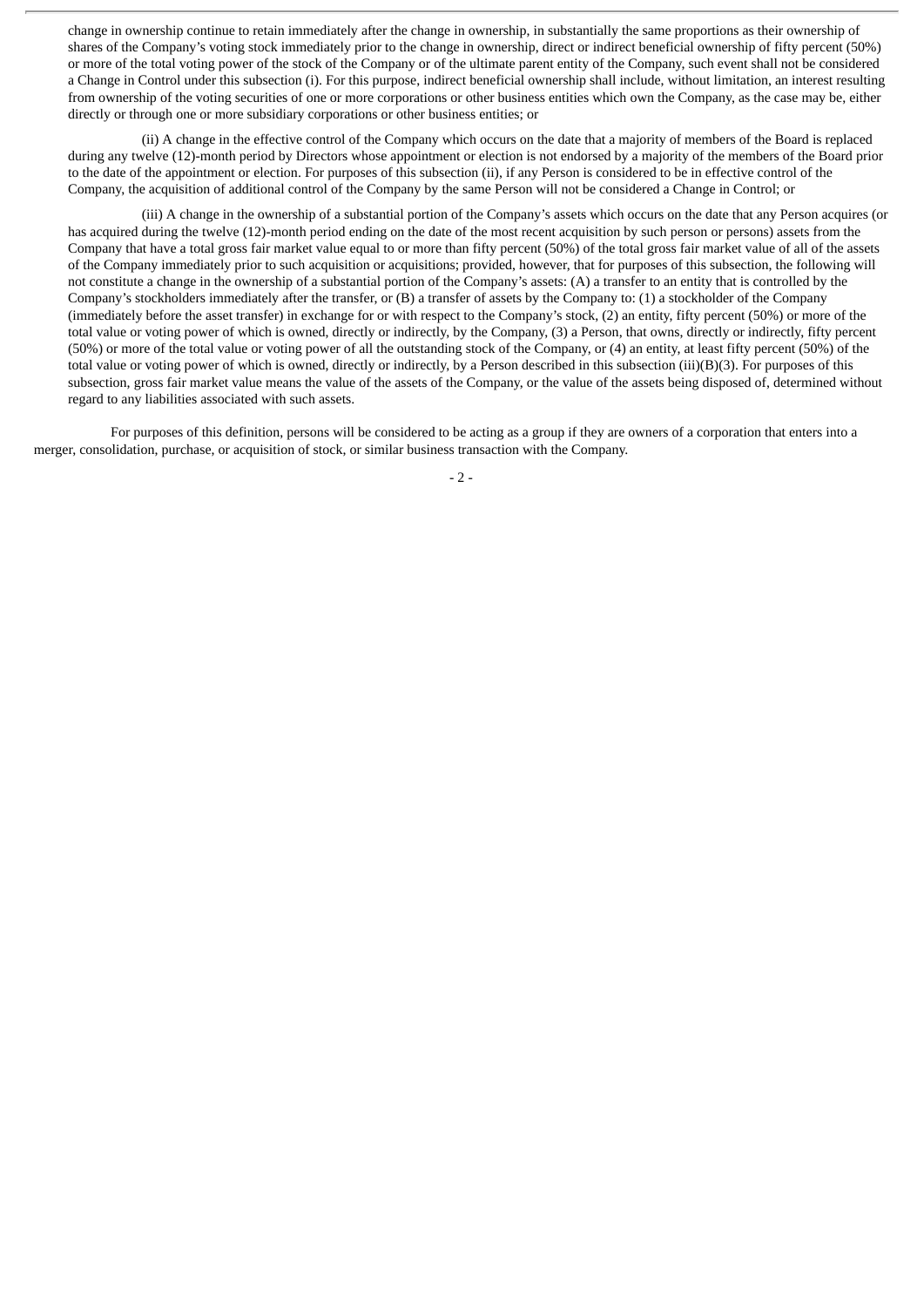change in ownership continue to retain immediately after the change in ownership, in substantially the same proportions as their ownership of shares of the Company's voting stock immediately prior to the change in ownership, direct or indirect beneficial ownership of fifty percent (50%) or more of the total voting power of the stock of the Company or of the ultimate parent entity of the Company, such event shall not be considered a Change in Control under this subsection (i). For this purpose, indirect beneficial ownership shall include, without limitation, an interest resulting from ownership of the voting securities of one or more corporations or other business entities which own the Company, as the case may be, either directly or through one or more subsidiary corporations or other business entities; or

(ii) A change in the effective control of the Company which occurs on the date that a majority of members of the Board is replaced during any twelve (12)-month period by Directors whose appointment or election is not endorsed by a majority of the members of the Board prior to the date of the appointment or election. For purposes of this subsection (ii), if any Person is considered to be in effective control of the Company, the acquisition of additional control of the Company by the same Person will not be considered a Change in Control; or

(iii) A change in the ownership of a substantial portion of the Company's assets which occurs on the date that any Person acquires (or has acquired during the twelve (12)-month period ending on the date of the most recent acquisition by such person or persons) assets from the Company that have a total gross fair market value equal to or more than fifty percent (50%) of the total gross fair market value of all of the assets of the Company immediately prior to such acquisition or acquisitions; provided, however, that for purposes of this subsection, the following will not constitute a change in the ownership of a substantial portion of the Company's assets: (A) a transfer to an entity that is controlled by the Company's stockholders immediately after the transfer, or (B) a transfer of assets by the Company to: (1) a stockholder of the Company (immediately before the asset transfer) in exchange for or with respect to the Company's stock, (2) an entity, fifty percent (50%) or more of the total value or voting power of which is owned, directly or indirectly, by the Company, (3) a Person, that owns, directly or indirectly, fifty percent (50%) or more of the total value or voting power of all the outstanding stock of the Company, or (4) an entity, at least fifty percent (50%) of the total value or voting power of which is owned, directly or indirectly, by a Person described in this subsection (iii)(B)(3). For purposes of this subsection, gross fair market value means the value of the assets of the Company, or the value of the assets being disposed of, determined without regard to any liabilities associated with such assets.

For purposes of this definition, persons will be considered to be acting as a group if they are owners of a corporation that enters into a merger, consolidation, purchase, or acquisition of stock, or similar business transaction with the Company.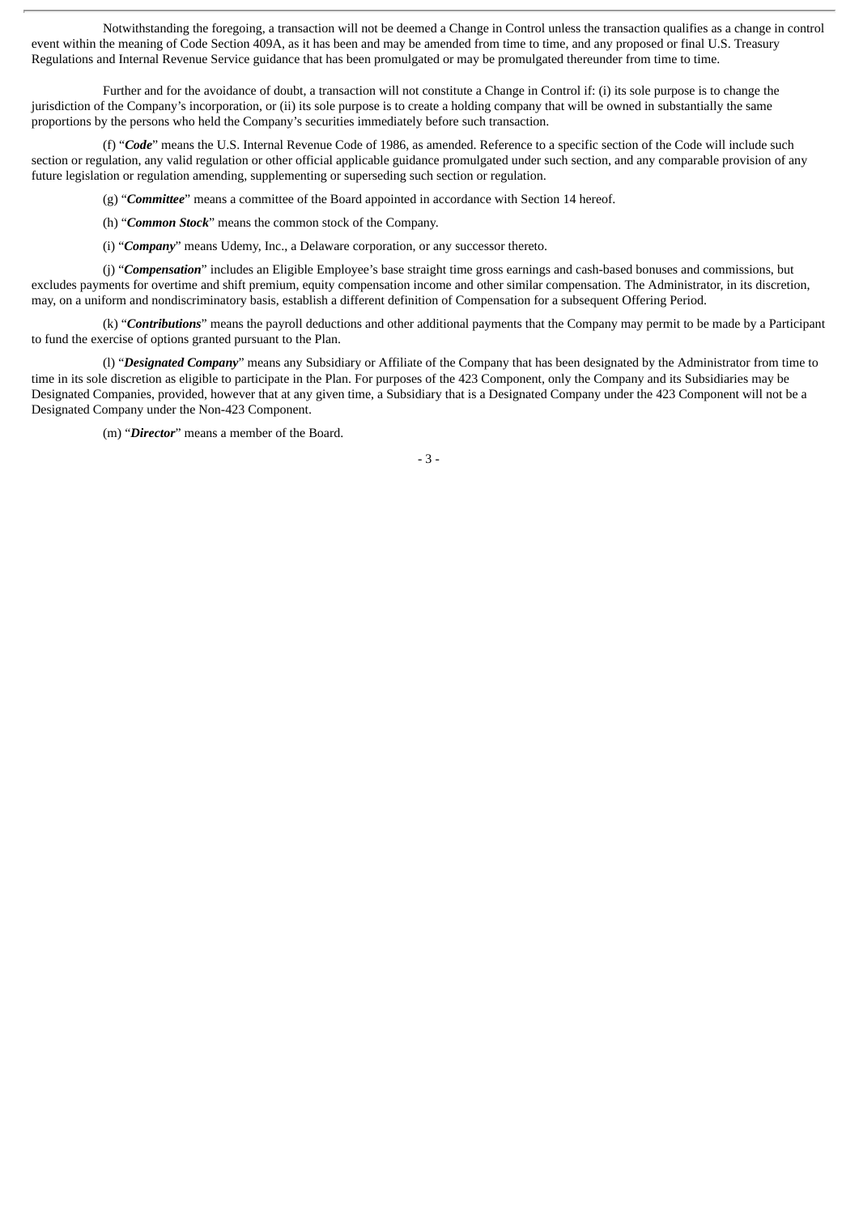Notwithstanding the foregoing, a transaction will not be deemed a Change in Control unless the transaction qualifies as a change in control event within the meaning of Code Section 409A, as it has been and may be amended from time to time, and any proposed or final U.S. Treasury Regulations and Internal Revenue Service guidance that has been promulgated or may be promulgated thereunder from time to time.

Further and for the avoidance of doubt, a transaction will not constitute a Change in Control if: (i) its sole purpose is to change the jurisdiction of the Company's incorporation, or (ii) its sole purpose is to create a holding company that will be owned in substantially the same proportions by the persons who held the Company's securities immediately before such transaction.

(f) "***Code***" means the U.S. Internal Revenue Code of 1986, as amended. Reference to a specific section of the Code will include such section or regulation, any valid regulation or other official applicable guidance promulgated under such section, and any comparable provision of any future legislation or regulation amending, supplementing or superseding such section or regulation.

(g) "***Committee***" means a committee of the Board appointed in accordance with Section 14 hereof.

(h) "***Common Stock***" means the common stock of the Company.

(i) "***Company***" means Udemy, Inc., a Delaware corporation, or any successor thereto.

(j) "***Compensation***" includes an Eligible Employee's base straight time gross earnings and cash-based bonuses and commissions, but excludes payments for overtime and shift premium, equity compensation income and other similar compensation. The Administrator, in its discretion, may, on a uniform and nondiscriminatory basis, establish a different definition of Compensation for a subsequent Offering Period.

(k) "***Contributions***" means the payroll deductions and other additional payments that the Company may permit to be made by a Participant to fund the exercise of options granted pursuant to the Plan.

(l) "***Designated Company***" means any Subsidiary or Affiliate of the Company that has been designated by the Administrator from time to time in its sole discretion as eligible to participate in the Plan. For purposes of the 423 Component, only the Company and its Subsidiaries may be Designated Companies, provided, however that at any given time, a Subsidiary that is a Designated Company under the 423 Component will not be a Designated Company under the Non-423 Component.

(m) "***Director***" means a member of the Board.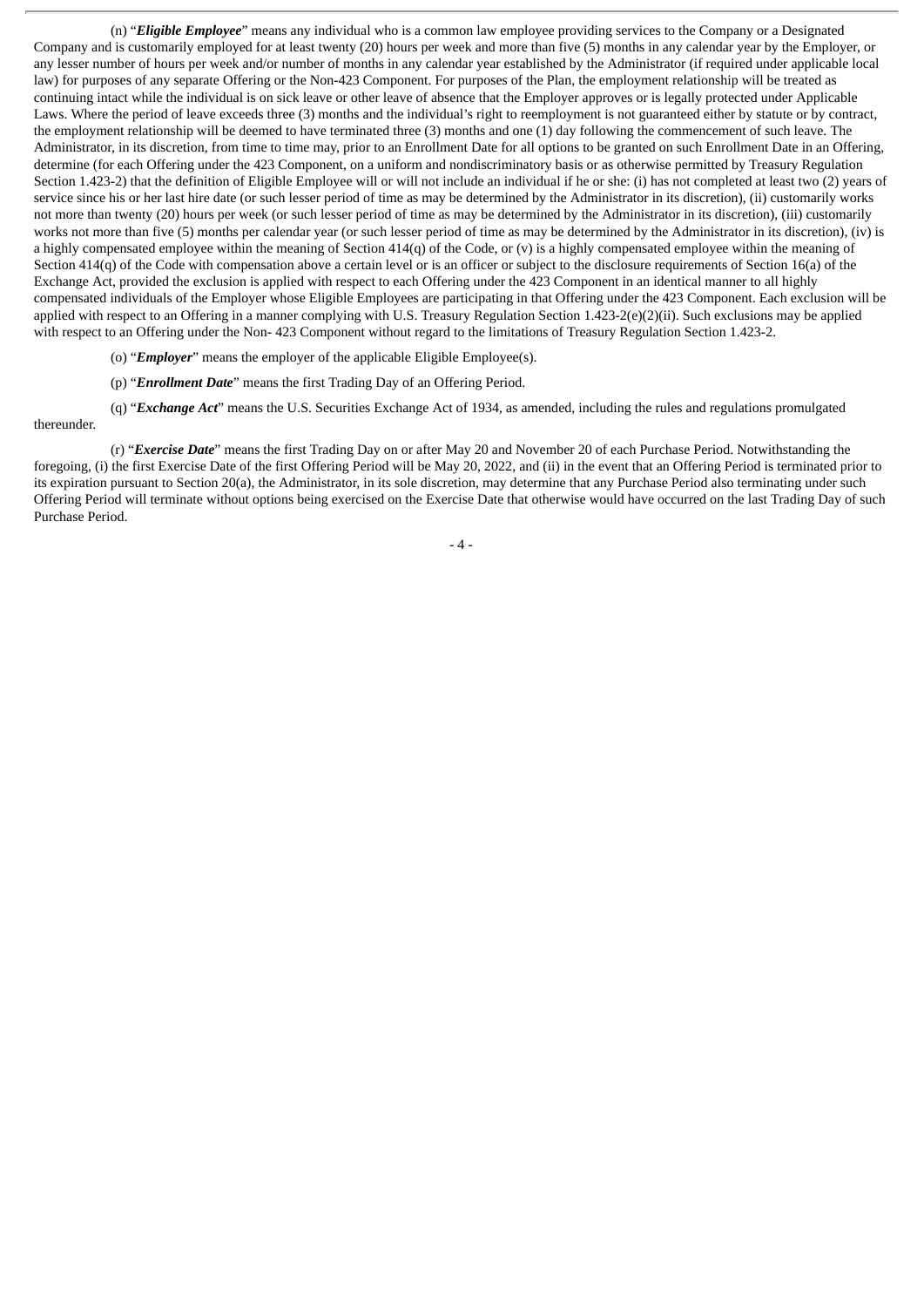(n) “***Eligible Employee***” means any individual who is a common law employee providing services to the Company or a Designated Company and is customarily employed for at least twenty (20) hours per week and more than five (5) months in any calendar year by the Employer, or any lesser number of hours per week and/or number of months in any calendar year established by the Administrator (if required under applicable local law) for purposes of any separate Offering or the Non-423 Component. For purposes of the Plan, the employment relationship will be treated as continuing intact while the individual is on sick leave or other leave of absence that the Employer approves or is legally protected under Applicable Laws. Where the period of leave exceeds three (3) months and the individual’s right to reemployment is not guaranteed either by statute or by contract, the employment relationship will be deemed to have terminated three (3) months and one (1) day following the commencement of such leave. The Administrator, in its discretion, from time to time may, prior to an Enrollment Date for all options to be granted on such Enrollment Date in an Offering, determine (for each Offering under the 423 Component, on a uniform and nondiscriminatory basis or as otherwise permitted by Treasury Regulation Section 1.423-2) that the definition of Eligible Employee will or will not include an individual if he or she: (i) has not completed at least two (2) years of service since his or her last hire date (or such lesser period of time as may be determined by the Administrator in its discretion), (ii) customarily works not more than twenty (20) hours per week (or such lesser period of time as may be determined by the Administrator in its discretion), (iii) customarily works not more than five (5) months per calendar year (or such lesser period of time as may be determined by the Administrator in its discretion), (iv) is a highly compensated employee within the meaning of Section 414(q) of the Code, or (v) is a highly compensated employee within the meaning of Section 414(q) of the Code with compensation above a certain level or is an officer or subject to the disclosure requirements of Section 16(a) of the Exchange Act, provided the exclusion is applied with respect to each Offering under the 423 Component in an identical manner to all highly compensated individuals of the Employer whose Eligible Employees are participating in that Offering under the 423 Component. Each exclusion will be applied with respect to an Offering in a manner complying with U.S. Treasury Regulation Section 1.423-2(e)(2)(ii). Such exclusions may be applied with respect to an Offering under the Non- 423 Component without regard to the limitations of Treasury Regulation Section 1.423-2.

(o) “***Employer***” means the employer of the applicable Eligible Employee(s).

(p) “***Enrollment Date***” means the first Trading Day of an Offering Period.

(q) “***Exchange Act***” means the U.S. Securities Exchange Act of 1934, as amended, including the rules and regulations promulgated thereunder.

(r) “***Exercise Date***” means the first Trading Day on or after May 20 and November 20 of each Purchase Period. Notwithstanding the foregoing, (i) the first Exercise Date of the first Offering Period will be May 20, 2022, and (ii) in the event that an Offering Period is terminated prior to its expiration pursuant to Section 20(a), the Administrator, in its sole discretion, may determine that any Purchase Period also terminating under such Offering Period will terminate without options being exercised on the Exercise Date that otherwise would have occurred on the last Trading Day of such Purchase Period.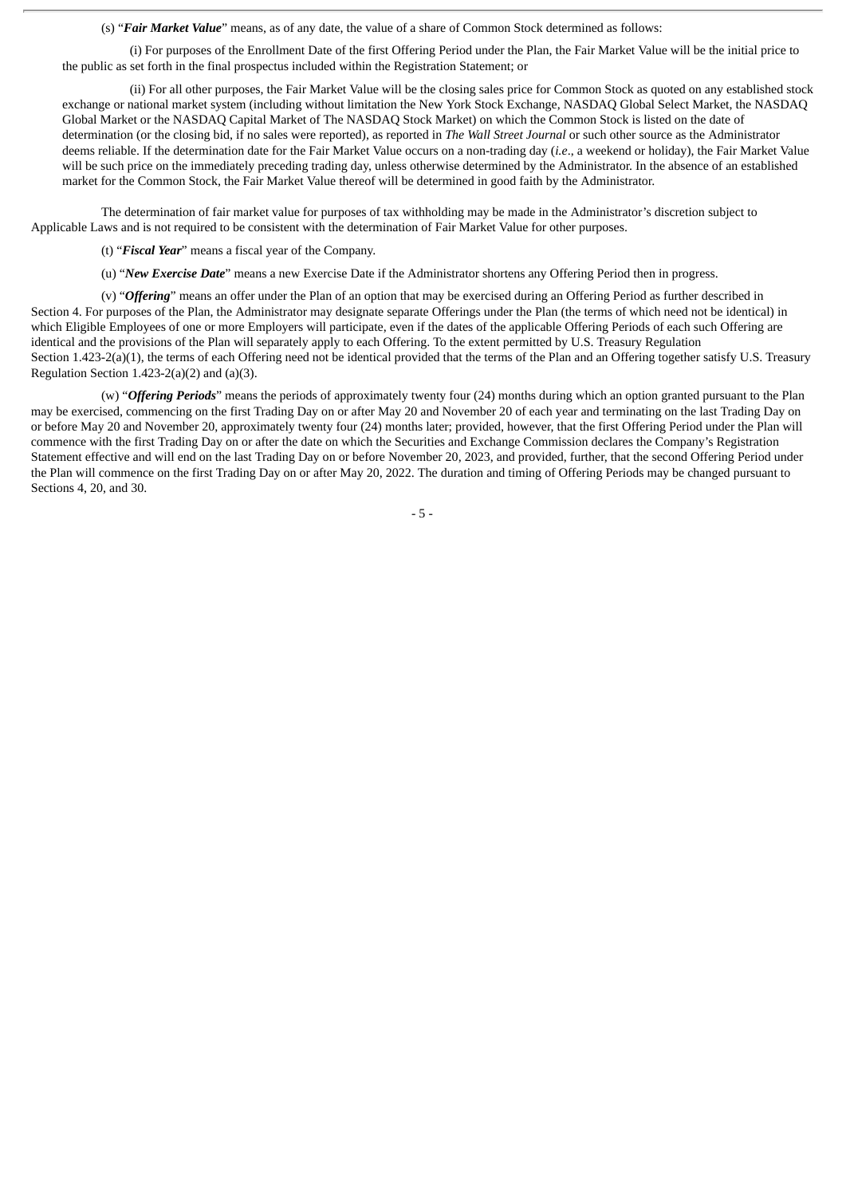(s) "***Fair Market Value***" means, as of any date, the value of a share of Common Stock determined as follows:

(i) For purposes of the Enrollment Date of the first Offering Period under the Plan, the Fair Market Value will be the initial price to the public as set forth in the final prospectus included within the Registration Statement; or

(ii) For all other purposes, the Fair Market Value will be the closing sales price for Common Stock as quoted on any established stock exchange or national market system (including without limitation the New York Stock Exchange, NASDAQ Global Select Market, the NASDAQ Global Market or the NASDAQ Capital Market of The NASDAQ Stock Market) on which the Common Stock is listed on the date of determination (or the closing bid, if no sales were reported), as reported in *The Wall Street Journal* or such other source as the Administrator deems reliable. If the determination date for the Fair Market Value occurs on a non-trading day (*i.e*., a weekend or holiday), the Fair Market Value will be such price on the immediately preceding trading day, unless otherwise determined by the Administrator. In the absence of an established market for the Common Stock, the Fair Market Value thereof will be determined in good faith by the Administrator.

The determination of fair market value for purposes of tax withholding may be made in the Administrator's discretion subject to Applicable Laws and is not required to be consistent with the determination of Fair Market Value for other purposes.

(t) "***Fiscal Year***" means a fiscal year of the Company.

(u) "***New Exercise Date***" means a new Exercise Date if the Administrator shortens any Offering Period then in progress.

(v) "***Offering***" means an offer under the Plan of an option that may be exercised during an Offering Period as further described in Section 4. For purposes of the Plan, the Administrator may designate separate Offerings under the Plan (the terms of which need not be identical) in which Eligible Employees of one or more Employers will participate, even if the dates of the applicable Offering Periods of each such Offering are identical and the provisions of the Plan will separately apply to each Offering. To the extent permitted by U.S. Treasury Regulation Section 1.423-2(a)(1), the terms of each Offering need not be identical provided that the terms of the Plan and an Offering together satisfy U.S. Treasury Regulation Section 1.423-2(a)(2) and (a)(3).

(w) "***Offering Periods***" means the periods of approximately twenty four (24) months during which an option granted pursuant to the Plan may be exercised, commencing on the first Trading Day on or after May 20 and November 20 of each year and terminating on the last Trading Day on or before May 20 and November 20, approximately twenty four (24) months later; provided, however, that the first Offering Period under the Plan will commence with the first Trading Day on or after the date on which the Securities and Exchange Commission declares the Company's Registration Statement effective and will end on the last Trading Day on or before November 20, 2023, and provided, further, that the second Offering Period under the Plan will commence on the first Trading Day on or after May 20, 2022. The duration and timing of Offering Periods may be changed pursuant to Sections 4, 20, and 30.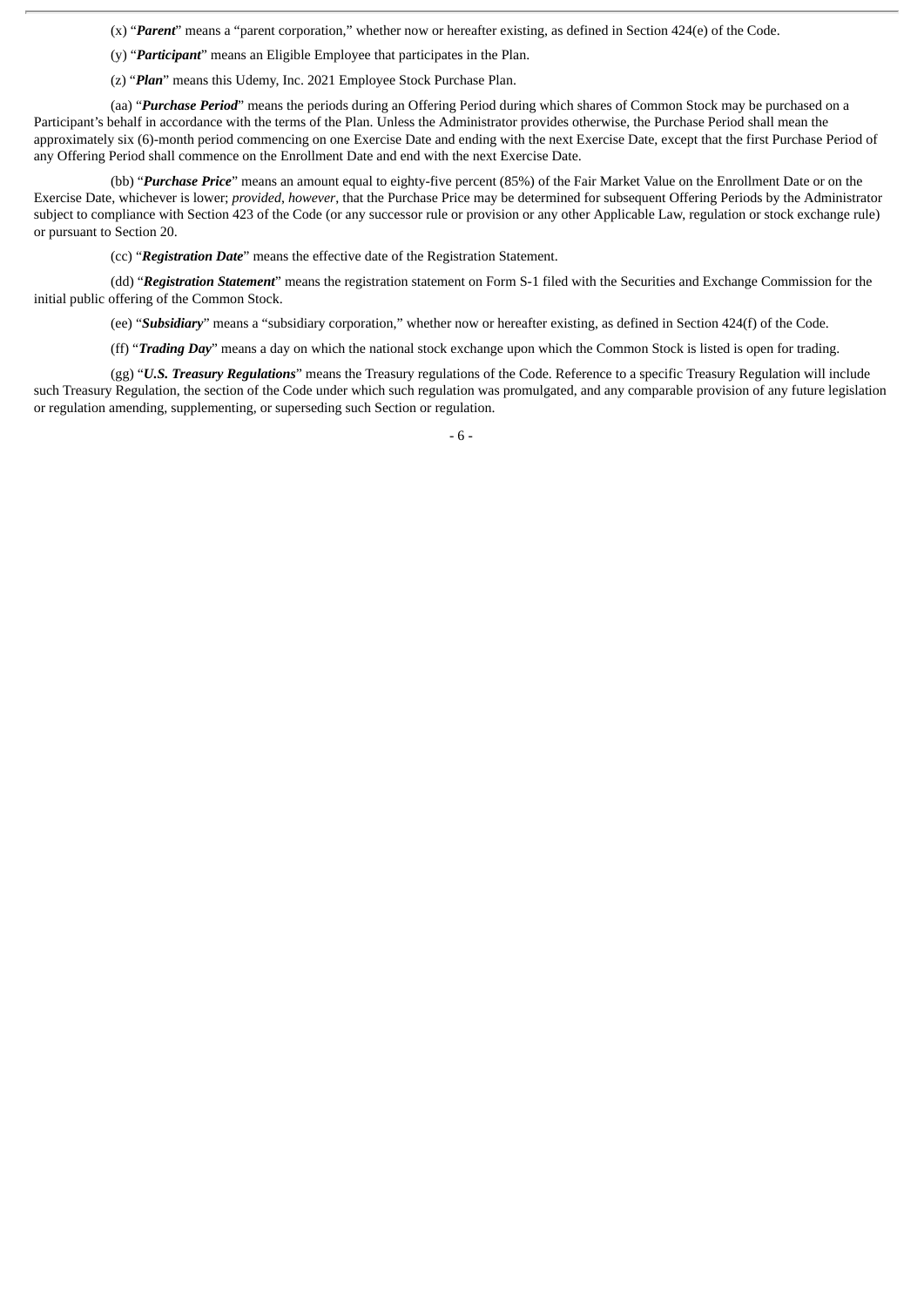(x) "***Parent***" means a "parent corporation," whether now or hereafter existing, as defined in Section 424(e) of the Code.

(y) "***Participant***" means an Eligible Employee that participates in the Plan.

(z) "***Plan***" means this Udemy, Inc. 2021 Employee Stock Purchase Plan.

(aa) "***Purchase Period***" means the periods during an Offering Period during which shares of Common Stock may be purchased on a Participant's behalf in accordance with the terms of the Plan. Unless the Administrator provides otherwise, the Purchase Period shall mean the approximately six (6)-month period commencing on one Exercise Date and ending with the next Exercise Date, except that the first Purchase Period of any Offering Period shall commence on the Enrollment Date and end with the next Exercise Date.

(bb) "***Purchase Price***" means an amount equal to eighty-five percent (85%) of the Fair Market Value on the Enrollment Date or on the Exercise Date, whichever is lower; *provided*, *however*, that the Purchase Price may be determined for subsequent Offering Periods by the Administrator subject to compliance with Section 423 of the Code (or any successor rule or provision or any other Applicable Law, regulation or stock exchange rule) or pursuant to Section 20.

(cc) "***Registration Date***" means the effective date of the Registration Statement.

(dd) "***Registration Statement***" means the registration statement on Form S-1 filed with the Securities and Exchange Commission for the initial public offering of the Common Stock.

(ee) "***Subsidiary***" means a "subsidiary corporation," whether now or hereafter existing, as defined in Section 424(f) of the Code.

(ff) "***Trading Day***" means a day on which the national stock exchange upon which the Common Stock is listed is open for trading.

(gg) "***U.S. Treasury Regulations***" means the Treasury regulations of the Code. Reference to a specific Treasury Regulation will include such Treasury Regulation, the section of the Code under which such regulation was promulgated, and any comparable provision of any future legislation or regulation amending, supplementing, or superseding such Section or regulation.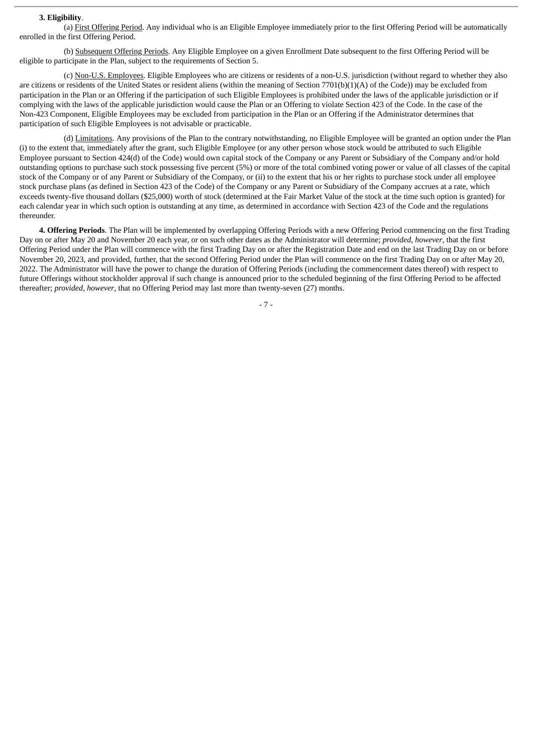**3. Eligibility**.

(a) First Offering Period. Any individual who is an Eligible Employee immediately prior to the first Offering Period will be automatically enrolled in the first Offering Period.

(b) Subsequent Offering Periods. Any Eligible Employee on a given Enrollment Date subsequent to the first Offering Period will be eligible to participate in the Plan, subject to the requirements of Section 5.

(c) Non-U.S. Employees. Eligible Employees who are citizens or residents of a non-U.S. jurisdiction (without regard to whether they also are citizens or residents of the United States or resident aliens (within the meaning of Section 7701(b)(1)(A) of the Code)) may be excluded from participation in the Plan or an Offering if the participation of such Eligible Employees is prohibited under the laws of the applicable jurisdiction or if complying with the laws of the applicable jurisdiction would cause the Plan or an Offering to violate Section 423 of the Code. In the case of the Non-423 Component, Eligible Employees may be excluded from participation in the Plan or an Offering if the Administrator determines that participation of such Eligible Employees is not advisable or practicable.

(d) Limitations. Any provisions of the Plan to the contrary notwithstanding, no Eligible Employee will be granted an option under the Plan (i) to the extent that, immediately after the grant, such Eligible Employee (or any other person whose stock would be attributed to such Eligible Employee pursuant to Section 424(d) of the Code) would own capital stock of the Company or any Parent or Subsidiary of the Company and/or hold outstanding options to purchase such stock possessing five percent (5%) or more of the total combined voting power or value of all classes of the capital stock of the Company or of any Parent or Subsidiary of the Company, or (ii) to the extent that his or her rights to purchase stock under all employee stock purchase plans (as defined in Section 423 of the Code) of the Company or any Parent or Subsidiary of the Company accrues at a rate, which exceeds twenty-five thousand dollars ($25,000) worth of stock (determined at the Fair Market Value of the stock at the time such option is granted) for each calendar year in which such option is outstanding at any time, as determined in accordance with Section 423 of the Code and the regulations thereunder.

**4. Offering Periods**. The Plan will be implemented by overlapping Offering Periods with a new Offering Period commencing on the first Trading Day on or after May 20 and November 20 each year, or on such other dates as the Administrator will determine; *provided*, *however*, that the first Offering Period under the Plan will commence with the first Trading Day on or after the Registration Date and end on the last Trading Day on or before November 20, 2023, and provided, further, that the second Offering Period under the Plan will commence on the first Trading Day on or after May 20, 2022. The Administrator will have the power to change the duration of Offering Periods (including the commencement dates thereof) with respect to future Offerings without stockholder approval if such change is announced prior to the scheduled beginning of the first Offering Period to be affected thereafter; *provided*, *however*, that no Offering Period may last more than twenty-seven (27) months.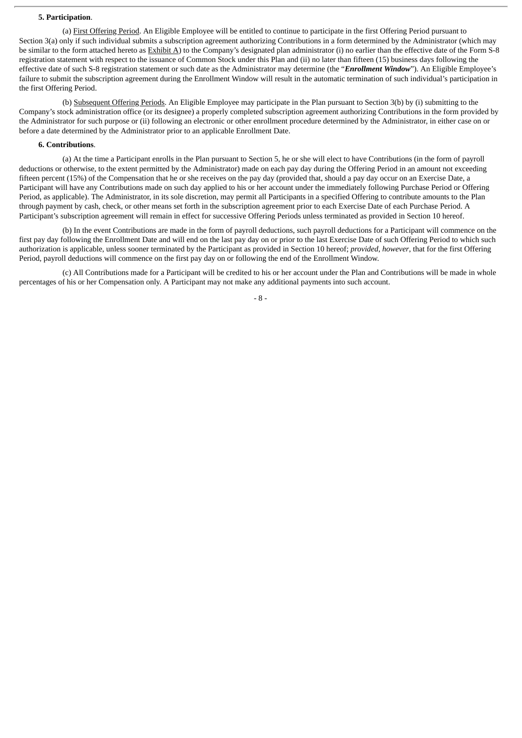**5. Participation**.

(a) First Offering Period. An Eligible Employee will be entitled to continue to participate in the first Offering Period pursuant to Section 3(a) only if such individual submits a subscription agreement authorizing Contributions in a form determined by the Administrator (which may be similar to the form attached hereto as Exhibit A) to the Company's designated plan administrator (i) no earlier than the effective date of the Form S-8 registration statement with respect to the issuance of Common Stock under this Plan and (ii) no later than fifteen (15) business days following the effective date of such S-8 registration statement or such date as the Administrator may determine (the "***Enrollment Window***"). An Eligible Employee's failure to submit the subscription agreement during the Enrollment Window will result in the automatic termination of such individual's participation in the first Offering Period.

(b) Subsequent Offering Periods. An Eligible Employee may participate in the Plan pursuant to Section 3(b) by (i) submitting to the Company's stock administration office (or its designee) a properly completed subscription agreement authorizing Contributions in the form provided by the Administrator for such purpose or (ii) following an electronic or other enrollment procedure determined by the Administrator, in either case on or before a date determined by the Administrator prior to an applicable Enrollment Date.

**6. Contributions**.

(a) At the time a Participant enrolls in the Plan pursuant to Section 5, he or she will elect to have Contributions (in the form of payroll deductions or otherwise, to the extent permitted by the Administrator) made on each pay day during the Offering Period in an amount not exceeding fifteen percent (15%) of the Compensation that he or she receives on the pay day (provided that, should a pay day occur on an Exercise Date, a Participant will have any Contributions made on such day applied to his or her account under the immediately following Purchase Period or Offering Period, as applicable). The Administrator, in its sole discretion, may permit all Participants in a specified Offering to contribute amounts to the Plan through payment by cash, check, or other means set forth in the subscription agreement prior to each Exercise Date of each Purchase Period. A Participant's subscription agreement will remain in effect for successive Offering Periods unless terminated as provided in Section 10 hereof.

(b) In the event Contributions are made in the form of payroll deductions, such payroll deductions for a Participant will commence on the first pay day following the Enrollment Date and will end on the last pay day on or prior to the last Exercise Date of such Offering Period to which such authorization is applicable, unless sooner terminated by the Participant as provided in Section 10 hereof; *provided*, *however*, that for the first Offering Period, payroll deductions will commence on the first pay day on or following the end of the Enrollment Window.

(c) All Contributions made for a Participant will be credited to his or her account under the Plan and Contributions will be made in whole percentages of his or her Compensation only. A Participant may not make any additional payments into such account.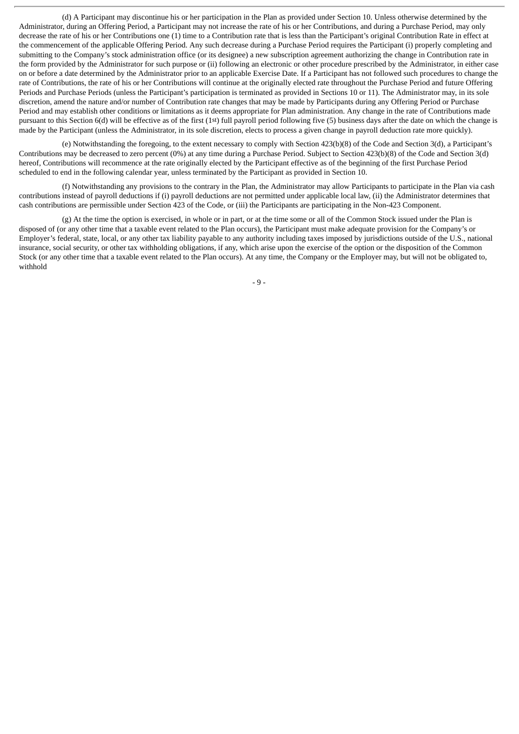(d) A Participant may discontinue his or her participation in the Plan as provided under Section 10. Unless otherwise determined by the Administrator, during an Offering Period, a Participant may not increase the rate of his or her Contributions, and during a Purchase Period, may only decrease the rate of his or her Contributions one (1) time to a Contribution rate that is less than the Participant's original Contribution Rate in effect at the commencement of the applicable Offering Period. Any such decrease during a Purchase Period requires the Participant (i) properly completing and submitting to the Company's stock administration office (or its designee) a new subscription agreement authorizing the change in Contribution rate in the form provided by the Administrator for such purpose or (ii) following an electronic or other procedure prescribed by the Administrator, in either case on or before a date determined by the Administrator prior to an applicable Exercise Date. If a Participant has not followed such procedures to change the rate of Contributions, the rate of his or her Contributions will continue at the originally elected rate throughout the Purchase Period and future Offering Periods and Purchase Periods (unless the Participant's participation is terminated as provided in Sections 10 or 11). The Administrator may, in its sole discretion, amend the nature and/or number of Contribution rate changes that may be made by Participants during any Offering Period or Purchase Period and may establish other conditions or limitations as it deems appropriate for Plan administration. Any change in the rate of Contributions made pursuant to this Section 6(d) will be effective as of the first (1st) full payroll period following five (5) business days after the date on which the change is made by the Participant (unless the Administrator, in its sole discretion, elects to process a given change in payroll deduction rate more quickly).

(e) Notwithstanding the foregoing, to the extent necessary to comply with Section 423(b)(8) of the Code and Section 3(d), a Participant's Contributions may be decreased to zero percent (0%) at any time during a Purchase Period. Subject to Section 423(b)(8) of the Code and Section 3(d) hereof, Contributions will recommence at the rate originally elected by the Participant effective as of the beginning of the first Purchase Period scheduled to end in the following calendar year, unless terminated by the Participant as provided in Section 10.

(f) Notwithstanding any provisions to the contrary in the Plan, the Administrator may allow Participants to participate in the Plan via cash contributions instead of payroll deductions if (i) payroll deductions are not permitted under applicable local law, (ii) the Administrator determines that cash contributions are permissible under Section 423 of the Code, or (iii) the Participants are participating in the Non-423 Component.

(g) At the time the option is exercised, in whole or in part, or at the time some or all of the Common Stock issued under the Plan is disposed of (or any other time that a taxable event related to the Plan occurs), the Participant must make adequate provision for the Company's or Employer's federal, state, local, or any other tax liability payable to any authority including taxes imposed by jurisdictions outside of the U.S., national insurance, social security, or other tax withholding obligations, if any, which arise upon the exercise of the option or the disposition of the Common Stock (or any other time that a taxable event related to the Plan occurs). At any time, the Company or the Employer may, but will not be obligated to, withhold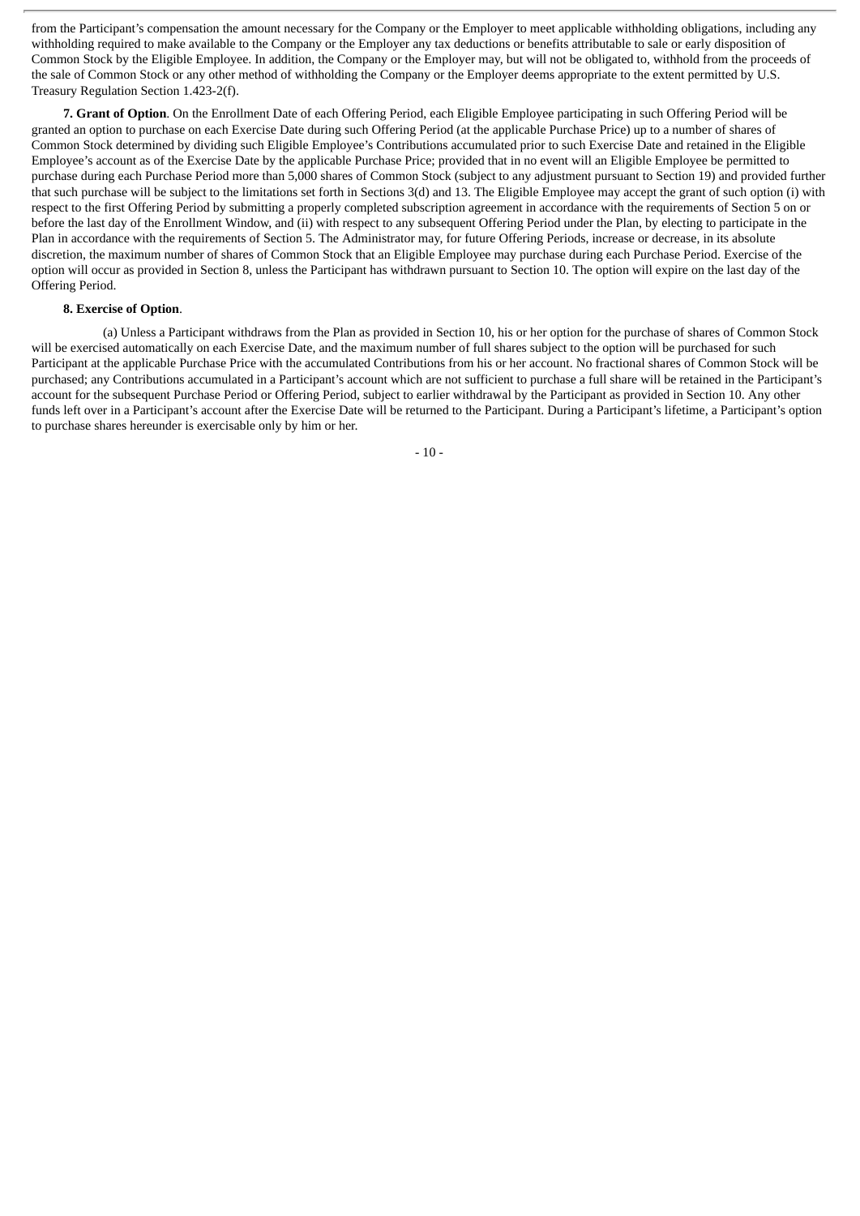from the Participant's compensation the amount necessary for the Company or the Employer to meet applicable withholding obligations, including any withholding required to make available to the Company or the Employer any tax deductions or benefits attributable to sale or early disposition of Common Stock by the Eligible Employee. In addition, the Company or the Employer may, but will not be obligated to, withhold from the proceeds of the sale of Common Stock or any other method of withholding the Company or the Employer deems appropriate to the extent permitted by U.S. Treasury Regulation Section 1.423-2(f).

**7. Grant of Option**. On the Enrollment Date of each Offering Period, each Eligible Employee participating in such Offering Period will be granted an option to purchase on each Exercise Date during such Offering Period (at the applicable Purchase Price) up to a number of shares of Common Stock determined by dividing such Eligible Employee's Contributions accumulated prior to such Exercise Date and retained in the Eligible Employee's account as of the Exercise Date by the applicable Purchase Price; provided that in no event will an Eligible Employee be permitted to purchase during each Purchase Period more than 5,000 shares of Common Stock (subject to any adjustment pursuant to Section 19) and provided further that such purchase will be subject to the limitations set forth in Sections 3(d) and 13. The Eligible Employee may accept the grant of such option (i) with respect to the first Offering Period by submitting a properly completed subscription agreement in accordance with the requirements of Section 5 on or before the last day of the Enrollment Window, and (ii) with respect to any subsequent Offering Period under the Plan, by electing to participate in the Plan in accordance with the requirements of Section 5. The Administrator may, for future Offering Periods, increase or decrease, in its absolute discretion, the maximum number of shares of Common Stock that an Eligible Employee may purchase during each Purchase Period. Exercise of the option will occur as provided in Section 8, unless the Participant has withdrawn pursuant to Section 10. The option will expire on the last day of the Offering Period.

**8. Exercise of Option**.

(a) Unless a Participant withdraws from the Plan as provided in Section 10, his or her option for the purchase of shares of Common Stock will be exercised automatically on each Exercise Date, and the maximum number of full shares subject to the option will be purchased for such Participant at the applicable Purchase Price with the accumulated Contributions from his or her account. No fractional shares of Common Stock will be purchased; any Contributions accumulated in a Participant's account which are not sufficient to purchase a full share will be retained in the Participant's account for the subsequent Purchase Period or Offering Period, subject to earlier withdrawal by the Participant as provided in Section 10. Any other funds left over in a Participant's account after the Exercise Date will be returned to the Participant. During a Participant's lifetime, a Participant's option to purchase shares hereunder is exercisable only by him or her.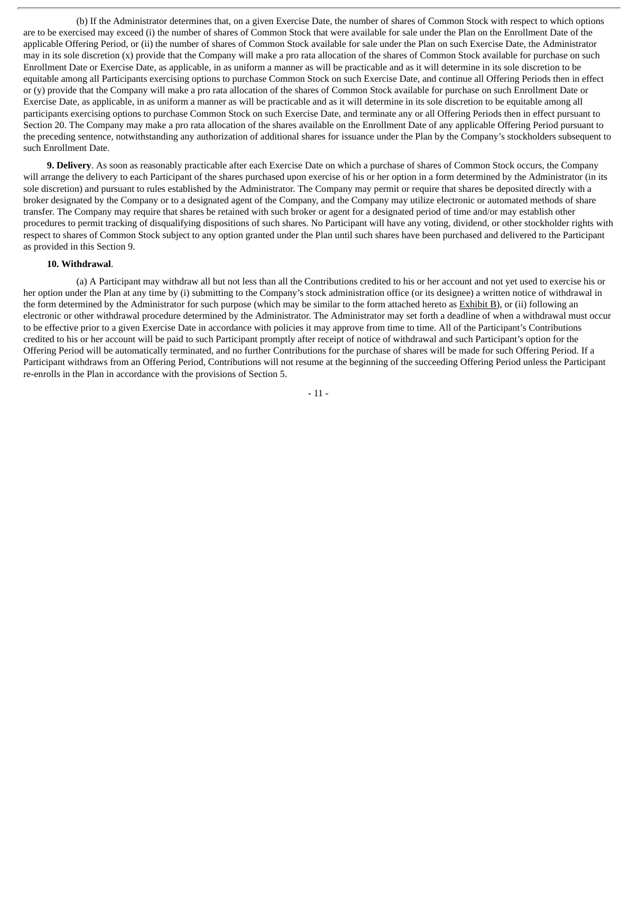(b) If the Administrator determines that, on a given Exercise Date, the number of shares of Common Stock with respect to which options are to be exercised may exceed (i) the number of shares of Common Stock that were available for sale under the Plan on the Enrollment Date of the applicable Offering Period, or (ii) the number of shares of Common Stock available for sale under the Plan on such Exercise Date, the Administrator may in its sole discretion (x) provide that the Company will make a pro rata allocation of the shares of Common Stock available for purchase on such Enrollment Date or Exercise Date, as applicable, in as uniform a manner as will be practicable and as it will determine in its sole discretion to be equitable among all Participants exercising options to purchase Common Stock on such Exercise Date, and continue all Offering Periods then in effect or (y) provide that the Company will make a pro rata allocation of the shares of Common Stock available for purchase on such Enrollment Date or Exercise Date, as applicable, in as uniform a manner as will be practicable and as it will determine in its sole discretion to be equitable among all participants exercising options to purchase Common Stock on such Exercise Date, and terminate any or all Offering Periods then in effect pursuant to Section 20. The Company may make a pro rata allocation of the shares available on the Enrollment Date of any applicable Offering Period pursuant to the preceding sentence, notwithstanding any authorization of additional shares for issuance under the Plan by the Company's stockholders subsequent to such Enrollment Date.

**9. Delivery**. As soon as reasonably practicable after each Exercise Date on which a purchase of shares of Common Stock occurs, the Company will arrange the delivery to each Participant of the shares purchased upon exercise of his or her option in a form determined by the Administrator (in its sole discretion) and pursuant to rules established by the Administrator. The Company may permit or require that shares be deposited directly with a broker designated by the Company or to a designated agent of the Company, and the Company may utilize electronic or automated methods of share transfer. The Company may require that shares be retained with such broker or agent for a designated period of time and/or may establish other procedures to permit tracking of disqualifying dispositions of such shares. No Participant will have any voting, dividend, or other stockholder rights with respect to shares of Common Stock subject to any option granted under the Plan until such shares have been purchased and delivered to the Participant as provided in this Section 9.

**10. Withdrawal**.

(a) A Participant may withdraw all but not less than all the Contributions credited to his or her account and not yet used to exercise his or her option under the Plan at any time by (i) submitting to the Company's stock administration office (or its designee) a written notice of withdrawal in the form determined by the Administrator for such purpose (which may be similar to the form attached hereto as Exhibit B), or (ii) following an electronic or other withdrawal procedure determined by the Administrator. The Administrator may set forth a deadline of when a withdrawal must occur to be effective prior to a given Exercise Date in accordance with policies it may approve from time to time. All of the Participant's Contributions credited to his or her account will be paid to such Participant promptly after receipt of notice of withdrawal and such Participant's option for the Offering Period will be automatically terminated, and no further Contributions for the purchase of shares will be made for such Offering Period. If a Participant withdraws from an Offering Period, Contributions will not resume at the beginning of the succeeding Offering Period unless the Participant re-enrolls in the Plan in accordance with the provisions of Section 5.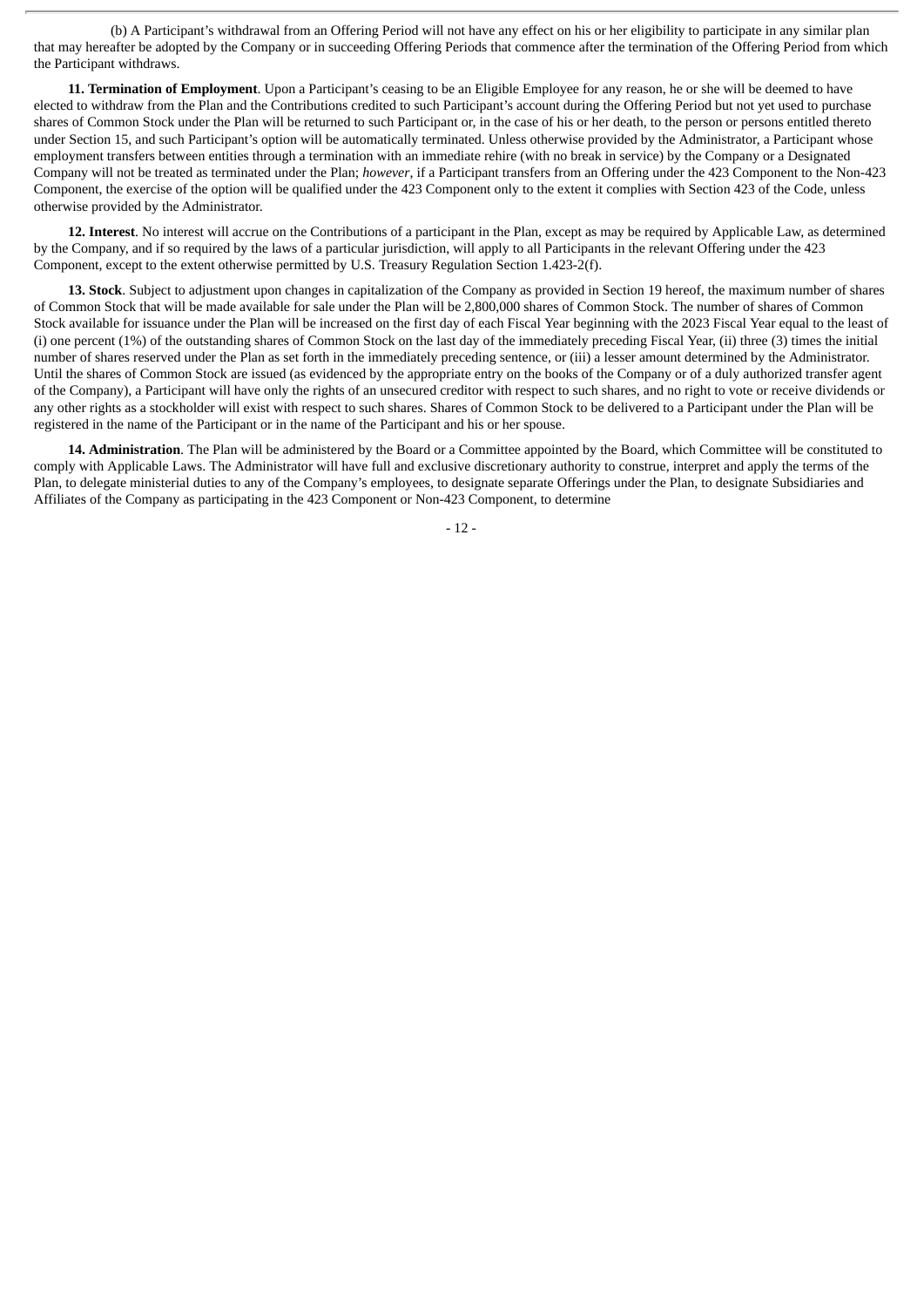(b) A Participant's withdrawal from an Offering Period will not have any effect on his or her eligibility to participate in any similar plan that may hereafter be adopted by the Company or in succeeding Offering Periods that commence after the termination of the Offering Period from which the Participant withdraws.

**11. Termination of Employment**. Upon a Participant's ceasing to be an Eligible Employee for any reason, he or she will be deemed to have elected to withdraw from the Plan and the Contributions credited to such Participant's account during the Offering Period but not yet used to purchase shares of Common Stock under the Plan will be returned to such Participant or, in the case of his or her death, to the person or persons entitled thereto under Section 15, and such Participant's option will be automatically terminated. Unless otherwise provided by the Administrator, a Participant whose employment transfers between entities through a termination with an immediate rehire (with no break in service) by the Company or a Designated Company will not be treated as terminated under the Plan; *however*, if a Participant transfers from an Offering under the 423 Component to the Non-423 Component, the exercise of the option will be qualified under the 423 Component only to the extent it complies with Section 423 of the Code, unless otherwise provided by the Administrator.

**12. Interest**. No interest will accrue on the Contributions of a participant in the Plan, except as may be required by Applicable Law, as determined by the Company, and if so required by the laws of a particular jurisdiction, will apply to all Participants in the relevant Offering under the 423 Component, except to the extent otherwise permitted by U.S. Treasury Regulation Section 1.423-2(f).

**13. Stock**. Subject to adjustment upon changes in capitalization of the Company as provided in Section 19 hereof, the maximum number of shares of Common Stock that will be made available for sale under the Plan will be 2,800,000 shares of Common Stock. The number of shares of Common Stock available for issuance under the Plan will be increased on the first day of each Fiscal Year beginning with the 2023 Fiscal Year equal to the least of (i) one percent (1%) of the outstanding shares of Common Stock on the last day of the immediately preceding Fiscal Year, (ii) three (3) times the initial number of shares reserved under the Plan as set forth in the immediately preceding sentence, or (iii) a lesser amount determined by the Administrator. Until the shares of Common Stock are issued (as evidenced by the appropriate entry on the books of the Company or of a duly authorized transfer agent of the Company), a Participant will have only the rights of an unsecured creditor with respect to such shares, and no right to vote or receive dividends or any other rights as a stockholder will exist with respect to such shares. Shares of Common Stock to be delivered to a Participant under the Plan will be registered in the name of the Participant or in the name of the Participant and his or her spouse.

**14. Administration**. The Plan will be administered by the Board or a Committee appointed by the Board, which Committee will be constituted to comply with Applicable Laws. The Administrator will have full and exclusive discretionary authority to construe, interpret and apply the terms of the Plan, to delegate ministerial duties to any of the Company's employees, to designate separate Offerings under the Plan, to designate Subsidiaries and Affiliates of the Company as participating in the 423 Component or Non-423 Component, to determine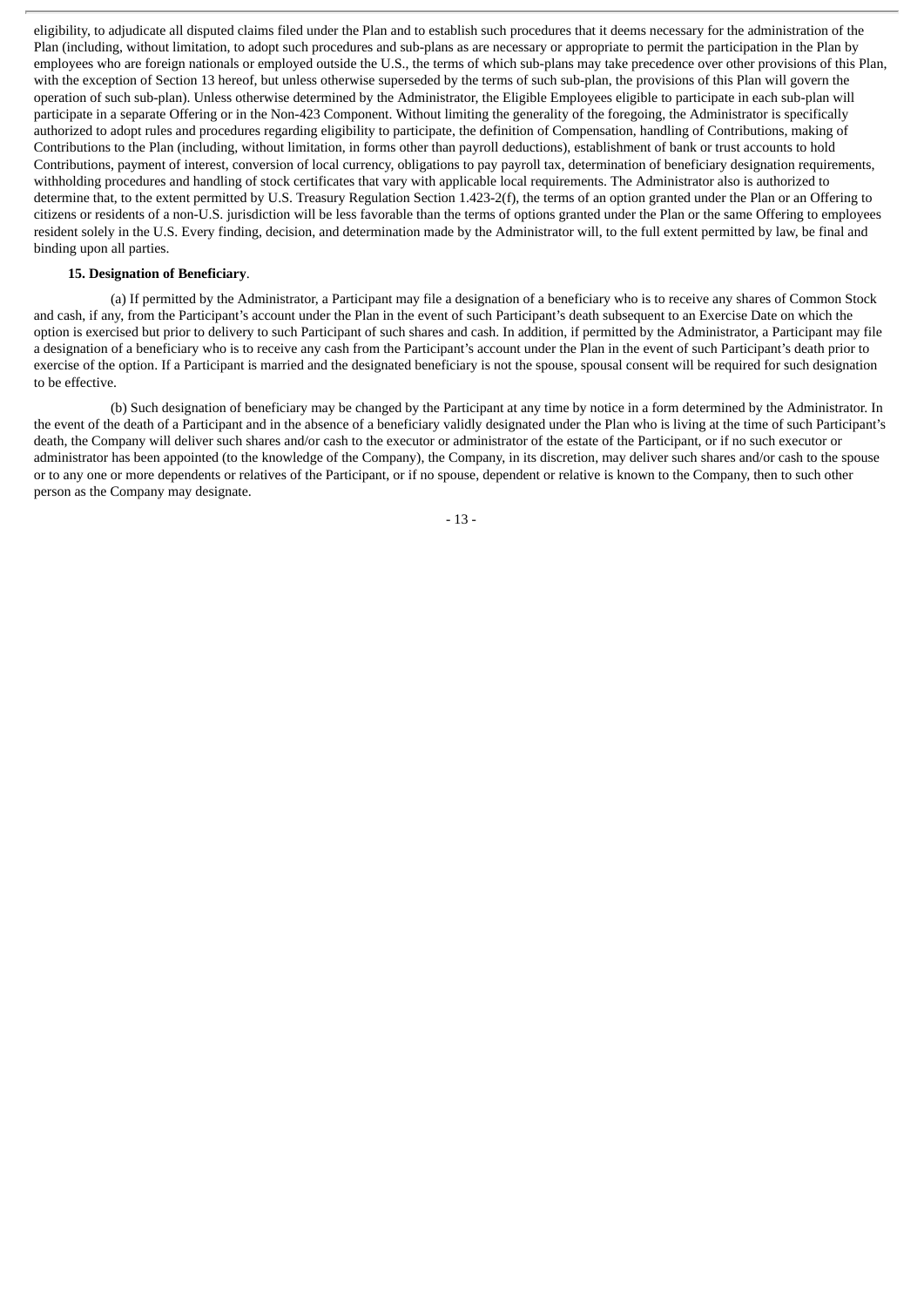eligibility, to adjudicate all disputed claims filed under the Plan and to establish such procedures that it deems necessary for the administration of the Plan (including, without limitation, to adopt such procedures and sub-plans as are necessary or appropriate to permit the participation in the Plan by employees who are foreign nationals or employed outside the U.S., the terms of which sub-plans may take precedence over other provisions of this Plan, with the exception of Section 13 hereof, but unless otherwise superseded by the terms of such sub-plan, the provisions of this Plan will govern the operation of such sub-plan). Unless otherwise determined by the Administrator, the Eligible Employees eligible to participate in each sub-plan will participate in a separate Offering or in the Non-423 Component. Without limiting the generality of the foregoing, the Administrator is specifically authorized to adopt rules and procedures regarding eligibility to participate, the definition of Compensation, handling of Contributions, making of Contributions to the Plan (including, without limitation, in forms other than payroll deductions), establishment of bank or trust accounts to hold Contributions, payment of interest, conversion of local currency, obligations to pay payroll tax, determination of beneficiary designation requirements, withholding procedures and handling of stock certificates that vary with applicable local requirements. The Administrator also is authorized to determine that, to the extent permitted by U.S. Treasury Regulation Section 1.423-2(f), the terms of an option granted under the Plan or an Offering to citizens or residents of a non-U.S. jurisdiction will be less favorable than the terms of options granted under the Plan or the same Offering to employees resident solely in the U.S. Every finding, decision, and determination made by the Administrator will, to the full extent permitted by law, be final and binding upon all parties.

**15. Designation of Beneficiary**.

(a) If permitted by the Administrator, a Participant may file a designation of a beneficiary who is to receive any shares of Common Stock and cash, if any, from the Participant's account under the Plan in the event of such Participant's death subsequent to an Exercise Date on which the option is exercised but prior to delivery to such Participant of such shares and cash. In addition, if permitted by the Administrator, a Participant may file a designation of a beneficiary who is to receive any cash from the Participant's account under the Plan in the event of such Participant's death prior to exercise of the option. If a Participant is married and the designated beneficiary is not the spouse, spousal consent will be required for such designation to be effective.

(b) Such designation of beneficiary may be changed by the Participant at any time by notice in a form determined by the Administrator. In the event of the death of a Participant and in the absence of a beneficiary validly designated under the Plan who is living at the time of such Participant's death, the Company will deliver such shares and/or cash to the executor or administrator of the estate of the Participant, or if no such executor or administrator has been appointed (to the knowledge of the Company), the Company, in its discretion, may deliver such shares and/or cash to the spouse or to any one or more dependents or relatives of the Participant, or if no spouse, dependent or relative is known to the Company, then to such other person as the Company may designate.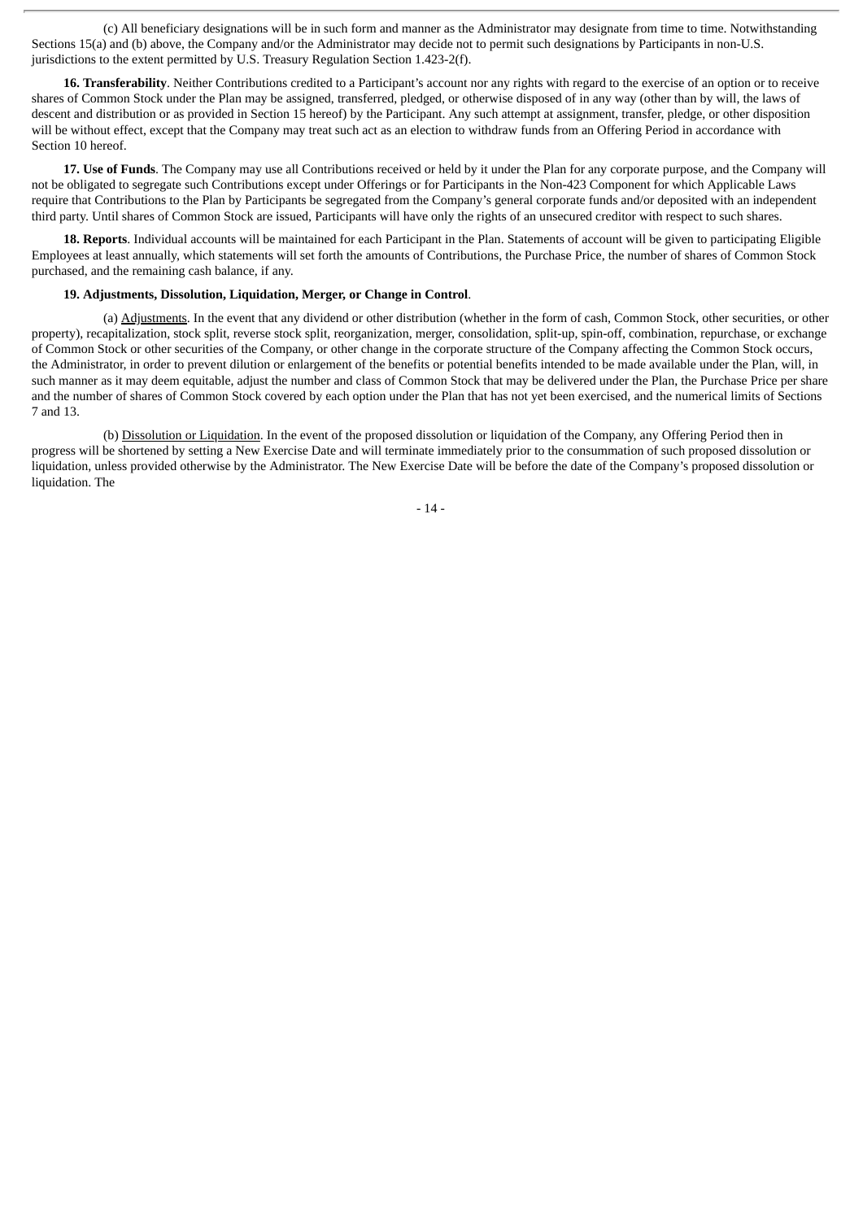(c) All beneficiary designations will be in such form and manner as the Administrator may designate from time to time. Notwithstanding Sections 15(a) and (b) above, the Company and/or the Administrator may decide not to permit such designations by Participants in non-U.S. jurisdictions to the extent permitted by U.S. Treasury Regulation Section 1.423-2(f).

**16. Transferability**. Neither Contributions credited to a Participant's account nor any rights with regard to the exercise of an option or to receive shares of Common Stock under the Plan may be assigned, transferred, pledged, or otherwise disposed of in any way (other than by will, the laws of descent and distribution or as provided in Section 15 hereof) by the Participant. Any such attempt at assignment, transfer, pledge, or other disposition will be without effect, except that the Company may treat such act as an election to withdraw funds from an Offering Period in accordance with Section 10 hereof.

**17. Use of Funds**. The Company may use all Contributions received or held by it under the Plan for any corporate purpose, and the Company will not be obligated to segregate such Contributions except under Offerings or for Participants in the Non-423 Component for which Applicable Laws require that Contributions to the Plan by Participants be segregated from the Company's general corporate funds and/or deposited with an independent third party. Until shares of Common Stock are issued, Participants will have only the rights of an unsecured creditor with respect to such shares.

**18. Reports**. Individual accounts will be maintained for each Participant in the Plan. Statements of account will be given to participating Eligible Employees at least annually, which statements will set forth the amounts of Contributions, the Purchase Price, the number of shares of Common Stock purchased, and the remaining cash balance, if any.

**19. Adjustments, Dissolution, Liquidation, Merger, or Change in Control**.

(a) Adjustments. In the event that any dividend or other distribution (whether in the form of cash, Common Stock, other securities, or other property), recapitalization, stock split, reverse stock split, reorganization, merger, consolidation, split-up, spin-off, combination, repurchase, or exchange of Common Stock or other securities of the Company, or other change in the corporate structure of the Company affecting the Common Stock occurs, the Administrator, in order to prevent dilution or enlargement of the benefits or potential benefits intended to be made available under the Plan, will, in such manner as it may deem equitable, adjust the number and class of Common Stock that may be delivered under the Plan, the Purchase Price per share and the number of shares of Common Stock covered by each option under the Plan that has not yet been exercised, and the numerical limits of Sections 7 and 13.

(b) Dissolution or Liquidation. In the event of the proposed dissolution or liquidation of the Company, any Offering Period then in progress will be shortened by setting a New Exercise Date and will terminate immediately prior to the consummation of such proposed dissolution or liquidation, unless provided otherwise by the Administrator. The New Exercise Date will be before the date of the Company's proposed dissolution or liquidation. The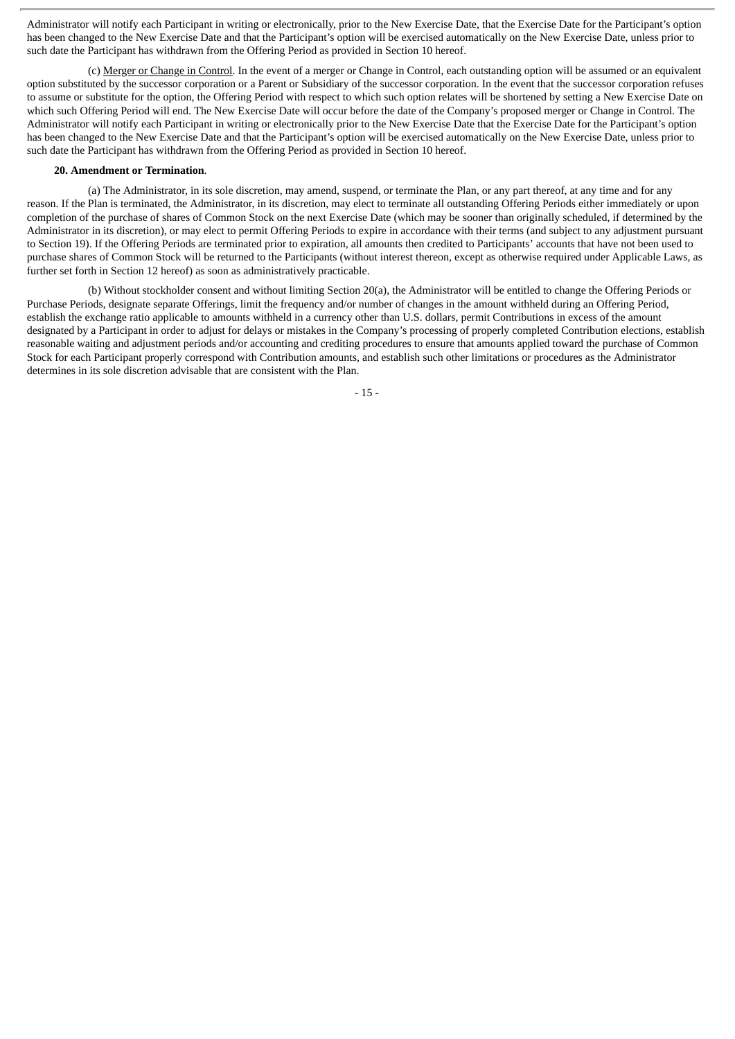Administrator will notify each Participant in writing or electronically, prior to the New Exercise Date, that the Exercise Date for the Participant's option has been changed to the New Exercise Date and that the Participant's option will be exercised automatically on the New Exercise Date, unless prior to such date the Participant has withdrawn from the Offering Period as provided in Section 10 hereof.

(c) Merger or Change in Control. In the event of a merger or Change in Control, each outstanding option will be assumed or an equivalent option substituted by the successor corporation or a Parent or Subsidiary of the successor corporation. In the event that the successor corporation refuses to assume or substitute for the option, the Offering Period with respect to which such option relates will be shortened by setting a New Exercise Date on which such Offering Period will end. The New Exercise Date will occur before the date of the Company's proposed merger or Change in Control. The Administrator will notify each Participant in writing or electronically prior to the New Exercise Date that the Exercise Date for the Participant's option has been changed to the New Exercise Date and that the Participant's option will be exercised automatically on the New Exercise Date, unless prior to such date the Participant has withdrawn from the Offering Period as provided in Section 10 hereof.

**20. Amendment or Termination**.

(a) The Administrator, in its sole discretion, may amend, suspend, or terminate the Plan, or any part thereof, at any time and for any reason. If the Plan is terminated, the Administrator, in its discretion, may elect to terminate all outstanding Offering Periods either immediately or upon completion of the purchase of shares of Common Stock on the next Exercise Date (which may be sooner than originally scheduled, if determined by the Administrator in its discretion), or may elect to permit Offering Periods to expire in accordance with their terms (and subject to any adjustment pursuant to Section 19). If the Offering Periods are terminated prior to expiration, all amounts then credited to Participants' accounts that have not been used to purchase shares of Common Stock will be returned to the Participants (without interest thereon, except as otherwise required under Applicable Laws, as further set forth in Section 12 hereof) as soon as administratively practicable.

(b) Without stockholder consent and without limiting Section 20(a), the Administrator will be entitled to change the Offering Periods or Purchase Periods, designate separate Offerings, limit the frequency and/or number of changes in the amount withheld during an Offering Period, establish the exchange ratio applicable to amounts withheld in a currency other than U.S. dollars, permit Contributions in excess of the amount designated by a Participant in order to adjust for delays or mistakes in the Company's processing of properly completed Contribution elections, establish reasonable waiting and adjustment periods and/or accounting and crediting procedures to ensure that amounts applied toward the purchase of Common Stock for each Participant properly correspond with Contribution amounts, and establish such other limitations or procedures as the Administrator determines in its sole discretion advisable that are consistent with the Plan.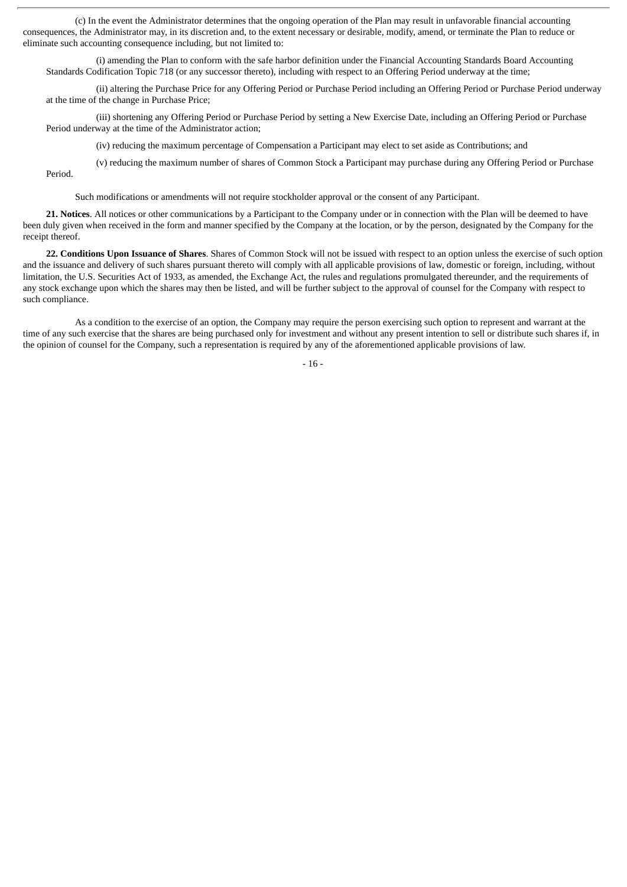(c) In the event the Administrator determines that the ongoing operation of the Plan may result in unfavorable financial accounting consequences, the Administrator may, in its discretion and, to the extent necessary or desirable, modify, amend, or terminate the Plan to reduce or eliminate such accounting consequence including, but not limited to:

(i) amending the Plan to conform with the safe harbor definition under the Financial Accounting Standards Board Accounting Standards Codification Topic 718 (or any successor thereto), including with respect to an Offering Period underway at the time;

(ii) altering the Purchase Price for any Offering Period or Purchase Period including an Offering Period or Purchase Period underway at the time of the change in Purchase Price;

(iii) shortening any Offering Period or Purchase Period by setting a New Exercise Date, including an Offering Period or Purchase Period underway at the time of the Administrator action;

(iv) reducing the maximum percentage of Compensation a Participant may elect to set aside as Contributions; and

(v) reducing the maximum number of shares of Common Stock a Participant may purchase during any Offering Period or Purchase Period.

Such modifications or amendments will not require stockholder approval or the consent of any Participant.

**21. Notices**. All notices or other communications by a Participant to the Company under or in connection with the Plan will be deemed to have been duly given when received in the form and manner specified by the Company at the location, or by the person, designated by the Company for the receipt thereof.

**22. Conditions Upon Issuance of Shares**. Shares of Common Stock will not be issued with respect to an option unless the exercise of such option and the issuance and delivery of such shares pursuant thereto will comply with all applicable provisions of law, domestic or foreign, including, without limitation, the U.S. Securities Act of 1933, as amended, the Exchange Act, the rules and regulations promulgated thereunder, and the requirements of any stock exchange upon which the shares may then be listed, and will be further subject to the approval of counsel for the Company with respect to such compliance.

As a condition to the exercise of an option, the Company may require the person exercising such option to represent and warrant at the time of any such exercise that the shares are being purchased only for investment and without any present intention to sell or distribute such shares if, in the opinion of counsel for the Company, such a representation is required by any of the aforementioned applicable provisions of law.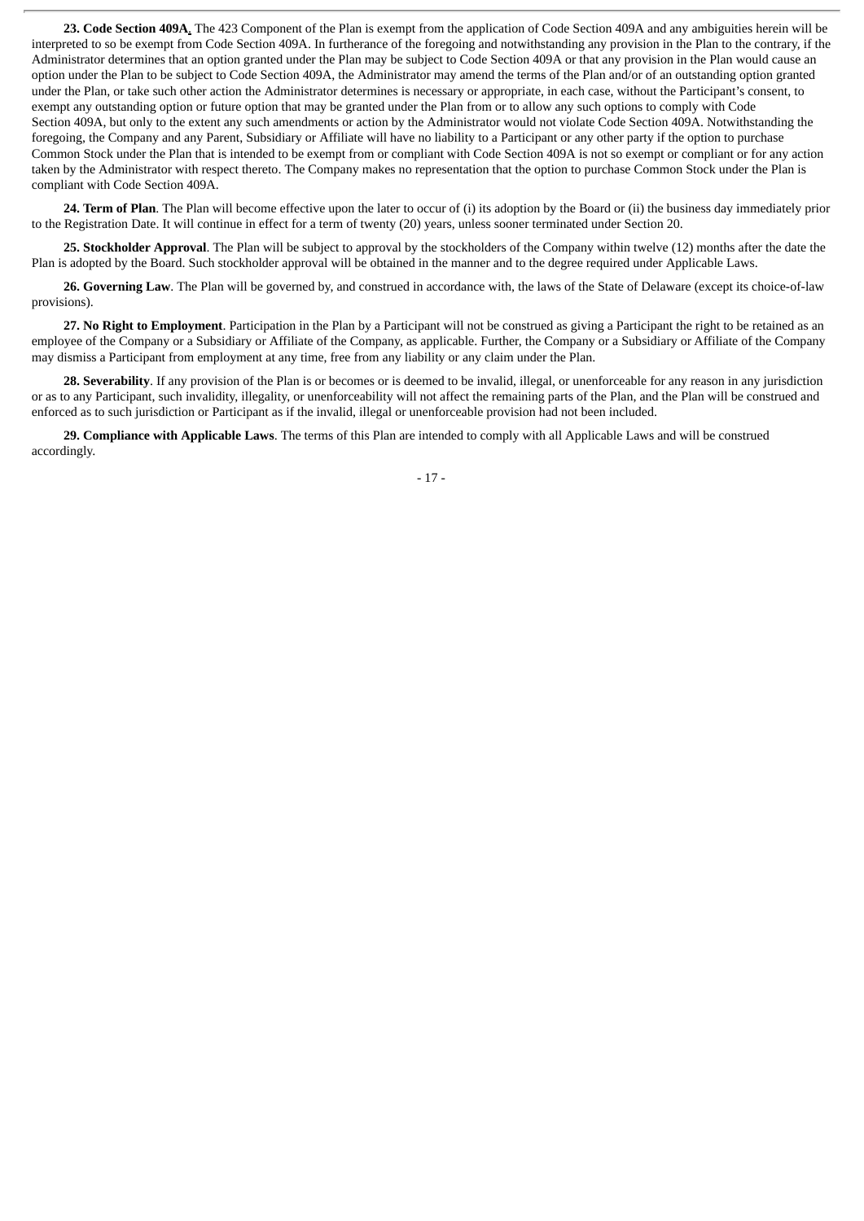**23. Code Section 409A.** The 423 Component of the Plan is exempt from the application of Code Section 409A and any ambiguities herein will be interpreted to so be exempt from Code Section 409A. In furtherance of the foregoing and notwithstanding any provision in the Plan to the contrary, if the Administrator determines that an option granted under the Plan may be subject to Code Section 409A or that any provision in the Plan would cause an option under the Plan to be subject to Code Section 409A, the Administrator may amend the terms of the Plan and/or of an outstanding option granted under the Plan, or take such other action the Administrator determines is necessary or appropriate, in each case, without the Participant's consent, to exempt any outstanding option or future option that may be granted under the Plan from or to allow any such options to comply with Code Section 409A, but only to the extent any such amendments or action by the Administrator would not violate Code Section 409A. Notwithstanding the foregoing, the Company and any Parent, Subsidiary or Affiliate will have no liability to a Participant or any other party if the option to purchase Common Stock under the Plan that is intended to be exempt from or compliant with Code Section 409A is not so exempt or compliant or for any action taken by the Administrator with respect thereto. The Company makes no representation that the option to purchase Common Stock under the Plan is compliant with Code Section 409A.

**24. Term of Plan**. The Plan will become effective upon the later to occur of (i) its adoption by the Board or (ii) the business day immediately prior to the Registration Date. It will continue in effect for a term of twenty (20) years, unless sooner terminated under Section 20.

**25. Stockholder Approval**. The Plan will be subject to approval by the stockholders of the Company within twelve (12) months after the date the Plan is adopted by the Board. Such stockholder approval will be obtained in the manner and to the degree required under Applicable Laws.

**26. Governing Law**. The Plan will be governed by, and construed in accordance with, the laws of the State of Delaware (except its choice-of-law provisions).

**27. No Right to Employment**. Participation in the Plan by a Participant will not be construed as giving a Participant the right to be retained as an employee of the Company or a Subsidiary or Affiliate of the Company, as applicable. Further, the Company or a Subsidiary or Affiliate of the Company may dismiss a Participant from employment at any time, free from any liability or any claim under the Plan.

**28. Severability**. If any provision of the Plan is or becomes or is deemed to be invalid, illegal, or unenforceable for any reason in any jurisdiction or as to any Participant, such invalidity, illegality, or unenforceability will not affect the remaining parts of the Plan, and the Plan will be construed and enforced as to such jurisdiction or Participant as if the invalid, illegal or unenforceable provision had not been included.

**29. Compliance with Applicable Laws**. The terms of this Plan are intended to comply with all Applicable Laws and will be construed accordingly.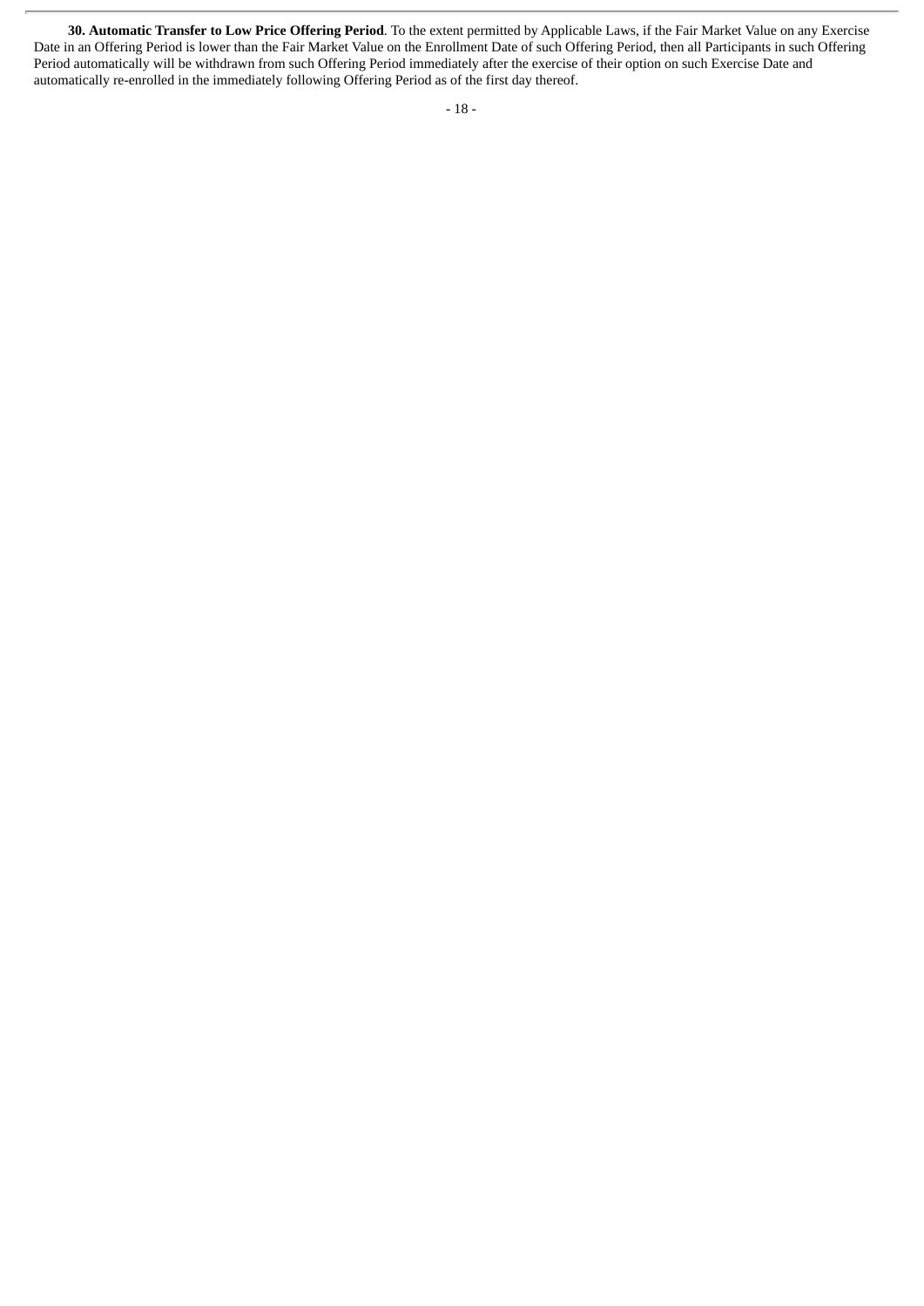**30. Automatic Transfer to Low Price Offering Period**. To the extent permitted by Applicable Laws, if the Fair Market Value on any Exercise Date in an Offering Period is lower than the Fair Market Value on the Enrollment Date of such Offering Period, then all Participants in such Offering Period automatically will be withdrawn from such Offering Period immediately after the exercise of their option on such Exercise Date and automatically re-enrolled in the immediately following Offering Period as of the first day thereof.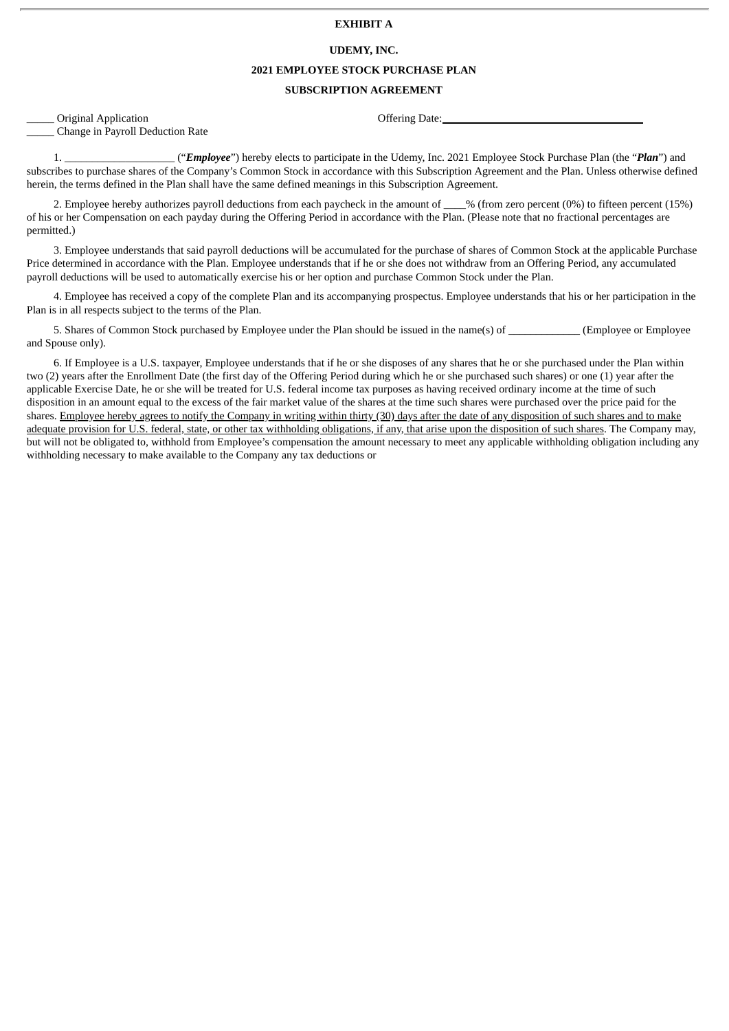**EXHIBIT A**

**UDEMY, INC.**

**2021 EMPLOYEE STOCK PURCHASE PLAN**

**SUBSCRIPTION AGREEMENT**

_____ Original Application

_____ Change in Payroll Deduction Rate

Offering Date: ______________________________________

1. ___________________ ("***Employee***") hereby elects to participate in the Udemy, Inc. 2021 Employee Stock Purchase Plan (the "***Plan***") and subscribes to purchase shares of the Company's Common Stock in accordance with this Subscription Agreement and the Plan. Unless otherwise defined herein, the terms defined in the Plan shall have the same defined meanings in this Subscription Agreement.

2. Employee hereby authorizes payroll deductions from each paycheck in the amount of ____% (from zero percent (0%) to fifteen percent (15%) of his or her Compensation on each payday during the Offering Period in accordance with the Plan. (Please note that no fractional percentages are permitted.)

3. Employee understands that said payroll deductions will be accumulated for the purchase of shares of Common Stock at the applicable Purchase Price determined in accordance with the Plan. Employee understands that if he or she does not withdraw from an Offering Period, any accumulated payroll deductions will be used to automatically exercise his or her option and purchase Common Stock under the Plan.

4. Employee has received a copy of the complete Plan and its accompanying prospectus. Employee understands that his or her participation in the Plan is in all respects subject to the terms of the Plan.

5. Shares of Common Stock purchased by Employee under the Plan should be issued in the name(s) of _____________ (Employee or Employee and Spouse only).

6. If Employee is a U.S. taxpayer, Employee understands that if he or she disposes of any shares that he or she purchased under the Plan within two (2) years after the Enrollment Date (the first day of the Offering Period during which he or she purchased such shares) or one (1) year after the applicable Exercise Date, he or she will be treated for U.S. federal income tax purposes as having received ordinary income at the time of such disposition in an amount equal to the excess of the fair market value of the shares at the time such shares were purchased over the price paid for the shares. <u>Employee hereby agrees to notify the Company in writing within thirty (30) days after the date of any disposition of such shares and to make adequate provision for U.S. federal, state, or other tax withholding obligations, if any, that arise upon the disposition of such shares</u>. The Company may, but will not be obligated to, withhold from Employee's compensation the amount necessary to meet any applicable withholding obligation including any withholding necessary to make available to the Company any tax deductions or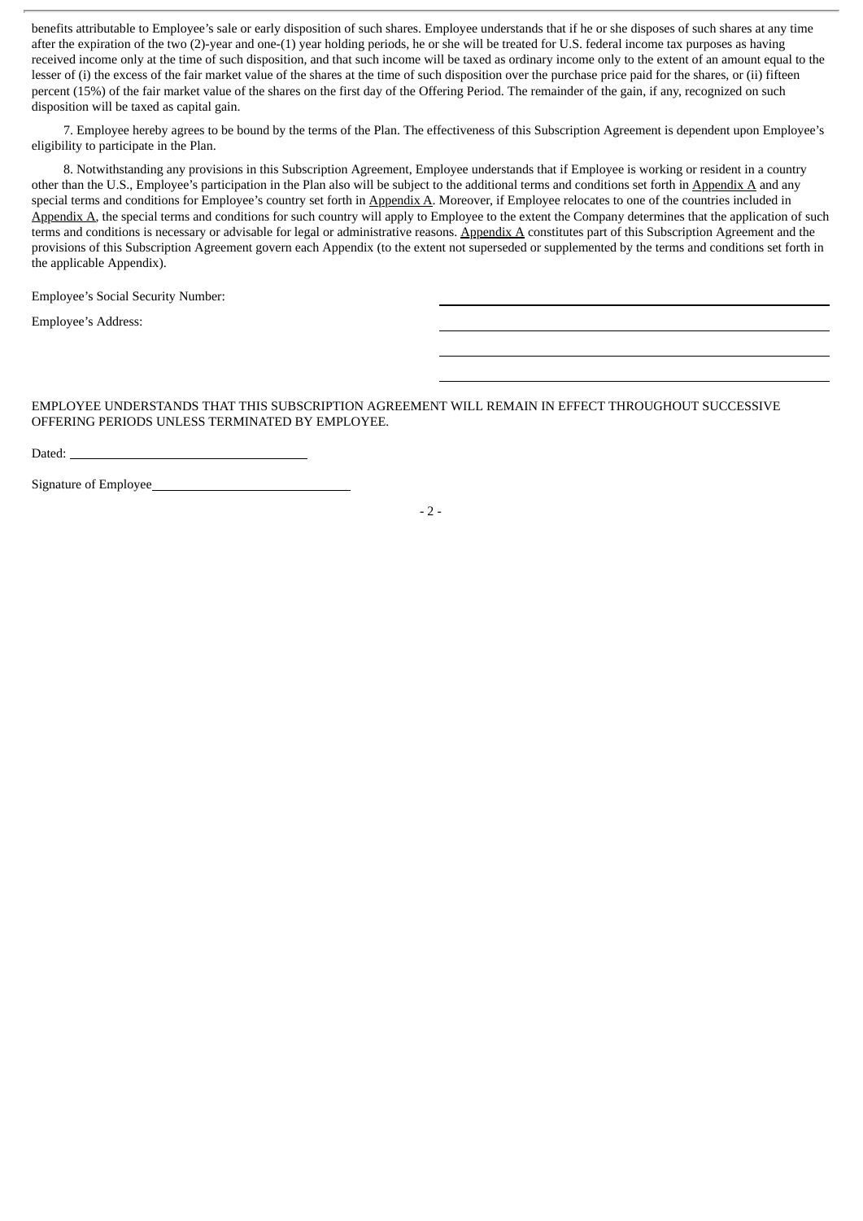benefits attributable to Employee's sale or early disposition of such shares. Employee understands that if he or she disposes of such shares at any time after the expiration of the two (2)-year and one-(1) year holding periods, he or she will be treated for U.S. federal income tax purposes as having received income only at the time of such disposition, and that such income will be taxed as ordinary income only to the extent of an amount equal to the lesser of (i) the excess of the fair market value of the shares at the time of such disposition over the purchase price paid for the shares, or (ii) fifteen percent (15%) of the fair market value of the shares on the first day of the Offering Period. The remainder of the gain, if any, recognized on such disposition will be taxed as capital gain.

7. Employee hereby agrees to be bound by the terms of the Plan. The effectiveness of this Subscription Agreement is dependent upon Employee's eligibility to participate in the Plan.

8. Notwithstanding any provisions in this Subscription Agreement, Employee understands that if Employee is working or resident in a country other than the U.S., Employee's participation in the Plan also will be subject to the additional terms and conditions set forth in Appendix A and any special terms and conditions for Employee's country set forth in Appendix A. Moreover, if Employee relocates to one of the countries included in Appendix A, the special terms and conditions for such country will apply to Employee to the extent the Company determines that the application of such terms and conditions is necessary or advisable for legal or administrative reasons. Appendix A constitutes part of this Subscription Agreement and the provisions of this Subscription Agreement govern each Appendix (to the extent not superseded or supplemented by the terms and conditions set forth in the applicable Appendix).

Employee's Social Security Number: ______________________________

Employee's Address: ______________________________

______________________________

______________________________

EMPLOYEE UNDERSTANDS THAT THIS SUBSCRIPTION AGREEMENT WILL REMAIN IN EFFECT THROUGHOUT SUCCESSIVE OFFERING PERIODS UNLESS TERMINATED BY EMPLOYEE.

Dated: ______________________________

Signature of Employee ______________________________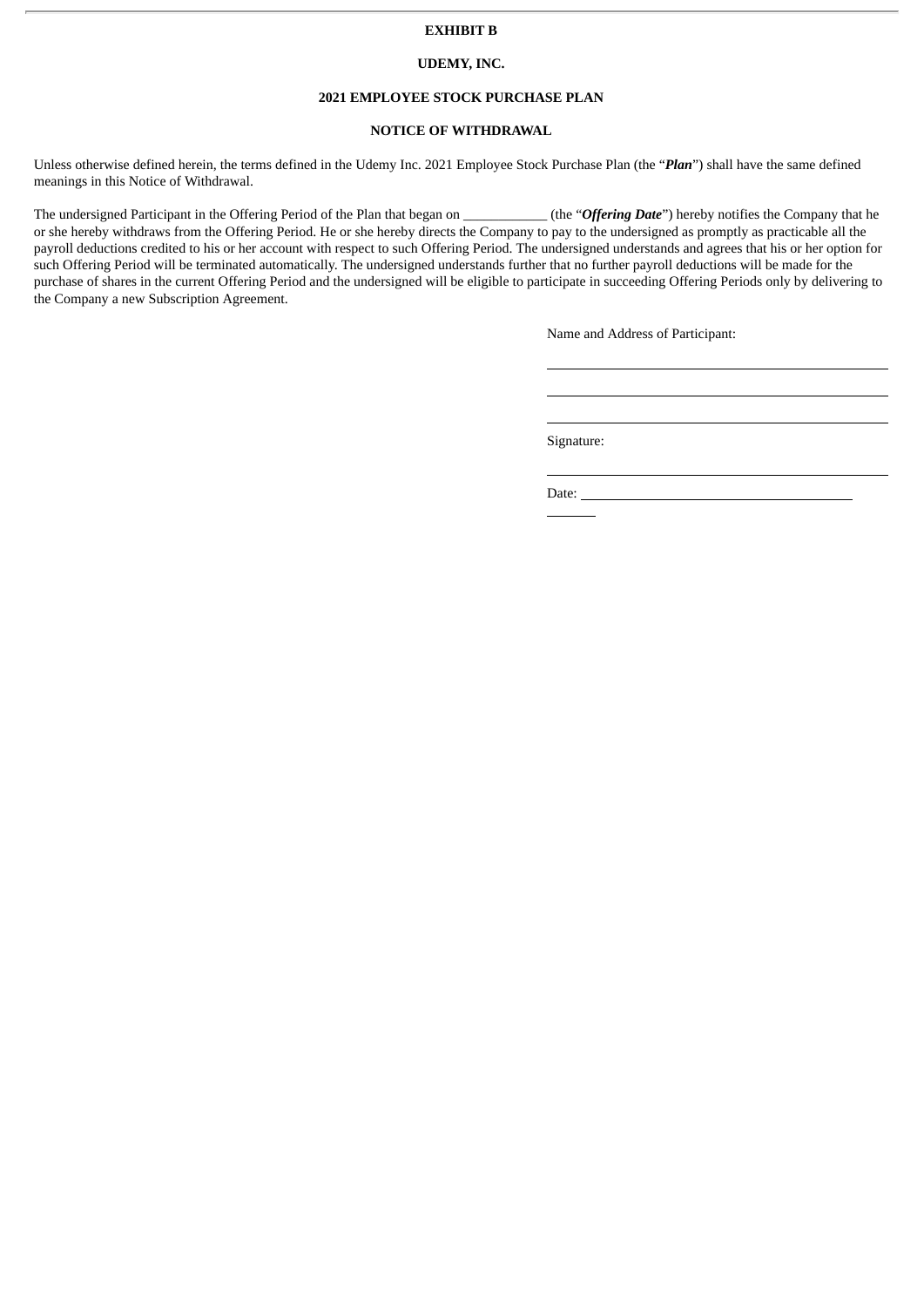**EXHIBIT B**

**UDEMY, INC.**

**2021 EMPLOYEE STOCK PURCHASE PLAN**

**NOTICE OF WITHDRAWAL**

Unless otherwise defined herein, the terms defined in the Udemy Inc. 2021 Employee Stock Purchase Plan (the "***Plan***") shall have the same defined meanings in this Notice of Withdrawal.

The undersigned Participant in the Offering Period of the Plan that began on ____________ (the "***Offering Date***") hereby notifies the Company that he or she hereby withdraws from the Offering Period. He or she hereby directs the Company to pay to the undersigned as promptly as practicable all the payroll deductions credited to his or her account with respect to such Offering Period. The undersigned understands and agrees that his or her option for such Offering Period will be terminated automatically. The undersigned understands further that no further payroll deductions will be made for the purchase of shares in the current Offering Period and the undersigned will be eligible to participate in succeeding Offering Periods only by delivering to the Company a new Subscription Agreement.

Name and Address of Participant:

______________________________________

______________________________________

______________________________________

Signature:

______________________________________

Date: ________________________________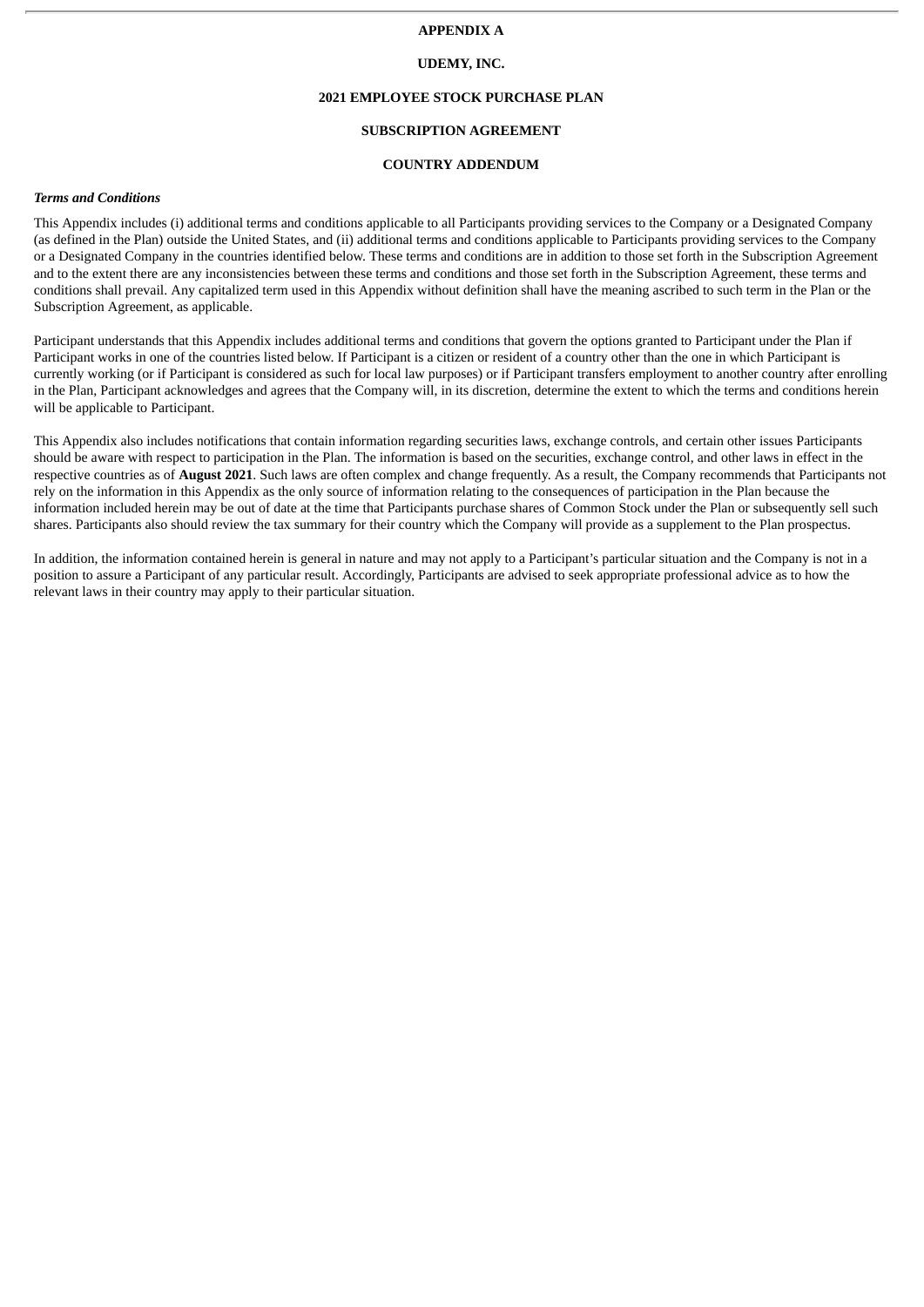**APPENDIX A**

**UDEMY, INC.**

**2021 EMPLOYEE STOCK PURCHASE PLAN**

**SUBSCRIPTION AGREEMENT**

**COUNTRY ADDENDUM**

***Terms and Conditions***

This Appendix includes (i) additional terms and conditions applicable to all Participants providing services to the Company or a Designated Company (as defined in the Plan) outside the United States, and (ii) additional terms and conditions applicable to Participants providing services to the Company or a Designated Company in the countries identified below. These terms and conditions are in addition to those set forth in the Subscription Agreement and to the extent there are any inconsistencies between these terms and conditions and those set forth in the Subscription Agreement, these terms and conditions shall prevail. Any capitalized term used in this Appendix without definition shall have the meaning ascribed to such term in the Plan or the Subscription Agreement, as applicable.

Participant understands that this Appendix includes additional terms and conditions that govern the options granted to Participant under the Plan if Participant works in one of the countries listed below. If Participant is a citizen or resident of a country other than the one in which Participant is currently working (or if Participant is considered as such for local law purposes) or if Participant transfers employment to another country after enrolling in the Plan, Participant acknowledges and agrees that the Company will, in its discretion, determine the extent to which the terms and conditions herein will be applicable to Participant.

This Appendix also includes notifications that contain information regarding securities laws, exchange controls, and certain other issues Participants should be aware with respect to participation in the Plan. The information is based on the securities, exchange control, and other laws in effect in the respective countries as of **August 2021**. Such laws are often complex and change frequently. As a result, the Company recommends that Participants not rely on the information in this Appendix as the only source of information relating to the consequences of participation in the Plan because the information included herein may be out of date at the time that Participants purchase shares of Common Stock under the Plan or subsequently sell such shares. Participants also should review the tax summary for their country which the Company will provide as a supplement to the Plan prospectus.

In addition, the information contained herein is general in nature and may not apply to a Participant's particular situation and the Company is not in a position to assure a Participant of any particular result. Accordingly, Participants are advised to seek appropriate professional advice as to how the relevant laws in their country may apply to their particular situation.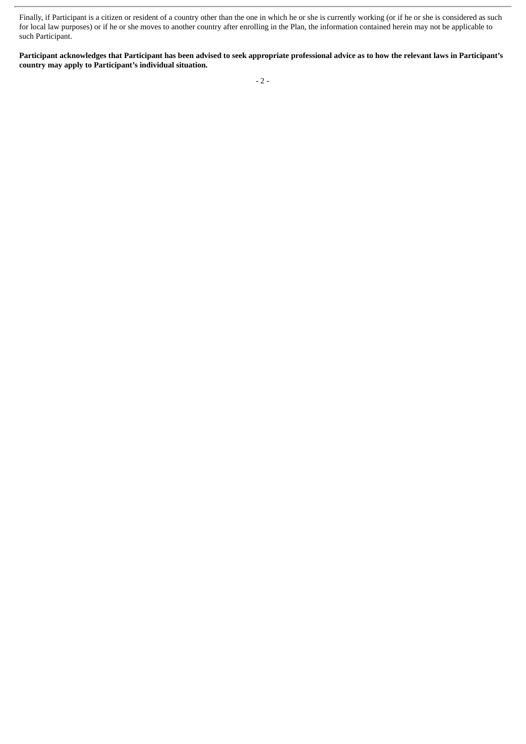Finally, if Participant is a citizen or resident of a country other than the one in which he or she is currently working (or if he or she is considered as such for local law purposes) or if he or she moves to another country after enrolling in the Plan, the information contained herein may not be applicable to such Participant.

**Participant acknowledges that Participant has been advised to seek appropriate professional advice as to how the relevant laws in Participant's country may apply to Participant's individual situation.**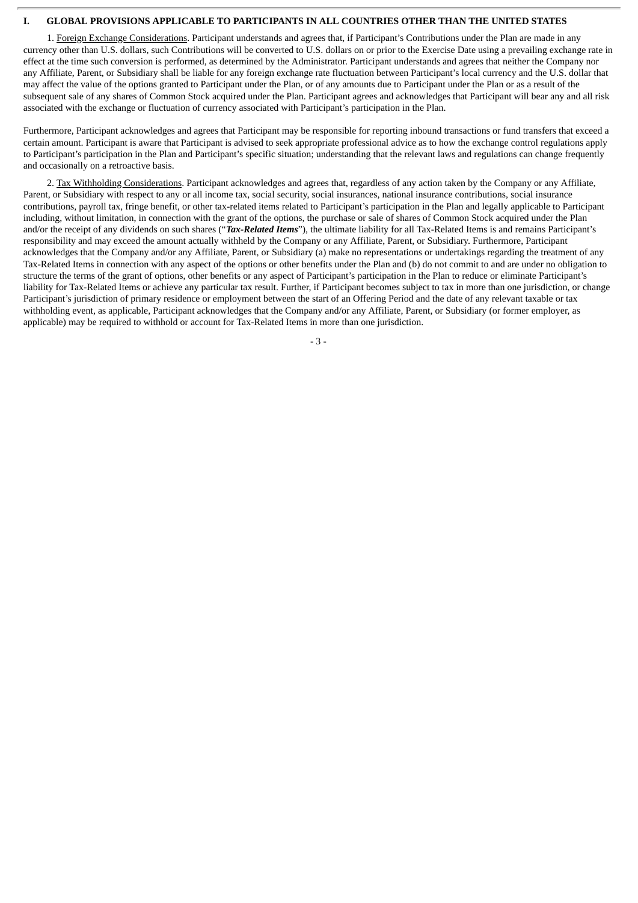## I. GLOBAL PROVISIONS APPLICABLE TO PARTICIPANTS IN ALL COUNTRIES OTHER THAN THE UNITED STATES

1. Foreign Exchange Considerations. Participant understands and agrees that, if Participant's Contributions under the Plan are made in any currency other than U.S. dollars, such Contributions will be converted to U.S. dollars on or prior to the Exercise Date using a prevailing exchange rate in effect at the time such conversion is performed, as determined by the Administrator. Participant understands and agrees that neither the Company nor any Affiliate, Parent, or Subsidiary shall be liable for any foreign exchange rate fluctuation between Participant's local currency and the U.S. dollar that may affect the value of the options granted to Participant under the Plan, or of any amounts due to Participant under the Plan or as a result of the subsequent sale of any shares of Common Stock acquired under the Plan. Participant agrees and acknowledges that Participant will bear any and all risk associated with the exchange or fluctuation of currency associated with Participant's participation in the Plan.

Furthermore, Participant acknowledges and agrees that Participant may be responsible for reporting inbound transactions or fund transfers that exceed a certain amount. Participant is aware that Participant is advised to seek appropriate professional advice as to how the exchange control regulations apply to Participant's participation in the Plan and Participant's specific situation; understanding that the relevant laws and regulations can change frequently and occasionally on a retroactive basis.

2. Tax Withholding Considerations. Participant acknowledges and agrees that, regardless of any action taken by the Company or any Affiliate, Parent, or Subsidiary with respect to any or all income tax, social security, social insurances, national insurance contributions, social insurance contributions, payroll tax, fringe benefit, or other tax-related items related to Participant's participation in the Plan and legally applicable to Participant including, without limitation, in connection with the grant of the options, the purchase or sale of shares of Common Stock acquired under the Plan and/or the receipt of any dividends on such shares ("***Tax-Related Items***"), the ultimate liability for all Tax-Related Items is and remains Participant's responsibility and may exceed the amount actually withheld by the Company or any Affiliate, Parent, or Subsidiary. Furthermore, Participant acknowledges that the Company and/or any Affiliate, Parent, or Subsidiary (a) make no representations or undertakings regarding the treatment of any Tax-Related Items in connection with any aspect of the options or other benefits under the Plan and (b) do not commit to and are under no obligation to structure the terms of the grant of options, other benefits or any aspect of Participant's participation in the Plan to reduce or eliminate Participant's liability for Tax-Related Items or achieve any particular tax result. Further, if Participant becomes subject to tax in more than one jurisdiction, or change Participant's jurisdiction of primary residence or employment between the start of an Offering Period and the date of any relevant taxable or tax withholding event, as applicable, Participant acknowledges that the Company and/or any Affiliate, Parent, or Subsidiary (or former employer, as applicable) may be required to withhold or account for Tax-Related Items in more than one jurisdiction.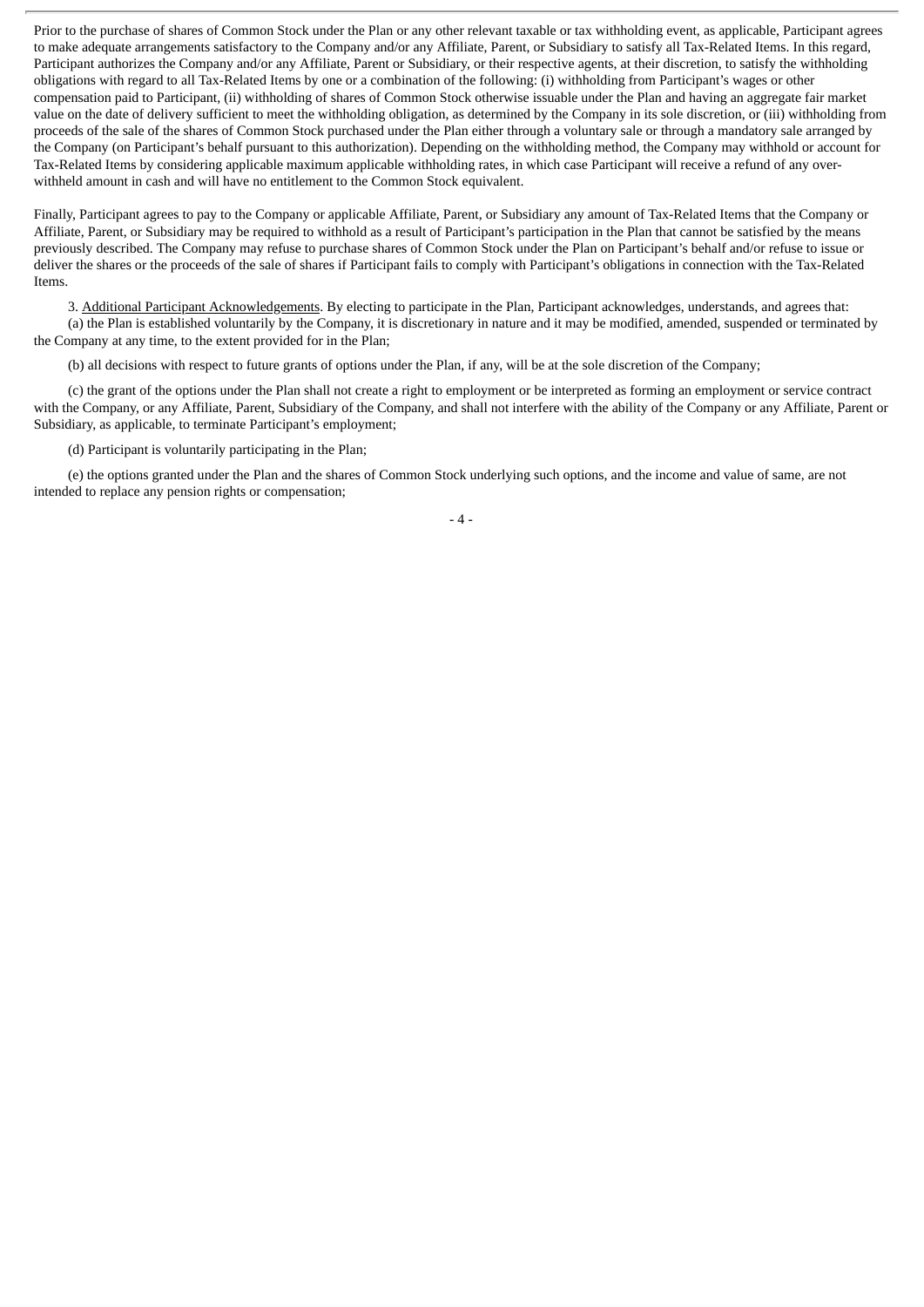Prior to the purchase of shares of Common Stock under the Plan or any other relevant taxable or tax withholding event, as applicable, Participant agrees to make adequate arrangements satisfactory to the Company and/or any Affiliate, Parent, or Subsidiary to satisfy all Tax-Related Items. In this regard, Participant authorizes the Company and/or any Affiliate, Parent or Subsidiary, or their respective agents, at their discretion, to satisfy the withholding obligations with regard to all Tax-Related Items by one or a combination of the following: (i) withholding from Participant's wages or other compensation paid to Participant, (ii) withholding of shares of Common Stock otherwise issuable under the Plan and having an aggregate fair market value on the date of delivery sufficient to meet the withholding obligation, as determined by the Company in its sole discretion, or (iii) withholding from proceeds of the sale of the shares of Common Stock purchased under the Plan either through a voluntary sale or through a mandatory sale arranged by the Company (on Participant's behalf pursuant to this authorization). Depending on the withholding method, the Company may withhold or account for Tax-Related Items by considering applicable maximum applicable withholding rates, in which case Participant will receive a refund of any over-withheld amount in cash and will have no entitlement to the Common Stock equivalent.

Finally, Participant agrees to pay to the Company or applicable Affiliate, Parent, or Subsidiary any amount of Tax-Related Items that the Company or Affiliate, Parent, or Subsidiary may be required to withhold as a result of Participant's participation in the Plan that cannot be satisfied by the means previously described. The Company may refuse to purchase shares of Common Stock under the Plan on Participant's behalf and/or refuse to issue or deliver the shares or the proceeds of the sale of shares if Participant fails to comply with Participant's obligations in connection with the Tax-Related Items.

3. Additional Participant Acknowledgements. By electing to participate in the Plan, Participant acknowledges, understands, and agrees that:

(a) the Plan is established voluntarily by the Company, it is discretionary in nature and it may be modified, amended, suspended or terminated by the Company at any time, to the extent provided for in the Plan;

(b) all decisions with respect to future grants of options under the Plan, if any, will be at the sole discretion of the Company;

(c) the grant of the options under the Plan shall not create a right to employment or be interpreted as forming an employment or service contract with the Company, or any Affiliate, Parent, Subsidiary of the Company, and shall not interfere with the ability of the Company or any Affiliate, Parent or Subsidiary, as applicable, to terminate Participant's employment;

(d) Participant is voluntarily participating in the Plan;

(e) the options granted under the Plan and the shares of Common Stock underlying such options, and the income and value of same, are not intended to replace any pension rights or compensation;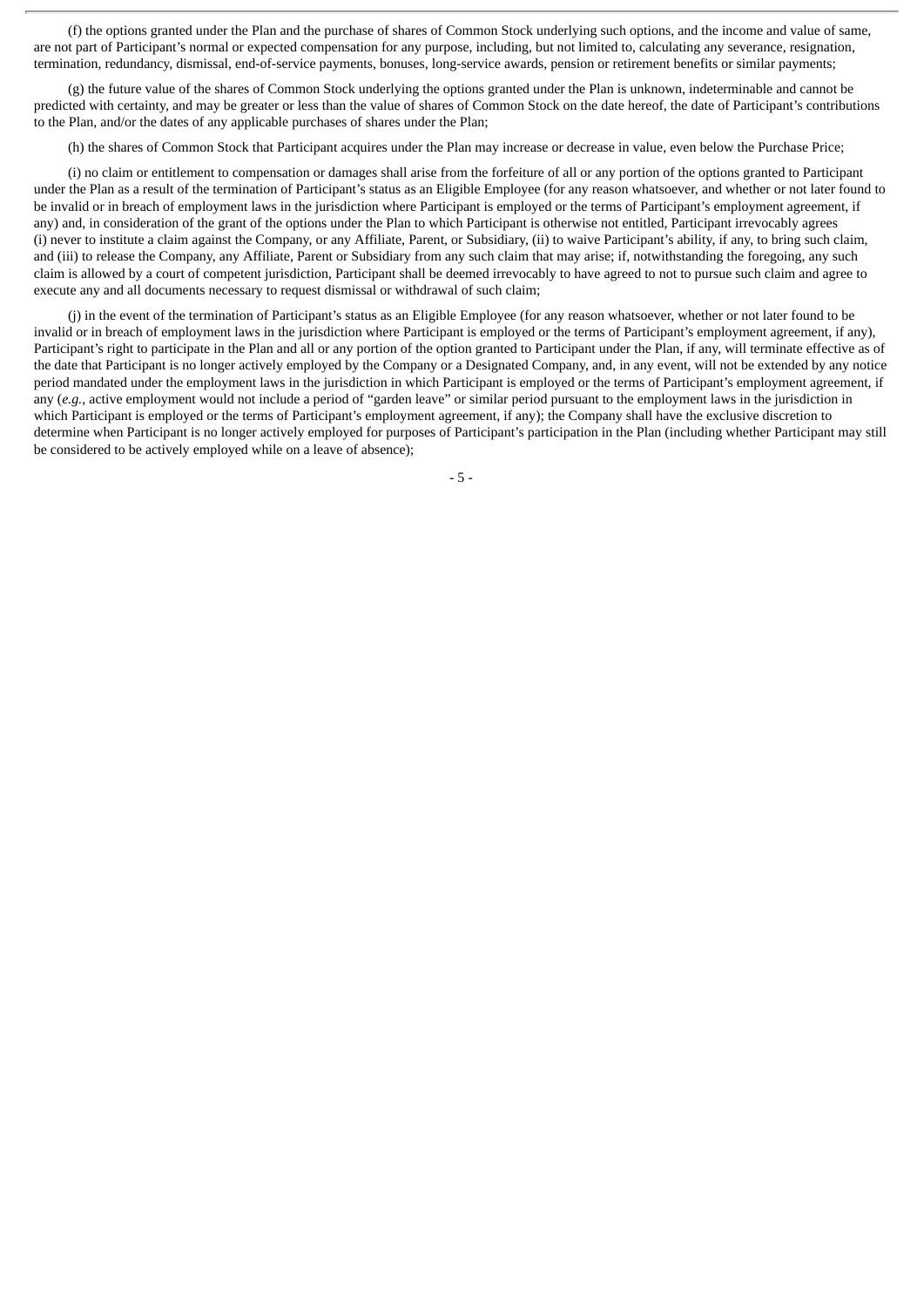(f) the options granted under the Plan and the purchase of shares of Common Stock underlying such options, and the income and value of same, are not part of Participant's normal or expected compensation for any purpose, including, but not limited to, calculating any severance, resignation, termination, redundancy, dismissal, end-of-service payments, bonuses, long-service awards, pension or retirement benefits or similar payments;

(g) the future value of the shares of Common Stock underlying the options granted under the Plan is unknown, indeterminable and cannot be predicted with certainty, and may be greater or less than the value of shares of Common Stock on the date hereof, the date of Participant's contributions to the Plan, and/or the dates of any applicable purchases of shares under the Plan;

(h) the shares of Common Stock that Participant acquires under the Plan may increase or decrease in value, even below the Purchase Price;

(i) no claim or entitlement to compensation or damages shall arise from the forfeiture of all or any portion of the options granted to Participant under the Plan as a result of the termination of Participant's status as an Eligible Employee (for any reason whatsoever, and whether or not later found to be invalid or in breach of employment laws in the jurisdiction where Participant is employed or the terms of Participant's employment agreement, if any) and, in consideration of the grant of the options under the Plan to which Participant is otherwise not entitled, Participant irrevocably agrees (i) never to institute a claim against the Company, or any Affiliate, Parent, or Subsidiary, (ii) to waive Participant's ability, if any, to bring such claim, and (iii) to release the Company, any Affiliate, Parent or Subsidiary from any such claim that may arise; if, notwithstanding the foregoing, any such claim is allowed by a court of competent jurisdiction, Participant shall be deemed irrevocably to have agreed to not to pursue such claim and agree to execute any and all documents necessary to request dismissal or withdrawal of such claim;

(j) in the event of the termination of Participant's status as an Eligible Employee (for any reason whatsoever, whether or not later found to be invalid or in breach of employment laws in the jurisdiction where Participant is employed or the terms of Participant's employment agreement, if any), Participant's right to participate in the Plan and all or any portion of the option granted to Participant under the Plan, if any, will terminate effective as of the date that Participant is no longer actively employed by the Company or a Designated Company, and, in any event, will not be extended by any notice period mandated under the employment laws in the jurisdiction in which Participant is employed or the terms of Participant's employment agreement, if any (*e.g.*, active employment would not include a period of "garden leave" or similar period pursuant to the employment laws in the jurisdiction in which Participant is employed or the terms of Participant's employment agreement, if any); the Company shall have the exclusive discretion to determine when Participant is no longer actively employed for purposes of Participant's participation in the Plan (including whether Participant may still be considered to be actively employed while on a leave of absence);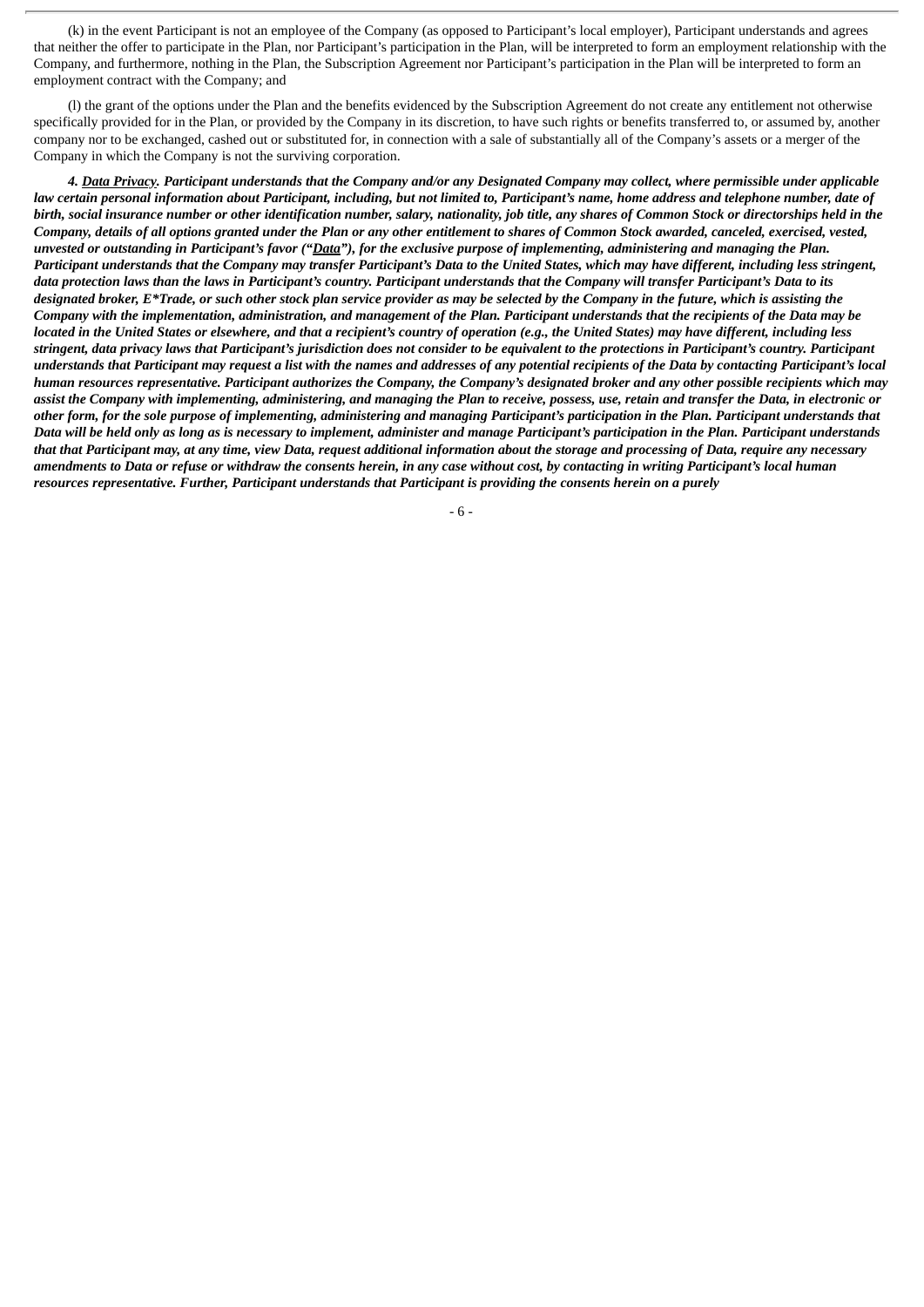(k) in the event Participant is not an employee of the Company (as opposed to Participant's local employer), Participant understands and agrees that neither the offer to participate in the Plan, nor Participant's participation in the Plan, will be interpreted to form an employment relationship with the Company, and furthermore, nothing in the Plan, the Subscription Agreement nor Participant's participation in the Plan will be interpreted to form an employment contract with the Company; and

(l) the grant of the options under the Plan and the benefits evidenced by the Subscription Agreement do not create any entitlement not otherwise specifically provided for in the Plan, or provided by the Company in its discretion, to have such rights or benefits transferred to, or assumed by, another company nor to be exchanged, cashed out or substituted for, in connection with a sale of substantially all of the Company's assets or a merger of the Company in which the Company is not the surviving corporation.

***4. <u>Data Privacy</u>. Participant understands that the Company and/or any Designated Company may collect, where permissible under applicable law certain personal information about Participant, including, but not limited to, Participant's name, home address and telephone number, date of birth, social insurance number or other identification number, salary, nationality, job title, any shares of Common Stock or directorships held in the Company, details of all options granted under the Plan or any other entitlement to shares of Common Stock awarded, canceled, exercised, vested, unvested or outstanding in Participant's favor ("<u>Data</u>"), for the exclusive purpose of implementing, administering and managing the Plan. Participant understands that the Company may transfer Participant's Data to the United States, which may have different, including less stringent, data protection laws than the laws in Participant's country. Participant understands that the Company will transfer Participant's Data to its designated broker, E*Trade, or such other stock plan service provider as may be selected by the Company in the future, which is assisting the Company with the implementation, administration, and management of the Plan. Participant understands that the recipients of the Data may be located in the United States or elsewhere, and that a recipient's country of operation (e.g., the United States) may have different, including less stringent, data privacy laws that Participant's jurisdiction does not consider to be equivalent to the protections in Participant's country. Participant understands that Participant may request a list with the names and addresses of any potential recipients of the Data by contacting Participant's local human resources representative. Participant authorizes the Company, the Company's designated broker and any other possible recipients which may assist the Company with implementing, administering, and managing the Plan to receive, possess, use, retain and transfer the Data, in electronic or other form, for the sole purpose of implementing, administering and managing Participant's participation in the Plan. Participant understands that Data will be held only as long as is necessary to implement, administer and manage Participant's participation in the Plan. Participant understands that that Participant may, at any time, view Data, request additional information about the storage and processing of Data, require any necessary amendments to Data or refuse or withdraw the consents herein, in any case without cost, by contacting in writing Participant's local human resources representative. Further, Participant understands that Participant is providing the consents herein on a purely***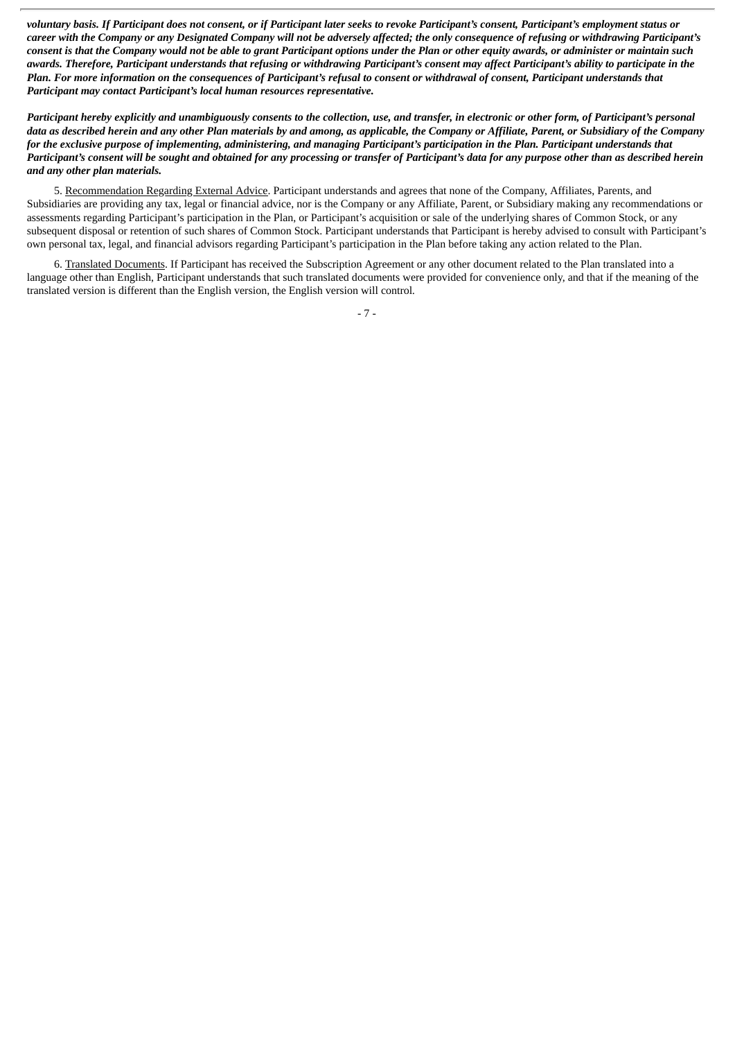***voluntary basis. If Participant does not consent, or if Participant later seeks to revoke Participant's consent, Participant's employment status or career with the Company or any Designated Company will not be adversely affected; the only consequence of refusing or withdrawing Participant's consent is that the Company would not be able to grant Participant options under the Plan or other equity awards, or administer or maintain such awards. Therefore, Participant understands that refusing or withdrawing Participant's consent may affect Participant's ability to participate in the Plan. For more information on the consequences of Participant's refusal to consent or withdrawal of consent, Participant understands that Participant may contact Participant's local human resources representative.***

***Participant hereby explicitly and unambiguously consents to the collection, use, and transfer, in electronic or other form, of Participant's personal data as described herein and any other Plan materials by and among, as applicable, the Company or Affiliate, Parent, or Subsidiary of the Company for the exclusive purpose of implementing, administering, and managing Participant's participation in the Plan. Participant understands that Participant's consent will be sought and obtained for any processing or transfer of Participant's data for any purpose other than as described herein and any other plan materials.***

5. Recommendation Regarding External Advice. Participant understands and agrees that none of the Company, Affiliates, Parents, and Subsidiaries are providing any tax, legal or financial advice, nor is the Company or any Affiliate, Parent, or Subsidiary making any recommendations or assessments regarding Participant's participation in the Plan, or Participant's acquisition or sale of the underlying shares of Common Stock, or any subsequent disposal or retention of such shares of Common Stock. Participant understands that Participant is hereby advised to consult with Participant's own personal tax, legal, and financial advisors regarding Participant's participation in the Plan before taking any action related to the Plan.

6. Translated Documents. If Participant has received the Subscription Agreement or any other document related to the Plan translated into a language other than English, Participant understands that such translated documents were provided for convenience only, and that if the meaning of the translated version is different than the English version, the English version will control.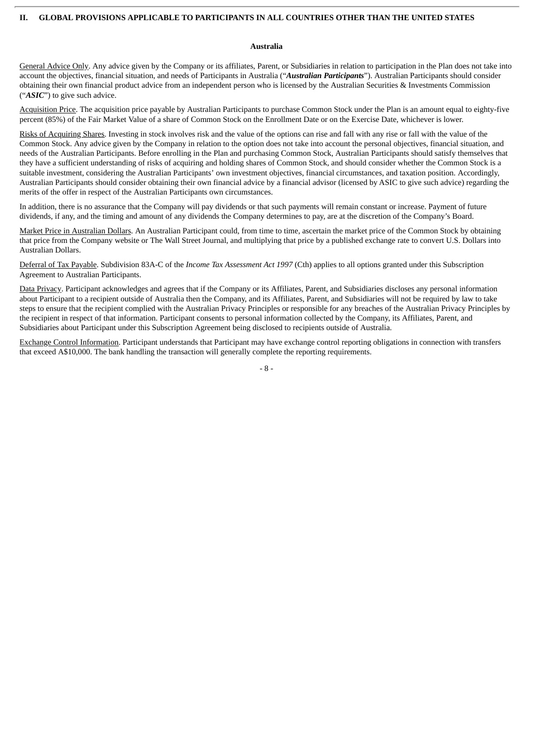## II. GLOBAL PROVISIONS APPLICABLE TO PARTICIPANTS IN ALL COUNTRIES OTHER THAN THE UNITED STATES

### Australia

General Advice Only. Any advice given by the Company or its affiliates, Parent, or Subsidiaries in relation to participation in the Plan does not take into account the objectives, financial situation, and needs of Participants in Australia ("***Australian Participants***"). Australian Participants should consider obtaining their own financial product advice from an independent person who is licensed by the Australian Securities & Investments Commission ("***ASIC***") to give such advice.

Acquisition Price. The acquisition price payable by Australian Participants to purchase Common Stock under the Plan is an amount equal to eighty-five percent (85%) of the Fair Market Value of a share of Common Stock on the Enrollment Date or on the Exercise Date, whichever is lower.

Risks of Acquiring Shares. Investing in stock involves risk and the value of the options can rise and fall with any rise or fall with the value of the Common Stock. Any advice given by the Company in relation to the option does not take into account the personal objectives, financial situation, and needs of the Australian Participants. Before enrolling in the Plan and purchasing Common Stock, Australian Participants should satisfy themselves that they have a sufficient understanding of risks of acquiring and holding shares of Common Stock, and should consider whether the Common Stock is a suitable investment, considering the Australian Participants' own investment objectives, financial circumstances, and taxation position. Accordingly, Australian Participants should consider obtaining their own financial advice by a financial advisor (licensed by ASIC to give such advice) regarding the merits of the offer in respect of the Australian Participants own circumstances.

In addition, there is no assurance that the Company will pay dividends or that such payments will remain constant or increase. Payment of future dividends, if any, and the timing and amount of any dividends the Company determines to pay, are at the discretion of the Company's Board.

Market Price in Australian Dollars. An Australian Participant could, from time to time, ascertain the market price of the Common Stock by obtaining that price from the Company website or The Wall Street Journal, and multiplying that price by a published exchange rate to convert U.S. Dollars into Australian Dollars.

Deferral of Tax Payable. Subdivision 83A-C of the *Income Tax Assessment Act 1997* (Cth) applies to all options granted under this Subscription Agreement to Australian Participants.

Data Privacy. Participant acknowledges and agrees that if the Company or its Affiliates, Parent, and Subsidiaries discloses any personal information about Participant to a recipient outside of Australia then the Company, and its Affiliates, Parent, and Subsidiaries will not be required by law to take steps to ensure that the recipient complied with the Australian Privacy Principles or responsible for any breaches of the Australian Privacy Principles by the recipient in respect of that information. Participant consents to personal information collected by the Company, its Affiliates, Parent, and Subsidiaries about Participant under this Subscription Agreement being disclosed to recipients outside of Australia.

Exchange Control Information. Participant understands that Participant may have exchange control reporting obligations in connection with transfers that exceed A$10,000. The bank handling the transaction will generally complete the reporting requirements.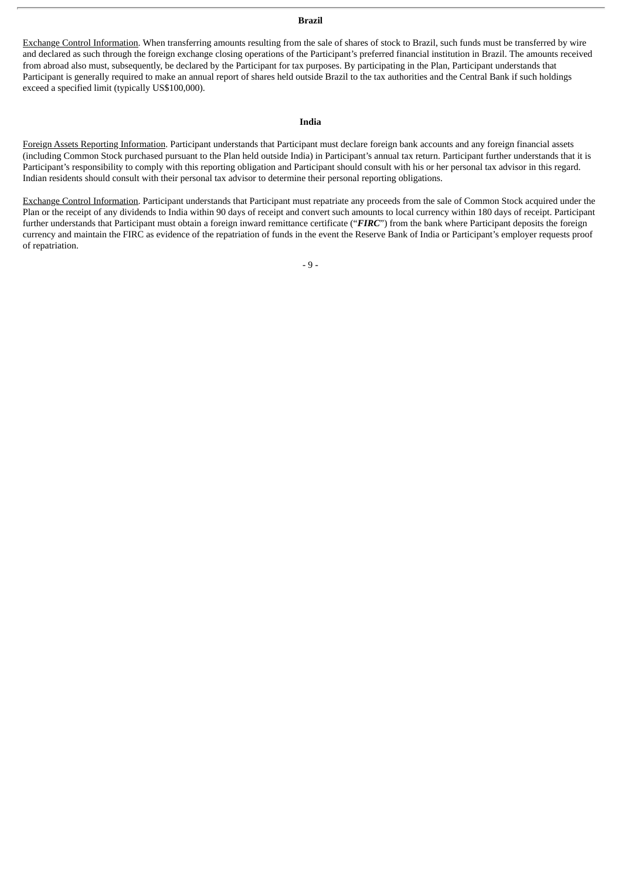**Brazil**

Exchange Control Information. When transferring amounts resulting from the sale of shares of stock to Brazil, such funds must be transferred by wire and declared as such through the foreign exchange closing operations of the Participant's preferred financial institution in Brazil. The amounts received from abroad also must, subsequently, be declared by the Participant for tax purposes. By participating in the Plan, Participant understands that Participant is generally required to make an annual report of shares held outside Brazil to the tax authorities and the Central Bank if such holdings exceed a specified limit (typically US$100,000).

**India**

Foreign Assets Reporting Information. Participant understands that Participant must declare foreign bank accounts and any foreign financial assets (including Common Stock purchased pursuant to the Plan held outside India) in Participant's annual tax return. Participant further understands that it is Participant's responsibility to comply with this reporting obligation and Participant should consult with his or her personal tax advisor in this regard. Indian residents should consult with their personal tax advisor to determine their personal reporting obligations.

Exchange Control Information. Participant understands that Participant must repatriate any proceeds from the sale of Common Stock acquired under the Plan or the receipt of any dividends to India within 90 days of receipt and convert such amounts to local currency within 180 days of receipt. Participant further understands that Participant must obtain a foreign inward remittance certificate ("***FIRC***") from the bank where Participant deposits the foreign currency and maintain the FIRC as evidence of the repatriation of funds in the event the Reserve Bank of India or Participant's employer requests proof of repatriation.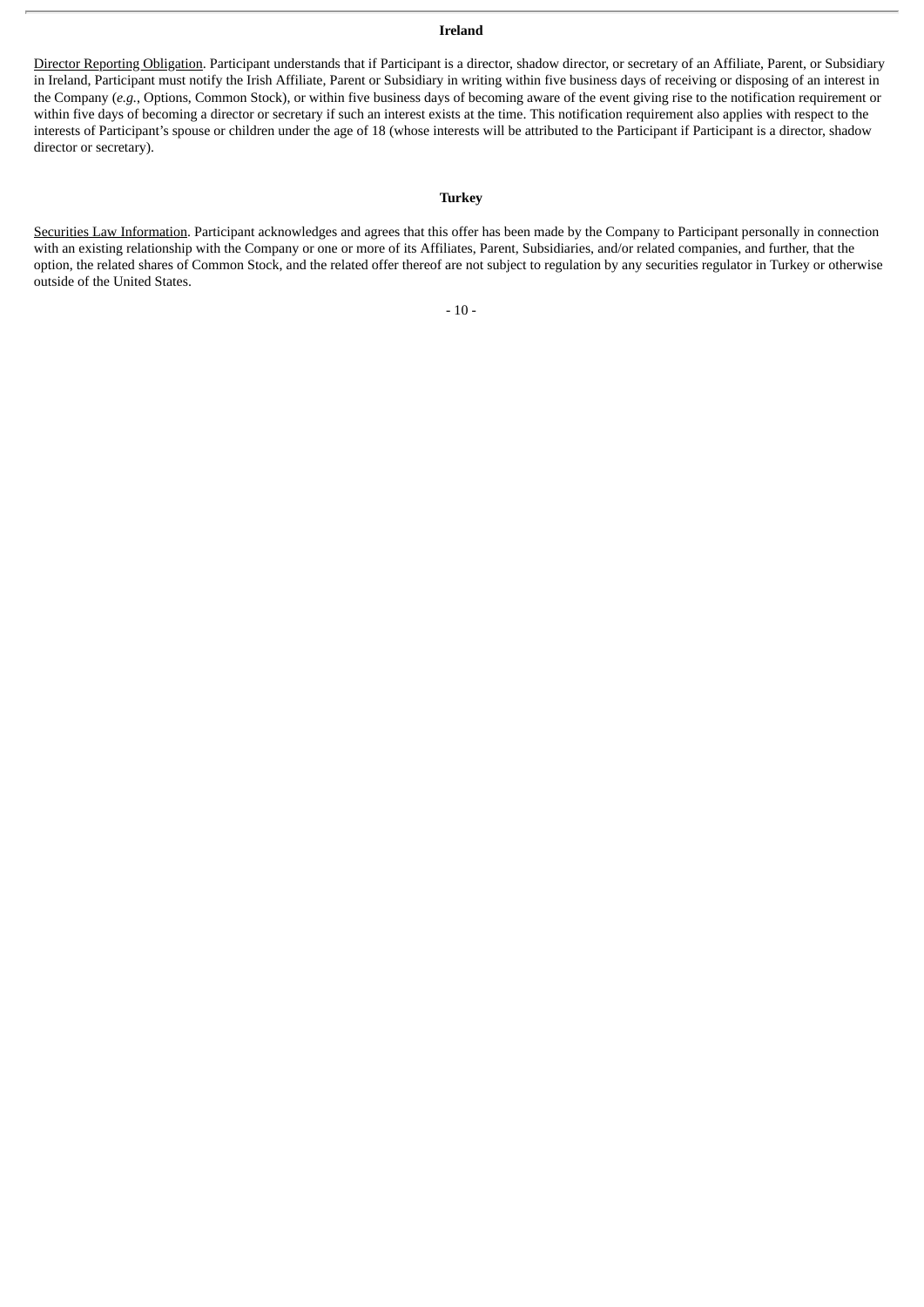**Ireland**

Director Reporting Obligation. Participant understands that if Participant is a director, shadow director, or secretary of an Affiliate, Parent, or Subsidiary in Ireland, Participant must notify the Irish Affiliate, Parent or Subsidiary in writing within five business days of receiving or disposing of an interest in the Company (*e.g.*, Options, Common Stock), or within five business days of becoming aware of the event giving rise to the notification requirement or within five days of becoming a director or secretary if such an interest exists at the time. This notification requirement also applies with respect to the interests of Participant's spouse or children under the age of 18 (whose interests will be attributed to the Participant if Participant is a director, shadow director or secretary).

**Turkey**

Securities Law Information. Participant acknowledges and agrees that this offer has been made by the Company to Participant personally in connection with an existing relationship with the Company or one or more of its Affiliates, Parent, Subsidiaries, and/or related companies, and further, that the option, the related shares of Common Stock, and the related offer thereof are not subject to regulation by any securities regulator in Turkey or otherwise outside of the United States.